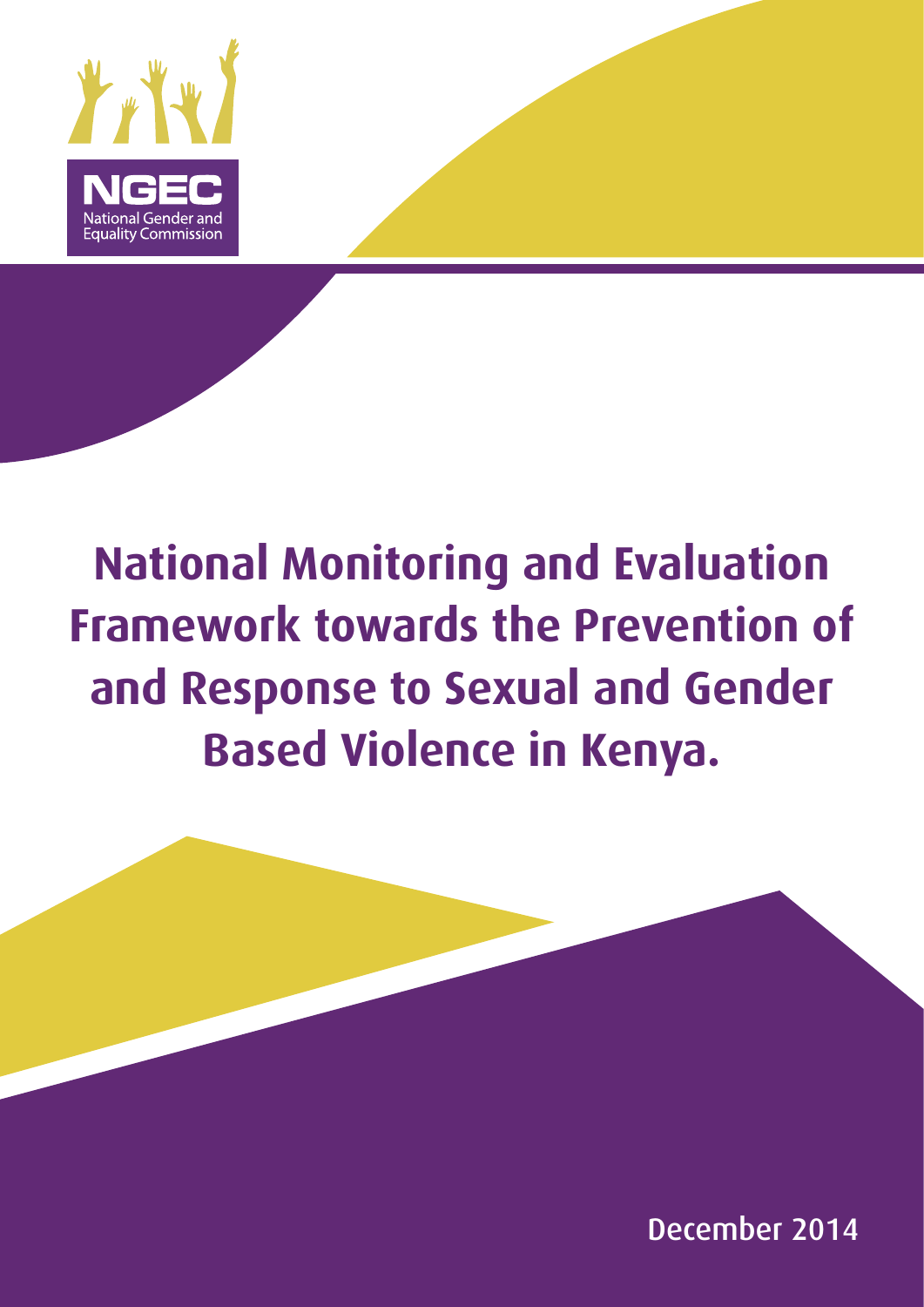NGEC
National Gender and Equality Commission

# National Monitoring and Evaluation Framework towards the Prevention of and Response to Sexual and Gender Based Violence in Kenya.

December 2014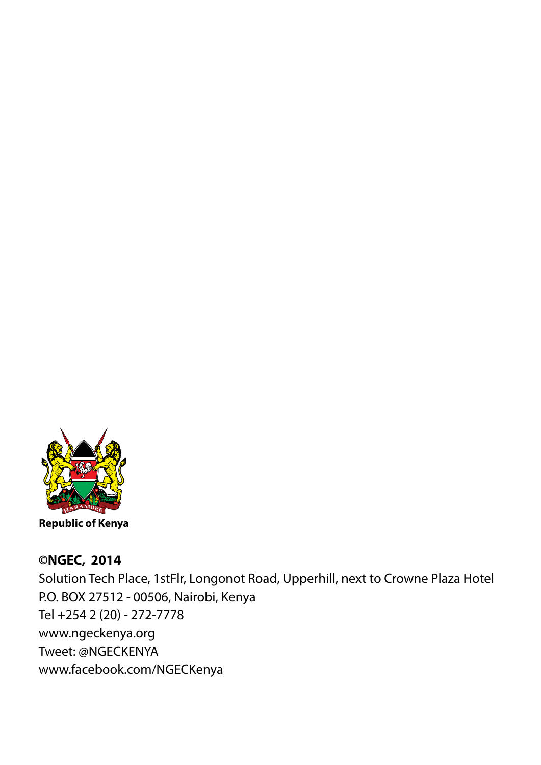**Republic of Kenya**

**©NGEC, 2014**

Solution Tech Place, 1stFlr, Longonot Road, Upperhill, next to Crowne Plaza Hotel
P.O. BOX 27512 - 00506, Nairobi, Kenya
Tel +254 2 (20) - 272-7778
www.ngeckenya.org
Tweet: @NGECKENYA
www.facebook.com/NGECKenya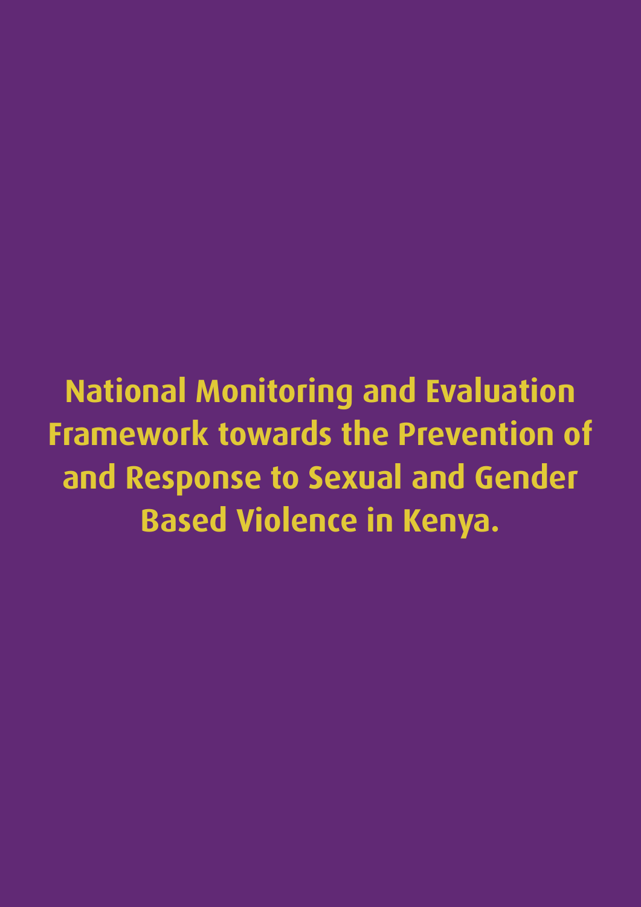# National Monitoring and Evaluation Framework towards the Prevention of and Response to Sexual and Gender Based Violence in Kenya.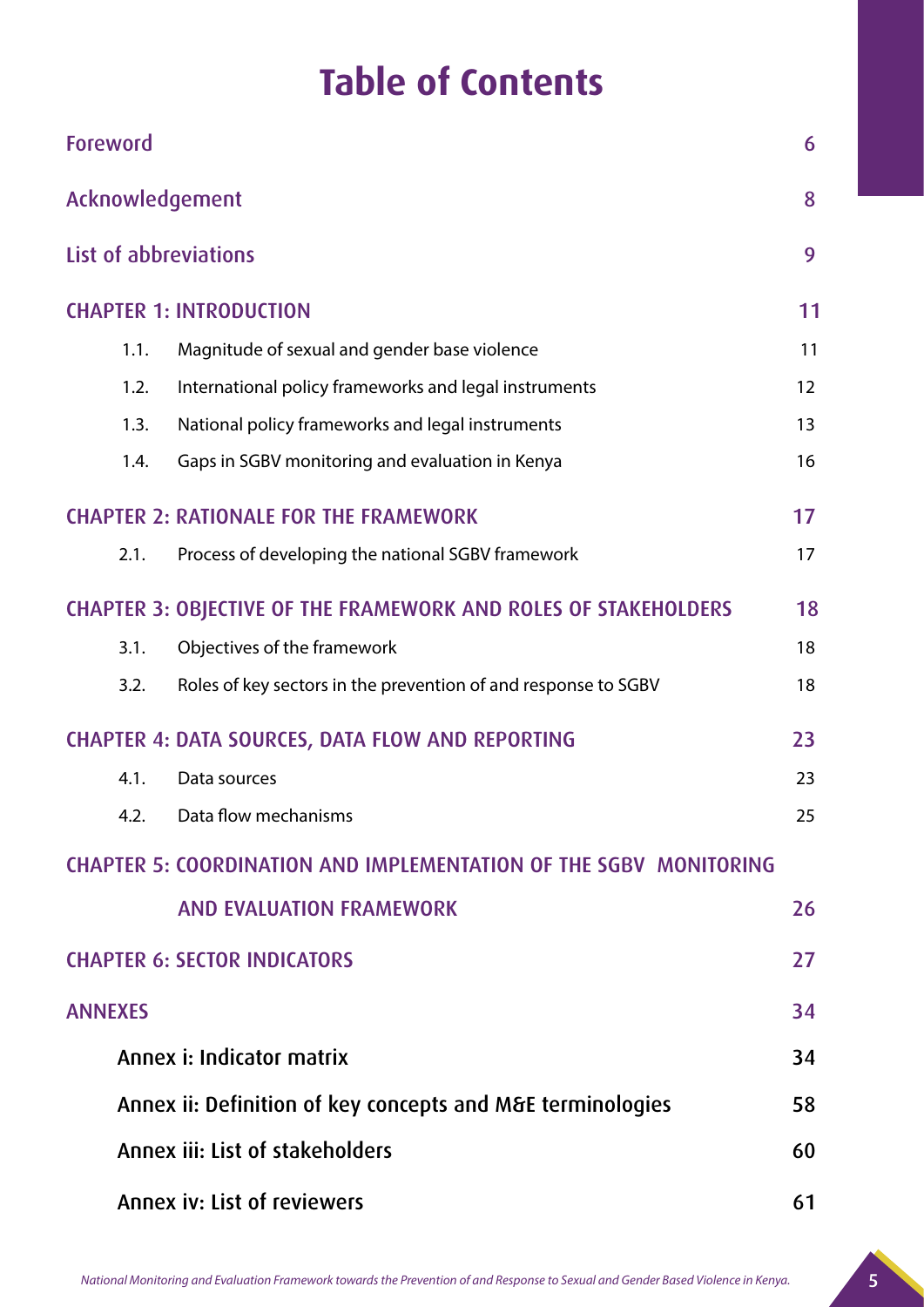# Table of Contents

| | | |
|---|---|---|
| Foreword | | 6 |
| Acknowledgement | | 8 |
| List of abbreviations | | 9 |
| CHAPTER 1: INTRODUCTION | | 11 |
| 1.1. | Magnitude of sexual and gender base violence | 11 |
| 1.2. | International policy frameworks and legal instruments | 12 |
| 1.3. | National policy frameworks and legal instruments | 13 |
| 1.4. | Gaps in SGBV monitoring and evaluation in Kenya | 16 |
| CHAPTER 2: RATIONALE FOR THE FRAMEWORK | | 17 |
| 2.1. | Process of developing the national SGBV framework | 17 |
| CHAPTER 3: OBJECTIVE OF THE FRAMEWORK AND ROLES OF STAKEHOLDERS | | 18 |
| 3.1. | Objectives of the framework | 18 |
| 3.2. | Roles of key sectors in the prevention of and response to SGBV | 18 |
| CHAPTER 4: DATA SOURCES, DATA FLOW AND REPORTING | | 23 |
| 4.1. | Data sources | 23 |
| 4.2. | Data flow mechanisms | 25 |
| CHAPTER 5: COORDINATION AND IMPLEMENTATION OF THE SGBV MONITORING AND EVALUATION FRAMEWORK | | 26 |
| CHAPTER 6: SECTOR INDICATORS | | 27 |
| ANNEXES | | 34 |
| Annex i: Indicator matrix | | 34 |
| Annex ii: Definition of key concepts and M&E terminologies | | 58 |
| Annex iii: List of stakeholders | | 60 |
| Annex iv: List of reviewers | | 61 |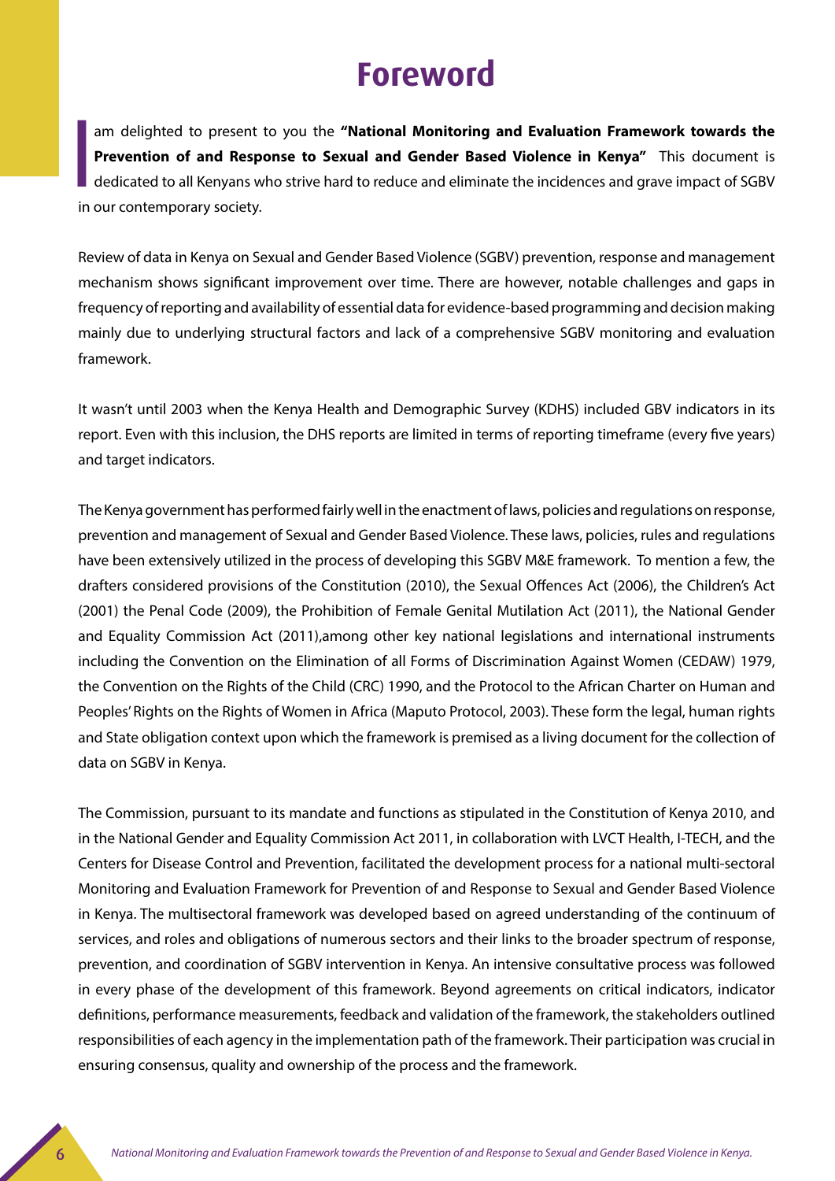# Foreword

I am delighted to present to you the **"National Monitoring and Evaluation Framework towards the Prevention of and Response to Sexual and Gender Based Violence in Kenya"** This document is dedicated to all Kenyans who strive hard to reduce and eliminate the incidences and grave impact of SGBV in our contemporary society.

Review of data in Kenya on Sexual and Gender Based Violence (SGBV) prevention, response and management mechanism shows significant improvement over time. There are however, notable challenges and gaps in frequency of reporting and availability of essential data for evidence-based programming and decision making mainly due to underlying structural factors and lack of a comprehensive SGBV monitoring and evaluation framework.

It wasn't until 2003 when the Kenya Health and Demographic Survey (KDHS) included GBV indicators in its report. Even with this inclusion, the DHS reports are limited in terms of reporting timeframe (every five years) and target indicators.

The Kenya government has performed fairly well in the enactment of laws, policies and regulations on response, prevention and management of Sexual and Gender Based Violence. These laws, policies, rules and regulations have been extensively utilized in the process of developing this SGBV M&E framework. To mention a few, the drafters considered provisions of the Constitution (2010), the Sexual Offences Act (2006), the Children's Act (2001) the Penal Code (2009), the Prohibition of Female Genital Mutilation Act (2011), the National Gender and Equality Commission Act (2011),among other key national legislations and international instruments including the Convention on the Elimination of all Forms of Discrimination Against Women (CEDAW) 1979, the Convention on the Rights of the Child (CRC) 1990, and the Protocol to the African Charter on Human and Peoples' Rights on the Rights of Women in Africa (Maputo Protocol, 2003). These form the legal, human rights and State obligation context upon which the framework is premised as a living document for the collection of data on SGBV in Kenya.

The Commission, pursuant to its mandate and functions as stipulated in the Constitution of Kenya 2010, and in the National Gender and Equality Commission Act 2011, in collaboration with LVCT Health, I-TECH, and the Centers for Disease Control and Prevention, facilitated the development process for a national multi-sectoral Monitoring and Evaluation Framework for Prevention of and Response to Sexual and Gender Based Violence in Kenya. The multisectoral framework was developed based on agreed understanding of the continuum of services, and roles and obligations of numerous sectors and their links to the broader spectrum of response, prevention, and coordination of SGBV intervention in Kenya. An intensive consultative process was followed in every phase of the development of this framework. Beyond agreements on critical indicators, indicator definitions, performance measurements, feedback and validation of the framework, the stakeholders outlined responsibilities of each agency in the implementation path of the framework. Their participation was crucial in ensuring consensus, quality and ownership of the process and the framework.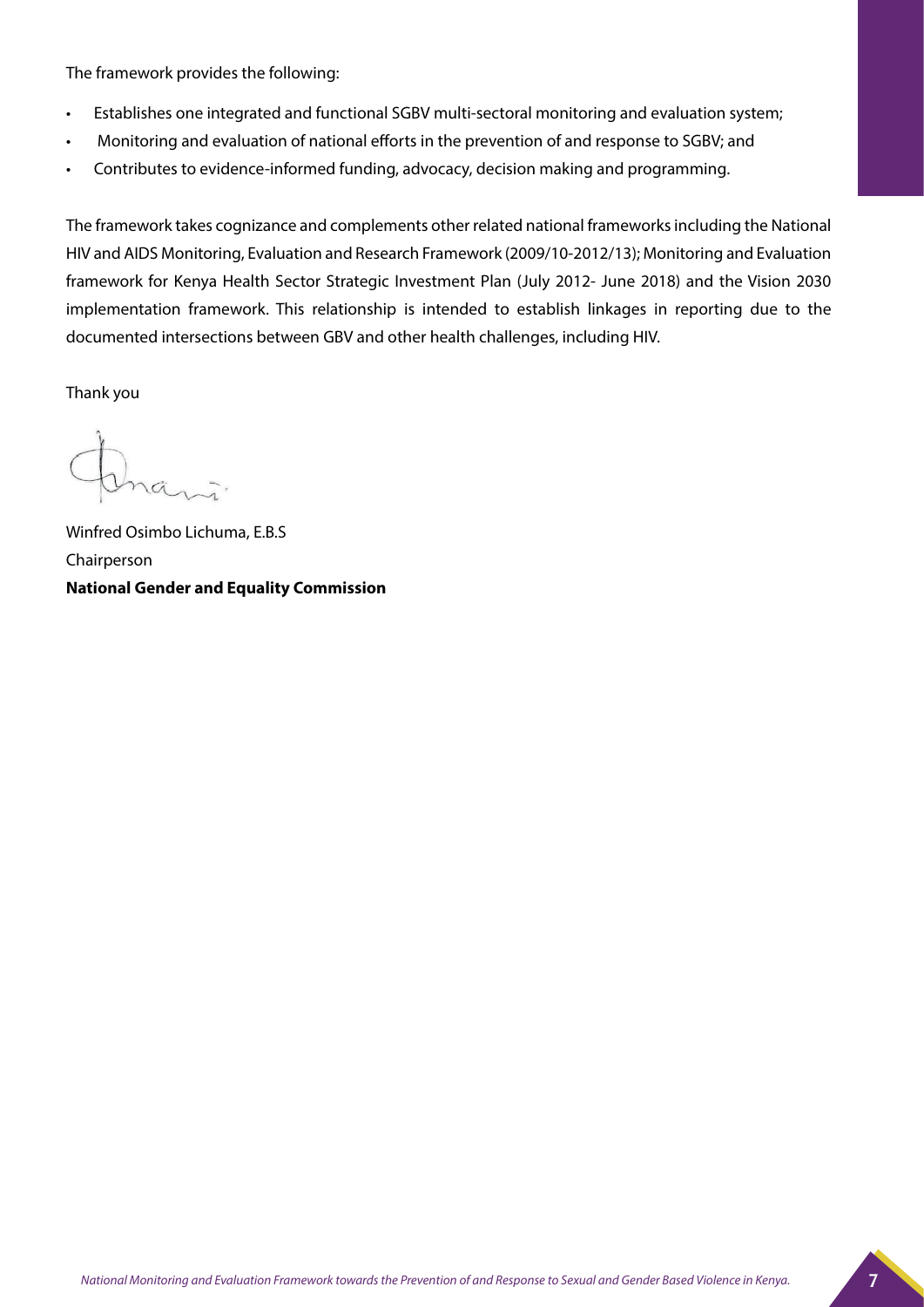The framework provides the following:

- Establishes one integrated and functional SGBV multi-sectoral monitoring and evaluation system;
- Monitoring and evaluation of national efforts in the prevention of and response to SGBV; and
- Contributes to evidence-informed funding, advocacy, decision making and programming.

The framework takes cognizance and complements other related national frameworks including the National HIV and AIDS Monitoring, Evaluation and Research Framework (2009/10-2012/13); Monitoring and Evaluation framework for Kenya Health Sector Strategic Investment Plan (July 2012- June 2018) and the Vision 2030 implementation framework. This relationship is intended to establish linkages in reporting due to the documented intersections between GBV and other health challenges, including HIV.

Thank you

Winfred Osimbo Lichuma, E.B.S
Chairperson
**National Gender and Equality Commission**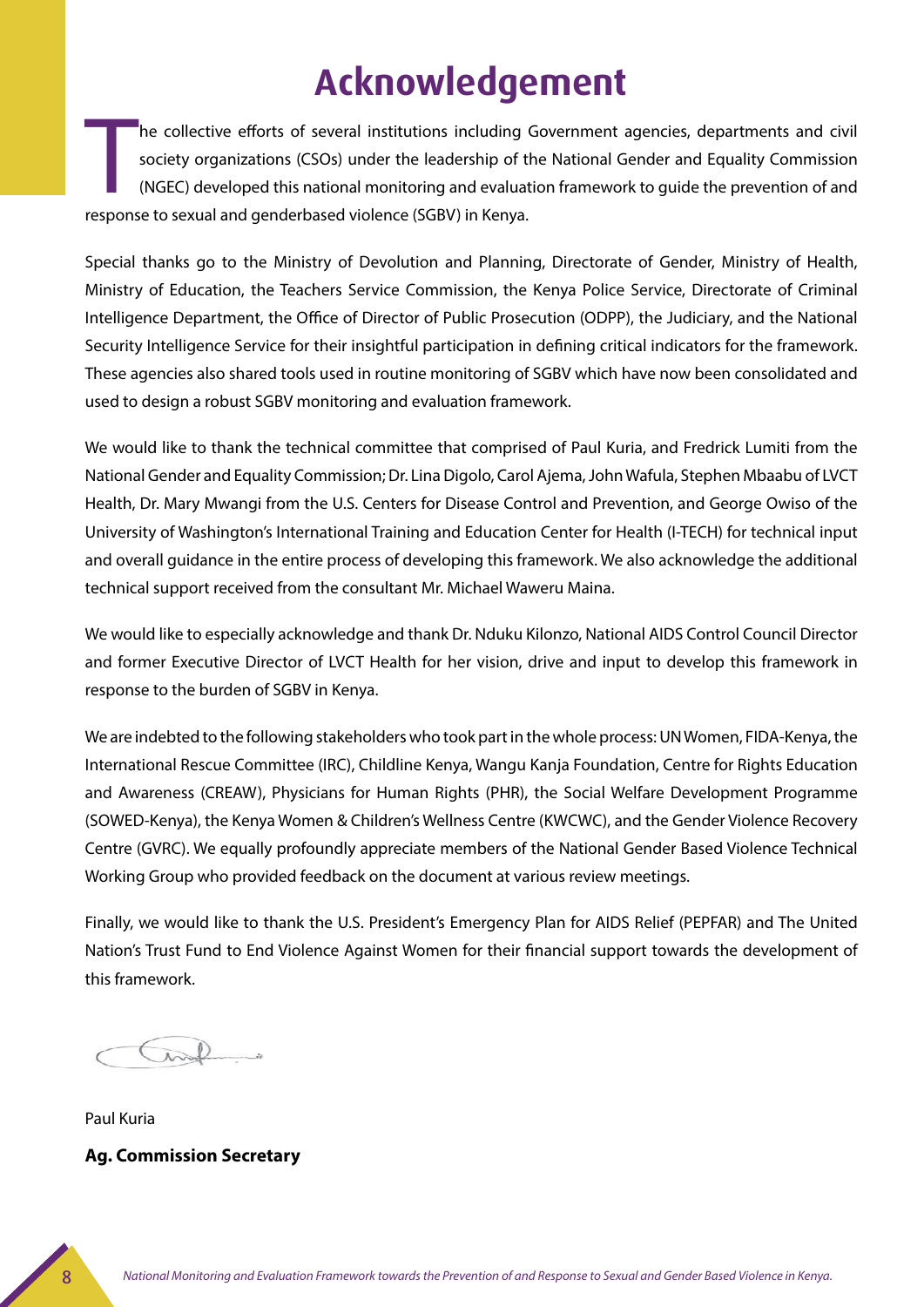# Acknowledgement

The collective efforts of several institutions including Government agencies, departments and civil society organizations (CSOs) under the leadership of the National Gender and Equality Commission (NGEC) developed this national monitoring and evaluation framework to guide the prevention of and response to sexual and genderbased violence (SGBV) in Kenya.

Special thanks go to the Ministry of Devolution and Planning, Directorate of Gender, Ministry of Health, Ministry of Education, the Teachers Service Commission, the Kenya Police Service, Directorate of Criminal Intelligence Department, the Office of Director of Public Prosecution (ODPP), the Judiciary, and the National Security Intelligence Service for their insightful participation in defining critical indicators for the framework. These agencies also shared tools used in routine monitoring of SGBV which have now been consolidated and used to design a robust SGBV monitoring and evaluation framework.

We would like to thank the technical committee that comprised of Paul Kuria, and Fredrick Lumiti from the National Gender and Equality Commission; Dr. Lina Digolo, Carol Ajema, John Wafula, Stephen Mbaabu of LVCT Health, Dr. Mary Mwangi from the U.S. Centers for Disease Control and Prevention, and George Owiso of the University of Washington's International Training and Education Center for Health (I-TECH) for technical input and overall guidance in the entire process of developing this framework. We also acknowledge the additional technical support received from the consultant Mr. Michael Waweru Maina.

We would like to especially acknowledge and thank Dr. Nduku Kilonzo, National AIDS Control Council Director and former Executive Director of LVCT Health for her vision, drive and input to develop this framework in response to the burden of SGBV in Kenya.

We are indebted to the following stakeholders who took part in the whole process: UN Women, FIDA-Kenya, the International Rescue Committee (IRC), Childline Kenya, Wangu Kanja Foundation, Centre for Rights Education and Awareness (CREAW), Physicians for Human Rights (PHR), the Social Welfare Development Programme (SOWED-Kenya), the Kenya Women & Children's Wellness Centre (KWCWC), and the Gender Violence Recovery Centre (GVRC). We equally profoundly appreciate members of the National Gender Based Violence Technical Working Group who provided feedback on the document at various review meetings.

Finally, we would like to thank the U.S. President's Emergency Plan for AIDS Relief (PEPFAR) and The United Nation's Trust Fund to End Violence Against Women for their financial support towards the development of this framework.

Paul Kuria

**Ag. Commission Secretary**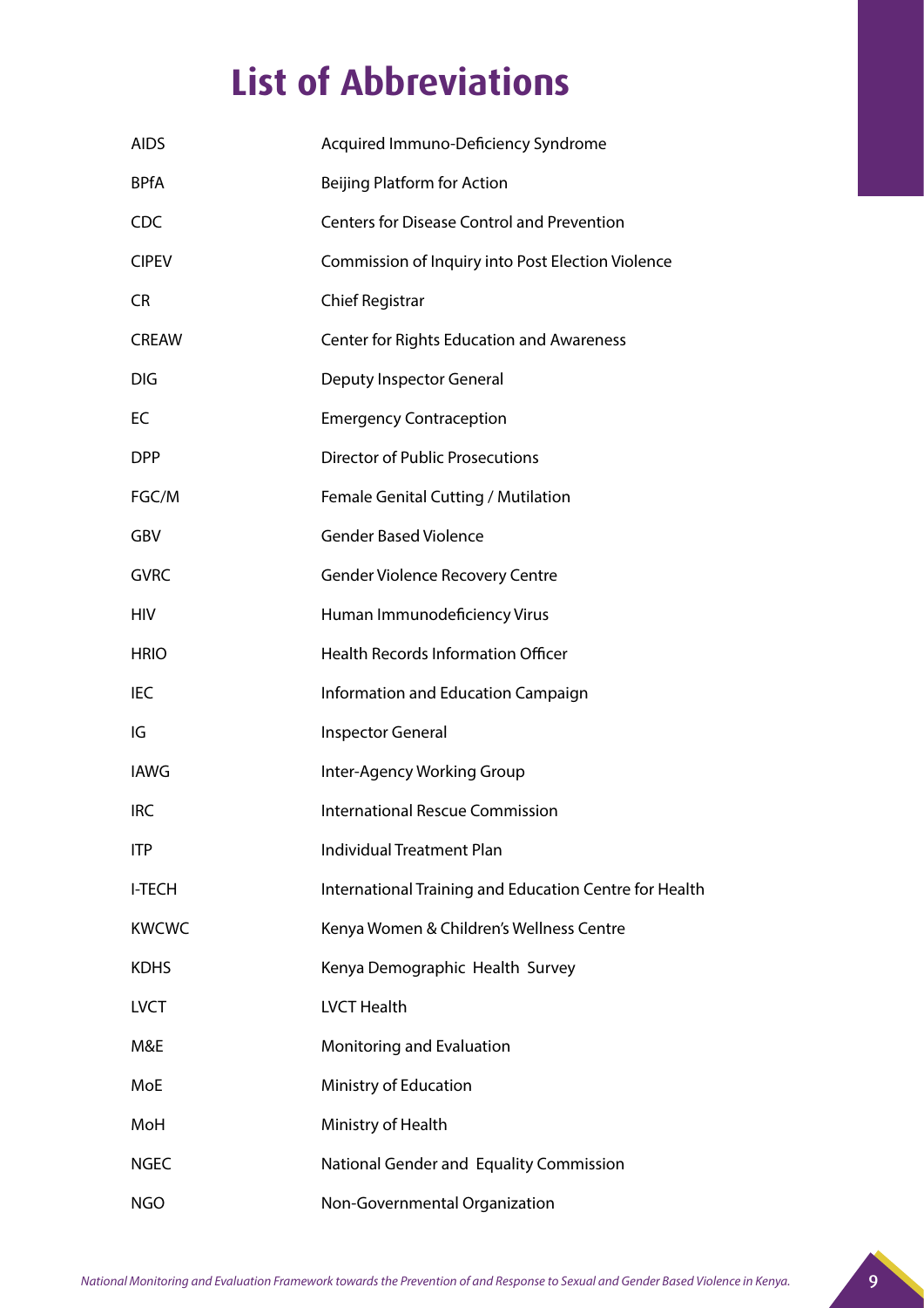# List of Abbreviations

| | |
|---|---|
| AIDS | Acquired Immuno-Deficiency Syndrome |
| BPfA | Beijing Platform for Action |
| CDC | Centers for Disease Control and Prevention |
| CIPEV | Commission of Inquiry into Post Election Violence |
| CR | Chief Registrar |
| CREAW | Center for Rights Education and Awareness |
| DIG | Deputy Inspector General |
| EC | Emergency Contraception |
| DPP | Director of Public Prosecutions |
| FGC/M | Female Genital Cutting / Mutilation |
| GBV | Gender Based Violence |
| GVRC | Gender Violence Recovery Centre |
| HIV | Human Immunodeficiency Virus |
| HRIO | Health Records Information Officer |
| IEC | Information and Education Campaign |
| IG | Inspector General |
| IAWG | Inter-Agency Working Group |
| IRC | International Rescue Commission |
| ITP | Individual Treatment Plan |
| I-TECH | International Training and Education Centre for Health |
| KWCWC | Kenya Women & Children's Wellness Centre |
| KDHS | Kenya Demographic Health Survey |
| LVCT | LVCT Health |
| M&E | Monitoring and Evaluation |
| MoE | Ministry of Education |
| MoH | Ministry of Health |
| NGEC | National Gender and Equality Commission |
| NGO | Non-Governmental Organization |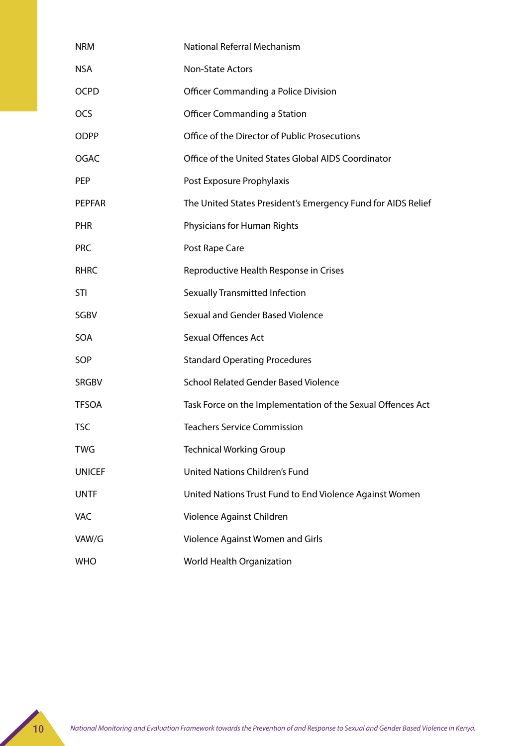| | |
|---|---|
| NRM | National Referral Mechanism |
| NSA | Non-State Actors |
| OCPD | Officer Commanding a Police Division |
| OCS | Officer Commanding a Station |
| ODPP | Office of the Director of Public Prosecutions |
| OGAC | Office of the United States Global AIDS Coordinator |
| PEP | Post Exposure Prophylaxis |
| PEPFAR | The United States President's Emergency Fund for AIDS Relief |
| PHR | Physicians for Human Rights |
| PRC | Post Rape Care |
| RHRC | Reproductive Health Response in Crises |
| STI | Sexually Transmitted Infection |
| SGBV | Sexual and Gender Based Violence |
| SOA | Sexual Offences Act |
| SOP | Standard Operating Procedures |
| SRGBV | School Related Gender Based Violence |
| TFSOA | Task Force on the Implementation of the Sexual Offences Act |
| TSC | Teachers Service Commission |
| TWG | Technical Working Group |
| UNICEF | United Nations Children's Fund |
| UNTF | United Nations Trust Fund to End Violence Against Women |
| VAC | Violence Against Children |
| VAW/G | Violence Against Women and Girls |
| WHO | World Health Organization |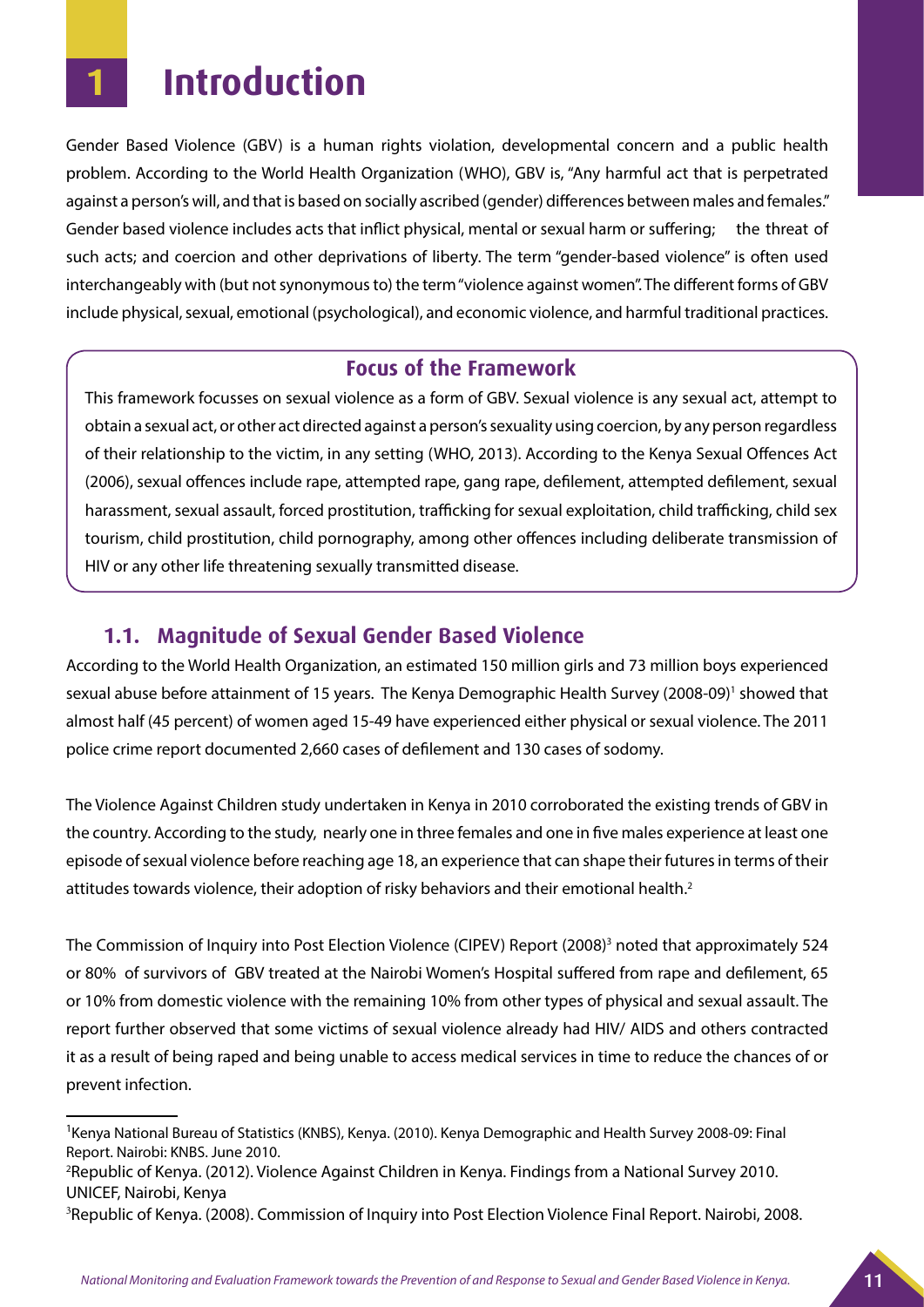# 1 Introduction

Gender Based Violence (GBV) is a human rights violation, developmental concern and a public health problem. According to the World Health Organization (WHO), GBV is, "Any harmful act that is perpetrated against a person's will, and that is based on socially ascribed (gender) differences between males and females." Gender based violence includes acts that inflict physical, mental or sexual harm or suffering; the threat of such acts; and coercion and other deprivations of liberty. The term "gender-based violence" is often used interchangeably with (but not synonymous to) the term "violence against women". The different forms of GBV include physical, sexual, emotional (psychological), and economic violence, and harmful traditional practices.

### Focus of the Framework

This framework focusses on sexual violence as a form of GBV. Sexual violence is any sexual act, attempt to obtain a sexual act, or other act directed against a person's sexuality using coercion, by any person regardless of their relationship to the victim, in any setting (WHO, 2013). According to the Kenya Sexual Offences Act (2006), sexual offences include rape, attempted rape, gang rape, defilement, attempted defilement, sexual harassment, sexual assault, forced prostitution, trafficking for sexual exploitation, child trafficking, child sex tourism, child prostitution, child pornography, among other offences including deliberate transmission of HIV or any other life threatening sexually transmitted disease.

## 1.1. Magnitude of Sexual Gender Based Violence

According to the World Health Organization, an estimated 150 million girls and 73 million boys experienced sexual abuse before attainment of 15 years. The Kenya Demographic Health Survey (2008-09)[1] showed that almost half (45 percent) of women aged 15-49 have experienced either physical or sexual violence. The 2011 police crime report documented 2,660 cases of defilement and 130 cases of sodomy.

The Violence Against Children study undertaken in Kenya in 2010 corroborated the existing trends of GBV in the country. According to the study, nearly one in three females and one in five males experience at least one episode of sexual violence before reaching age 18, an experience that can shape their futures in terms of their attitudes towards violence, their adoption of risky behaviors and their emotional health.[2]

The Commission of Inquiry into Post Election Violence (CIPEV) Report (2008)[3] noted that approximately 524 or 80% of survivors of GBV treated at the Nairobi Women's Hospital suffered from rape and defilement, 65 or 10% from domestic violence with the remaining 10% from other types of physical and sexual assault. The report further observed that some victims of sexual violence already had HIV/ AIDS and others contracted it as a result of being raped and being unable to access medical services in time to reduce the chances of or prevent infection.

---

[1] Kenya National Bureau of Statistics (KNBS), Kenya. (2010). Kenya Demographic and Health Survey 2008-09: Final Report. Nairobi: KNBS. June 2010.

[2] Republic of Kenya. (2012). Violence Against Children in Kenya. Findings from a National Survey 2010. UNICEF, Nairobi, Kenya

[3] Republic of Kenya. (2008). Commission of Inquiry into Post Election Violence Final Report. Nairobi, 2008.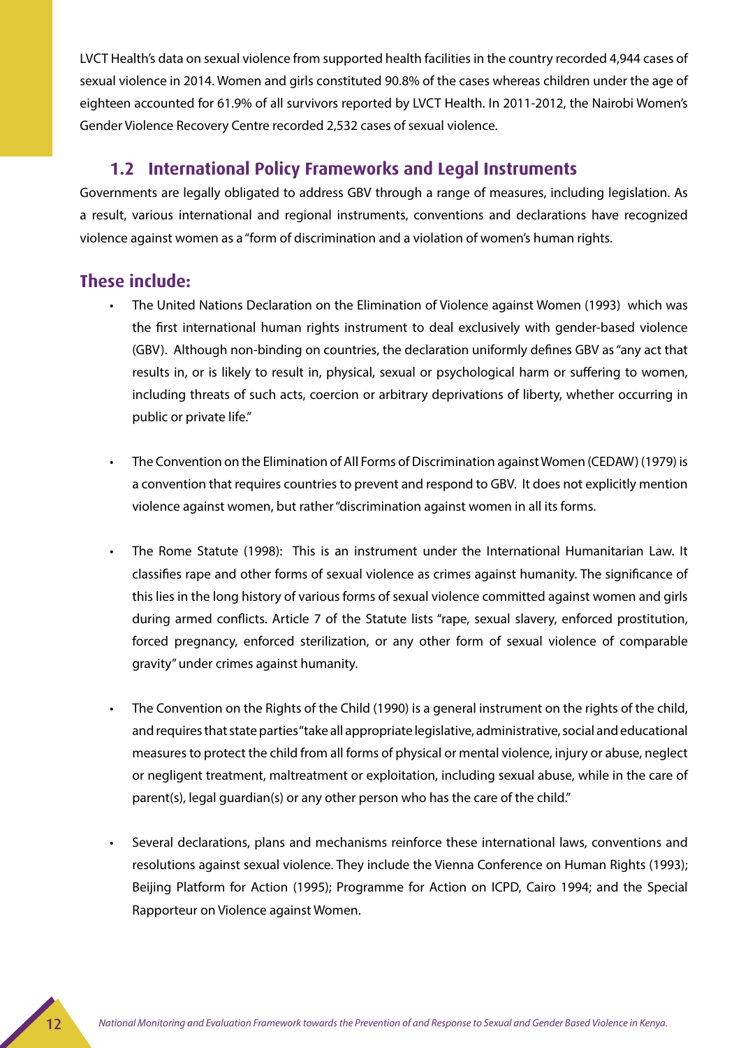LVCT Health's data on sexual violence from supported health facilities in the country recorded 4,944 cases of sexual violence in 2014. Women and girls constituted 90.8% of the cases whereas children under the age of eighteen accounted for 61.9% of all survivors reported by LVCT Health. In 2011-2012, the Nairobi Women's Gender Violence Recovery Centre recorded 2,532 cases of sexual violence.

## 1.2 International Policy Frameworks and Legal Instruments

Governments are legally obligated to address GBV through a range of measures, including legislation. As a result, various international and regional instruments, conventions and declarations have recognized violence against women as a "form of discrimination and a violation of women's human rights.

### These include:

- The United Nations Declaration on the Elimination of Violence against Women (1993) which was the first international human rights instrument to deal exclusively with gender-based violence (GBV). Although non-binding on countries, the declaration uniformly defines GBV as "any act that results in, or is likely to result in, physical, sexual or psychological harm or suffering to women, including threats of such acts, coercion or arbitrary deprivations of liberty, whether occurring in public or private life."

- The Convention on the Elimination of All Forms of Discrimination against Women (CEDAW) (1979) is a convention that requires countries to prevent and respond to GBV. It does not explicitly mention violence against women, but rather "discrimination against women in all its forms.

- The Rome Statute (1998): This is an instrument under the International Humanitarian Law. It classifies rape and other forms of sexual violence as crimes against humanity. The significance of this lies in the long history of various forms of sexual violence committed against women and girls during armed conflicts. Article 7 of the Statute lists "rape, sexual slavery, enforced prostitution, forced pregnancy, enforced sterilization, or any other form of sexual violence of comparable gravity" under crimes against humanity.

- The Convention on the Rights of the Child (1990) is a general instrument on the rights of the child, and requires that state parties "take all appropriate legislative, administrative, social and educational measures to protect the child from all forms of physical or mental violence, injury or abuse, neglect or negligent treatment, maltreatment or exploitation, including sexual abuse, while in the care of parent(s), legal guardian(s) or any other person who has the care of the child."

- Several declarations, plans and mechanisms reinforce these international laws, conventions and resolutions against sexual violence. They include the Vienna Conference on Human Rights (1993); Beijing Platform for Action (1995); Programme for Action on ICPD, Cairo 1994; and the Special Rapporteur on Violence against Women.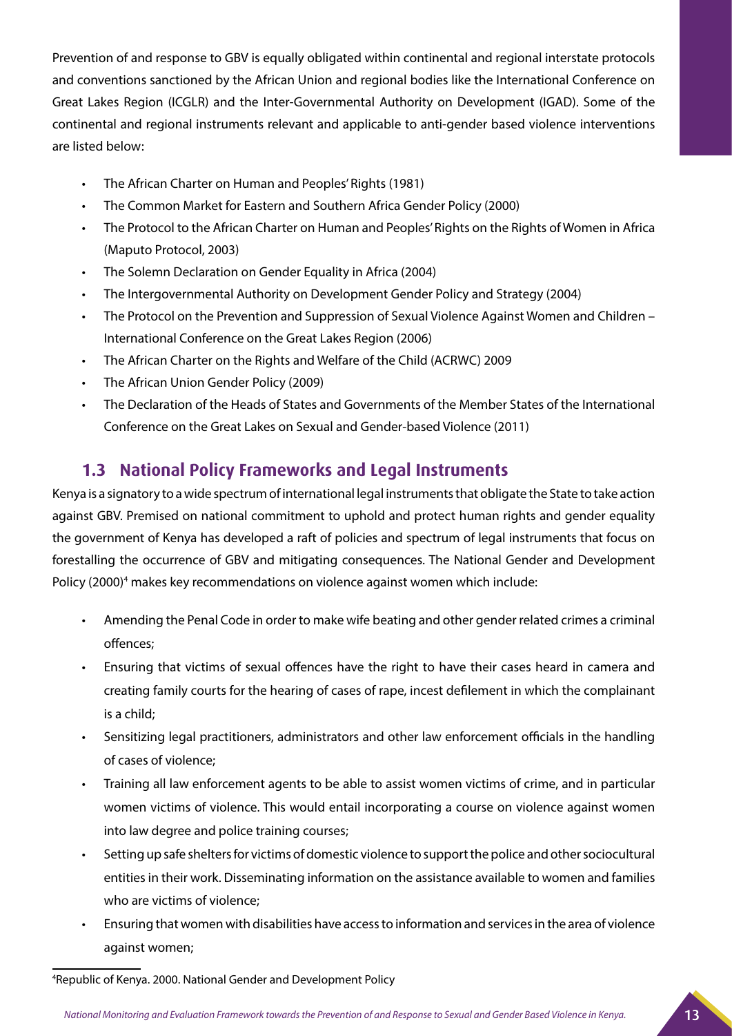Prevention of and response to GBV is equally obligated within continental and regional interstate protocols and conventions sanctioned by the African Union and regional bodies like the International Conference on Great Lakes Region (ICGLR) and the Inter-Governmental Authority on Development (IGAD). Some of the continental and regional instruments relevant and applicable to anti-gender based violence interventions are listed below:

- The African Charter on Human and Peoples' Rights (1981)
- The Common Market for Eastern and Southern Africa Gender Policy (2000)
- The Protocol to the African Charter on Human and Peoples' Rights on the Rights of Women in Africa (Maputo Protocol, 2003)
- The Solemn Declaration on Gender Equality in Africa (2004)
- The Intergovernmental Authority on Development Gender Policy and Strategy (2004)
- The Protocol on the Prevention and Suppression of Sexual Violence Against Women and Children – International Conference on the Great Lakes Region (2006)
- The African Charter on the Rights and Welfare of the Child (ACRWC) 2009
- The African Union Gender Policy (2009)
- The Declaration of the Heads of States and Governments of the Member States of the International Conference on the Great Lakes on Sexual and Gender-based Violence (2011)

## 1.3 National Policy Frameworks and Legal Instruments

Kenya is a signatory to a wide spectrum of international legal instruments that obligate the State to take action against GBV. Premised on national commitment to uphold and protect human rights and gender equality the government of Kenya has developed a raft of policies and spectrum of legal instruments that focus on forestalling the occurrence of GBV and mitigating consequences. The National Gender and Development Policy (2000)[4] makes key recommendations on violence against women which include:

- Amending the Penal Code in order to make wife beating and other gender related crimes a criminal offences;
- Ensuring that victims of sexual offences have the right to have their cases heard in camera and creating family courts for the hearing of cases of rape, incest defilement in which the complainant is a child;
- Sensitizing legal practitioners, administrators and other law enforcement officials in the handling of cases of violence;
- Training all law enforcement agents to be able to assist women victims of crime, and in particular women victims of violence. This would entail incorporating a course on violence against women into law degree and police training courses;
- Setting up safe shelters for victims of domestic violence to support the police and other sociocultural entities in their work. Disseminating information on the assistance available to women and families who are victims of violence;
- Ensuring that women with disabilities have access to information and services in the area of violence against women;

[4]Republic of Kenya. 2000. National Gender and Development Policy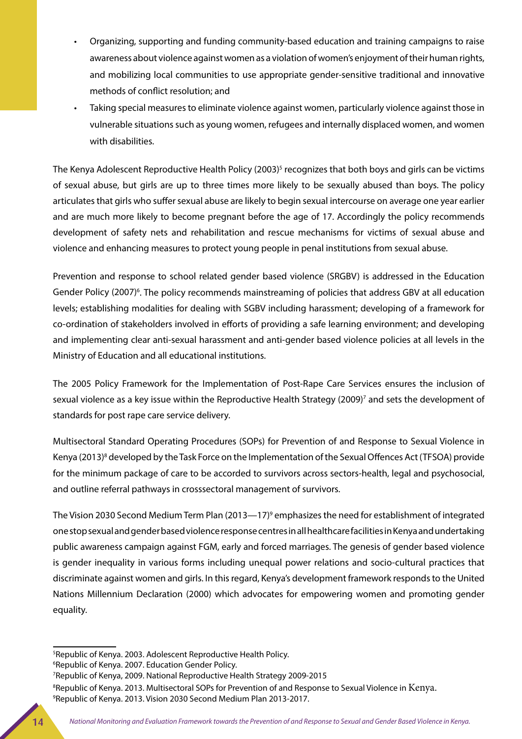- Organizing, supporting and funding community-based education and training campaigns to raise awareness about violence against women as a violation of women's enjoyment of their human rights, and mobilizing local communities to use appropriate gender-sensitive traditional and innovative methods of conflict resolution; and
- Taking special measures to eliminate violence against women, particularly violence against those in vulnerable situations such as young women, refugees and internally displaced women, and women with disabilities.

The Kenya Adolescent Reproductive Health Policy (2003)[5] recognizes that both boys and girls can be victims of sexual abuse, but girls are up to three times more likely to be sexually abused than boys. The policy articulates that girls who suffer sexual abuse are likely to begin sexual intercourse on average one year earlier and are much more likely to become pregnant before the age of 17. Accordingly the policy recommends development of safety nets and rehabilitation and rescue mechanisms for victims of sexual abuse and violence and enhancing measures to protect young people in penal institutions from sexual abuse.

Prevention and response to school related gender based violence (SRGBV) is addressed in the Education Gender Policy (2007)[6]. The policy recommends mainstreaming of policies that address GBV at all education levels; establishing modalities for dealing with SGBV including harassment; developing of a framework for co-ordination of stakeholders involved in efforts of providing a safe learning environment; and developing and implementing clear anti-sexual harassment and anti-gender based violence policies at all levels in the Ministry of Education and all educational institutions.

The 2005 Policy Framework for the Implementation of Post-Rape Care Services ensures the inclusion of sexual violence as a key issue within the Reproductive Health Strategy (2009)[7] and sets the development of standards for post rape care service delivery.

Multisectoral Standard Operating Procedures (SOPs) for Prevention of and Response to Sexual Violence in Kenya (2013)[8] developed by the Task Force on the Implementation of the Sexual Offences Act (TFSOA) provide for the minimum package of care to be accorded to survivors across sectors-health, legal and psychosocial, and outline referral pathways in crosssectoral management of survivors.

The Vision 2030 Second Medium Term Plan (2013—17)[9] emphasizes the need for establishment of integrated one stop sexual and gender based violence response centres in all healthcare facilities in Kenya and undertaking public awareness campaign against FGM, early and forced marriages. The genesis of gender based violence is gender inequality in various forms including unequal power relations and socio-cultural practices that discriminate against women and girls. In this regard, Kenya's development framework responds to the United Nations Millennium Declaration (2000) which advocates for empowering women and promoting gender equality.

---

[5] Republic of Kenya. 2003. Adolescent Reproductive Health Policy.

[6] Republic of Kenya. 2007. Education Gender Policy.

[7] Republic of Kenya, 2009. National Reproductive Health Strategy 2009-2015

[8] Republic of Kenya. 2013. Multisectoral SOPs for Prevention of and Response to Sexual Violence in Kenya.

[9] Republic of Kenya. 2013. Vision 2030 Second Medium Plan 2013-2017.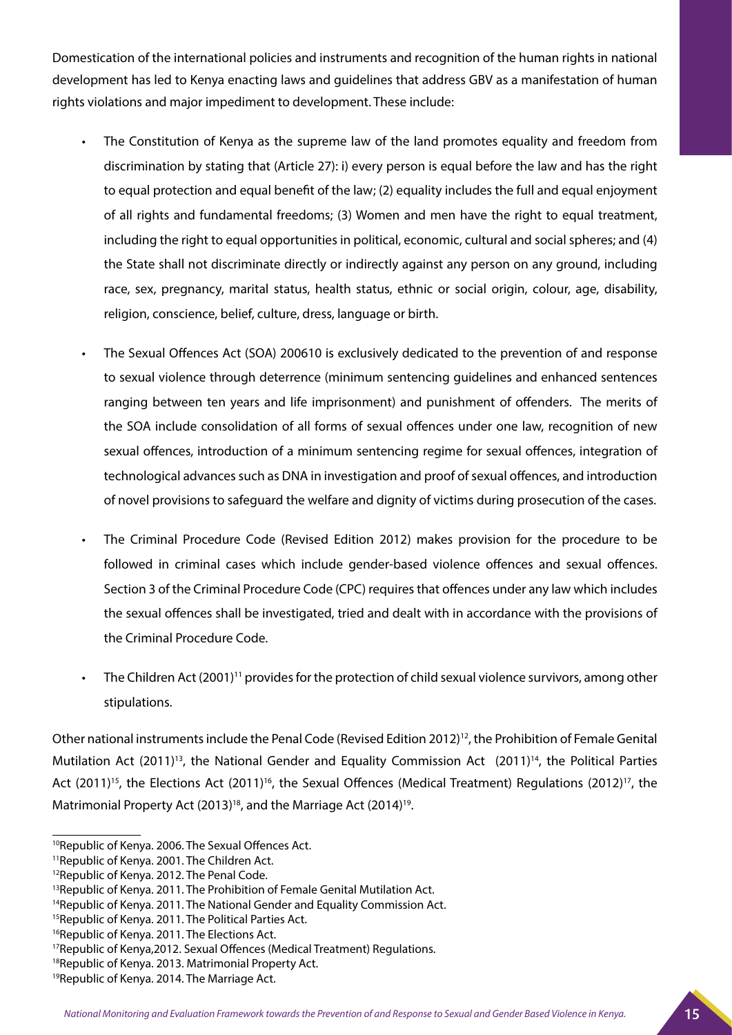Domestication of the international policies and instruments and recognition of the human rights in national development has led to Kenya enacting laws and guidelines that address GBV as a manifestation of human rights violations and major impediment to development. These include:

- The Constitution of Kenya as the supreme law of the land promotes equality and freedom from discrimination by stating that (Article 27): i) every person is equal before the law and has the right to equal protection and equal benefit of the law; (2) equality includes the full and equal enjoyment of all rights and fundamental freedoms; (3) Women and men have the right to equal treatment, including the right to equal opportunities in political, economic, cultural and social spheres; and (4) the State shall not discriminate directly or indirectly against any person on any ground, including race, sex, pregnancy, marital status, health status, ethnic or social origin, colour, age, disability, religion, conscience, belief, culture, dress, language or birth.

- The Sexual Offences Act (SOA) 2006[10] is exclusively dedicated to the prevention of and response to sexual violence through deterrence (minimum sentencing guidelines and enhanced sentences ranging between ten years and life imprisonment) and punishment of offenders. The merits of the SOA include consolidation of all forms of sexual offences under one law, recognition of new sexual offences, introduction of a minimum sentencing regime for sexual offences, integration of technological advances such as DNA in investigation and proof of sexual offences, and introduction of novel provisions to safeguard the welfare and dignity of victims during prosecution of the cases.

- The Criminal Procedure Code (Revised Edition 2012) makes provision for the procedure to be followed in criminal cases which include gender-based violence offences and sexual offences. Section 3 of the Criminal Procedure Code (CPC) requires that offences under any law which includes the sexual offences shall be investigated, tried and dealt with in accordance with the provisions of the Criminal Procedure Code.

- The Children Act (2001)[11] provides for the protection of child sexual violence survivors, among other stipulations.

Other national instruments include the Penal Code (Revised Edition 2012)[12], the Prohibition of Female Genital Mutilation Act (2011)[13], the National Gender and Equality Commission Act (2011)[14], the Political Parties Act (2011)[15], the Elections Act (2011)[16], the Sexual Offences (Medical Treatment) Regulations (2012)[17], the Matrimonial Property Act (2013)[18], and the Marriage Act (2014)[19].

---

[10] Republic of Kenya. 2006. The Sexual Offences Act.
[11] Republic of Kenya. 2001. The Children Act.
[12] Republic of Kenya. 2012. The Penal Code.
[13] Republic of Kenya. 2011. The Prohibition of Female Genital Mutilation Act.
[14] Republic of Kenya. 2011. The National Gender and Equality Commission Act.
[15] Republic of Kenya. 2011. The Political Parties Act.
[16] Republic of Kenya. 2011. The Elections Act.
[17] Republic of Kenya,2012. Sexual Offences (Medical Treatment) Regulations.
[18] Republic of Kenya. 2013. Matrimonial Property Act.
[19] Republic of Kenya. 2014. The Marriage Act.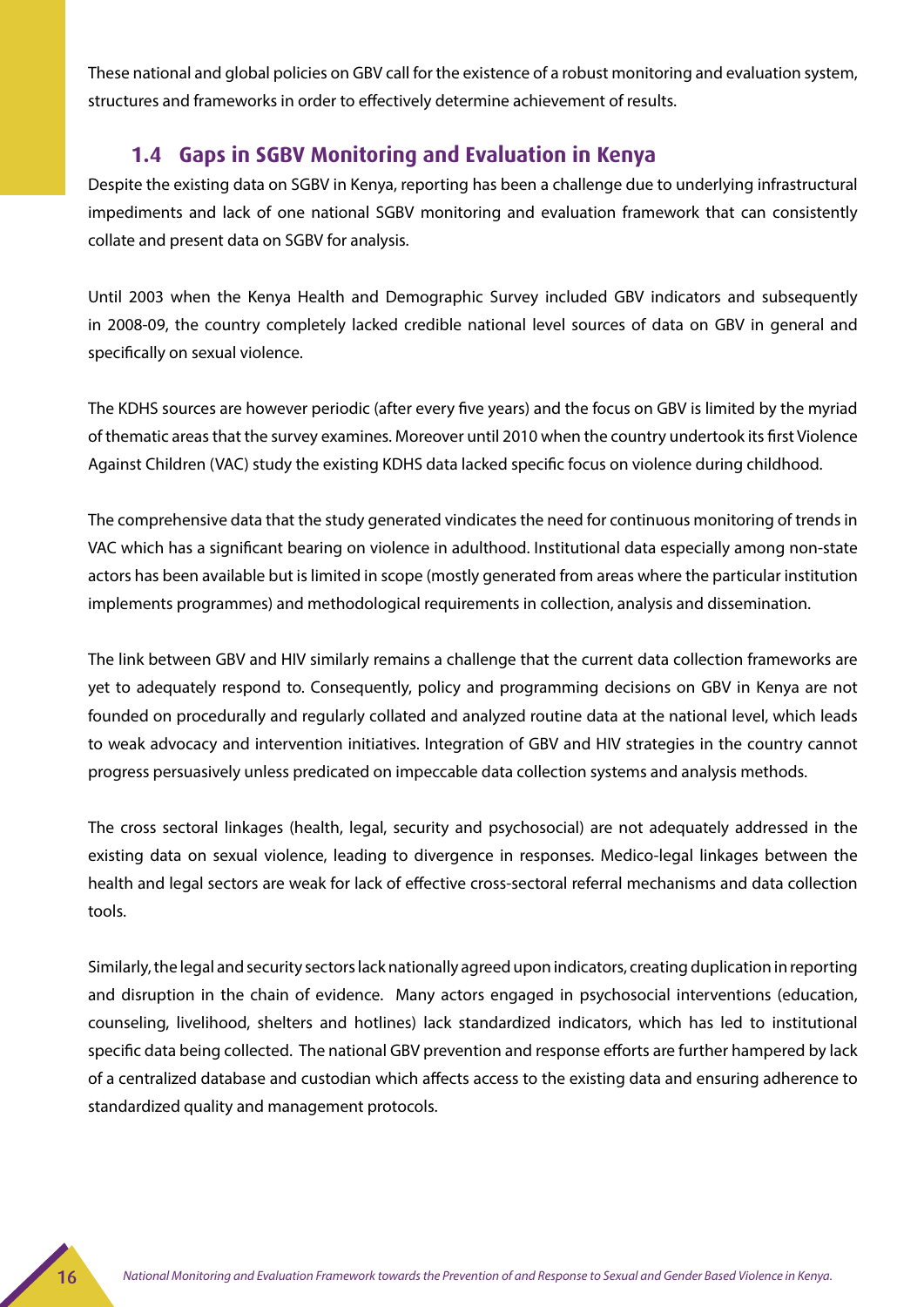These national and global policies on GBV call for the existence of a robust monitoring and evaluation system, structures and frameworks in order to effectively determine achievement of results.

## 1.4 Gaps in SGBV Monitoring and Evaluation in Kenya

Despite the existing data on SGBV in Kenya, reporting has been a challenge due to underlying infrastructural impediments and lack of one national SGBV monitoring and evaluation framework that can consistently collate and present data on SGBV for analysis.

Until 2003 when the Kenya Health and Demographic Survey included GBV indicators and subsequently in 2008-09, the country completely lacked credible national level sources of data on GBV in general and specifically on sexual violence.

The KDHS sources are however periodic (after every five years) and the focus on GBV is limited by the myriad of thematic areas that the survey examines. Moreover until 2010 when the country undertook its first Violence Against Children (VAC) study the existing KDHS data lacked specific focus on violence during childhood.

The comprehensive data that the study generated vindicates the need for continuous monitoring of trends in VAC which has a significant bearing on violence in adulthood. Institutional data especially among non-state actors has been available but is limited in scope (mostly generated from areas where the particular institution implements programmes) and methodological requirements in collection, analysis and dissemination.

The link between GBV and HIV similarly remains a challenge that the current data collection frameworks are yet to adequately respond to. Consequently, policy and programming decisions on GBV in Kenya are not founded on procedurally and regularly collated and analyzed routine data at the national level, which leads to weak advocacy and intervention initiatives. Integration of GBV and HIV strategies in the country cannot progress persuasively unless predicated on impeccable data collection systems and analysis methods.

The cross sectoral linkages (health, legal, security and psychosocial) are not adequately addressed in the existing data on sexual violence, leading to divergence in responses. Medico-legal linkages between the health and legal sectors are weak for lack of effective cross-sectoral referral mechanisms and data collection tools.

Similarly, the legal and security sectors lack nationally agreed upon indicators, creating duplication in reporting and disruption in the chain of evidence. Many actors engaged in psychosocial interventions (education, counseling, livelihood, shelters and hotlines) lack standardized indicators, which has led to institutional specific data being collected. The national GBV prevention and response efforts are further hampered by lack of a centralized database and custodian which affects access to the existing data and ensuring adherence to standardized quality and management protocols.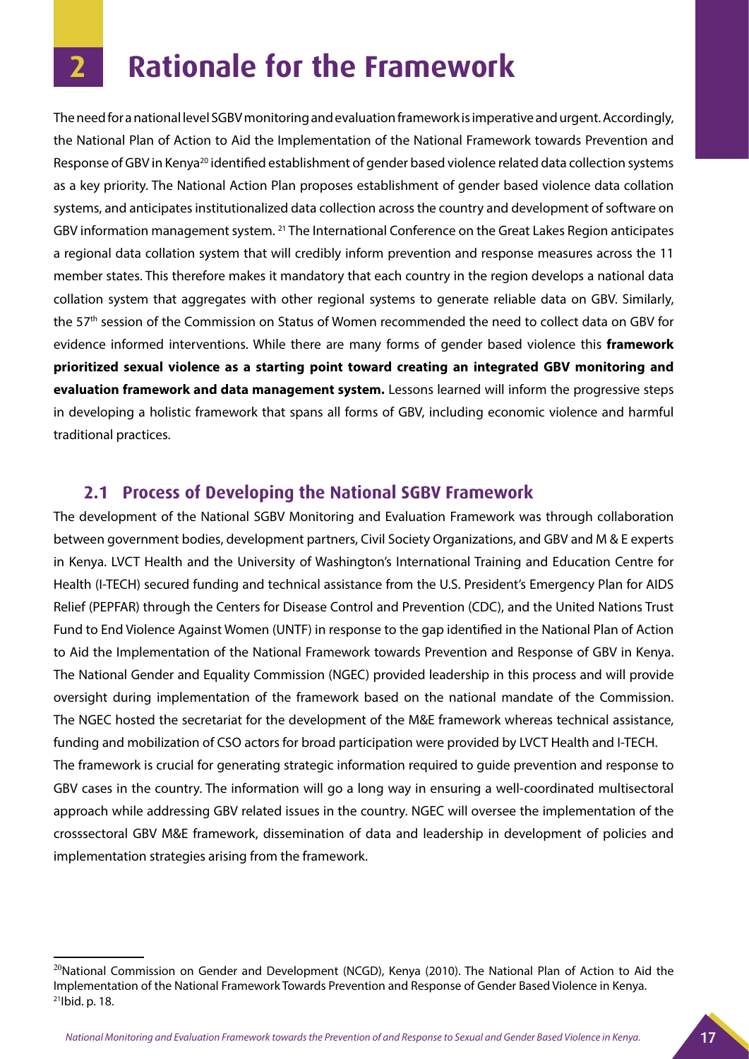# 2 Rationale for the Framework

The need for a national level SGBV monitoring and evaluation framework is imperative and urgent. Accordingly, the National Plan of Action to Aid the Implementation of the National Framework towards Prevention and Response of GBV in Kenya[20] identified establishment of gender based violence related data collection systems as a key priority. The National Action Plan proposes establishment of gender based violence data collation systems, and anticipates institutionalized data collection across the country and development of software on GBV information management system. [21] The International Conference on the Great Lakes Region anticipates a regional data collation system that will credibly inform prevention and response measures across the 11 member states. This therefore makes it mandatory that each country in the region develops a national data collation system that aggregates with other regional systems to generate reliable data on GBV. Similarly, the 57th session of the Commission on Status of Women recommended the need to collect data on GBV for evidence informed interventions. While there are many forms of gender based violence this **framework prioritized sexual violence as a starting point toward creating an integrated GBV monitoring and evaluation framework and data management system.** Lessons learned will inform the progressive steps in developing a holistic framework that spans all forms of GBV, including economic violence and harmful traditional practices.

## 2.1 Process of Developing the National SGBV Framework

The development of the National SGBV Monitoring and Evaluation Framework was through collaboration between government bodies, development partners, Civil Society Organizations, and GBV and M & E experts in Kenya. LVCT Health and the University of Washington's International Training and Education Centre for Health (I-TECH) secured funding and technical assistance from the U.S. President's Emergency Plan for AIDS Relief (PEPFAR) through the Centers for Disease Control and Prevention (CDC), and the United Nations Trust Fund to End Violence Against Women (UNTF) in response to the gap identified in the National Plan of Action to Aid the Implementation of the National Framework towards Prevention and Response of GBV in Kenya. The National Gender and Equality Commission (NGEC) provided leadership in this process and will provide oversight during implementation of the framework based on the national mandate of the Commission. The NGEC hosted the secretariat for the development of the M&E framework whereas technical assistance, funding and mobilization of CSO actors for broad participation were provided by LVCT Health and I-TECH.

The framework is crucial for generating strategic information required to guide prevention and response to GBV cases in the country. The information will go a long way in ensuring a well-coordinated multisectoral approach while addressing GBV related issues in the country. NGEC will oversee the implementation of the crosssectoral GBV M&E framework, dissemination of data and leadership in development of policies and implementation strategies arising from the framework.

---

[20] National Commission on Gender and Development (NCGD), Kenya (2010). The National Plan of Action to Aid the Implementation of the National Framework Towards Prevention and Response of Gender Based Violence in Kenya.

[21] Ibid. p. 18.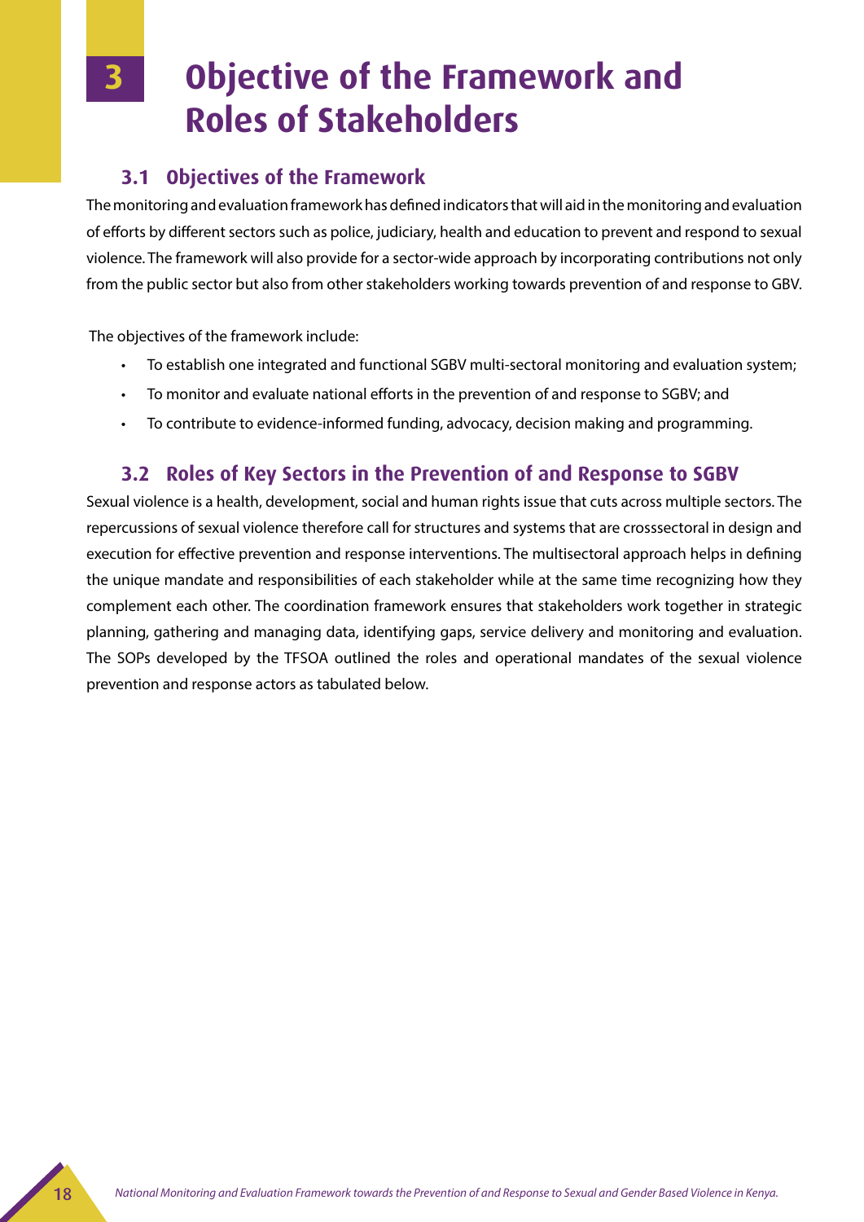# 3 Objective of the Framework and Roles of Stakeholders

## 3.1 Objectives of the Framework

The monitoring and evaluation framework has defined indicators that will aid in the monitoring and evaluation of efforts by different sectors such as police, judiciary, health and education to prevent and respond to sexual violence. The framework will also provide for a sector-wide approach by incorporating contributions not only from the public sector but also from other stakeholders working towards prevention of and response to GBV.

The objectives of the framework include:

- To establish one integrated and functional SGBV multi-sectoral monitoring and evaluation system;
- To monitor and evaluate national efforts in the prevention of and response to SGBV; and
- To contribute to evidence-informed funding, advocacy, decision making and programming.

## 3.2 Roles of Key Sectors in the Prevention of and Response to SGBV

Sexual violence is a health, development, social and human rights issue that cuts across multiple sectors. The repercussions of sexual violence therefore call for structures and systems that are crosssectoral in design and execution for effective prevention and response interventions. The multisectoral approach helps in defining the unique mandate and responsibilities of each stakeholder while at the same time recognizing how they complement each other. The coordination framework ensures that stakeholders work together in strategic planning, gathering and managing data, identifying gaps, service delivery and monitoring and evaluation. The SOPs developed by the TFSOA outlined the roles and operational mandates of the sexual violence prevention and response actors as tabulated below.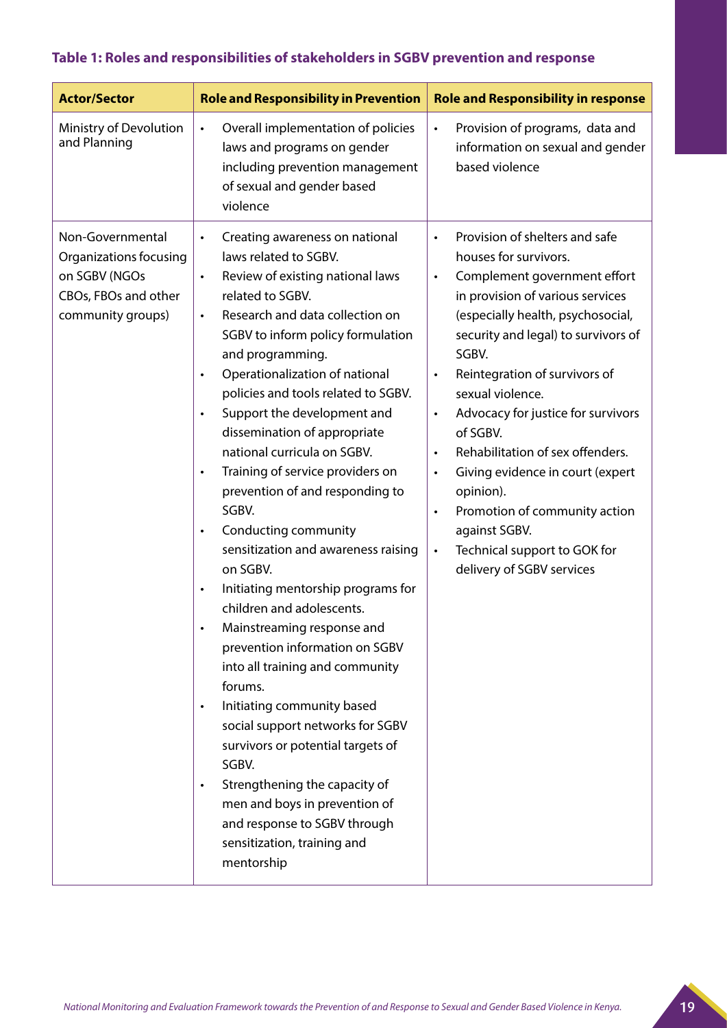### Table 1: Roles and responsibilities of stakeholders in SGBV prevention and response

| Actor/Sector | Role and Responsibility in Prevention | Role and Responsibility in response |
|---|---|---|
| Ministry of Devolution and Planning | • Overall implementation of policies laws and programs on gender including prevention management of sexual and gender based violence | • Provision of programs, data and information on sexual and gender based violence |
| Non-Governmental Organizations focusing on SGBV (NGOs CBOs, FBOs and other community groups) | • Creating awareness on national laws related to SGBV.<br>• Review of existing national laws related to SGBV.<br>• Research and data collection on SGBV to inform policy formulation and programming.<br>• Operationalization of national policies and tools related to SGBV.<br>• Support the development and dissemination of appropriate national curricula on SGBV.<br>• Training of service providers on prevention of and responding to SGBV.<br>• Conducting community sensitization and awareness raising on SGBV.<br>• Initiating mentorship programs for children and adolescents.<br>• Mainstreaming response and prevention information on SGBV into all training and community forums.<br>• Initiating community based social support networks for SGBV survivors or potential targets of SGBV.<br>• Strengthening the capacity of men and boys in prevention of and response to SGBV through sensitization, training and mentorship | • Provision of shelters and safe houses for survivors.<br>• Complement government effort in provision of various services (especially health, psychosocial, security and legal) to survivors of SGBV.<br>• Reintegration of survivors of sexual violence.<br>• Advocacy for justice for survivors of SGBV.<br>• Rehabilitation of sex offenders.<br>• Giving evidence in court (expert opinion).<br>• Promotion of community action against SGBV.<br>• Technical support to GOK for delivery of SGBV services |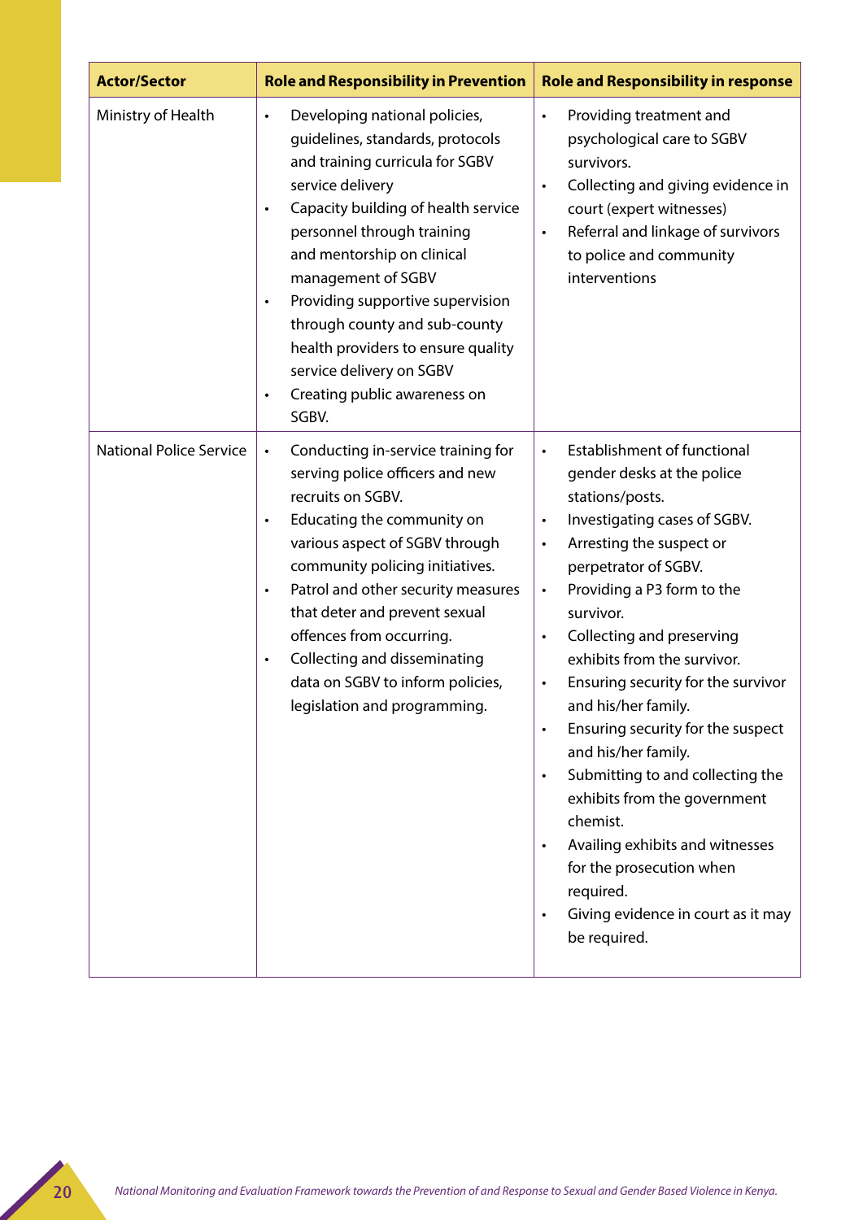| Actor/Sector | Role and Responsibility in Prevention | Role and Responsibility in response |
|---|---|---|
| Ministry of Health | • Developing national policies, guidelines, standards, protocols and training curricula for SGBV service delivery<br>• Capacity building of health service personnel through training and mentorship on clinical management of SGBV<br>• Providing supportive supervision through county and sub-county health providers to ensure quality service delivery on SGBV<br>• Creating public awareness on SGBV. | • Providing treatment and psychological care to SGBV survivors.<br>• Collecting and giving evidence in court (expert witnesses)<br>• Referral and linkage of survivors to police and community interventions |
| National Police Service | • Conducting in-service training for serving police officers and new recruits on SGBV.<br>• Educating the community on various aspect of SGBV through community policing initiatives.<br>• Patrol and other security measures that deter and prevent sexual offences from occurring.<br>• Collecting and disseminating data on SGBV to inform policies, legislation and programming. | • Establishment of functional gender desks at the police stations/posts.<br>• Investigating cases of SGBV.<br>• Arresting the suspect or perpetrator of SGBV.<br>• Providing a P3 form to the survivor.<br>• Collecting and preserving exhibits from the survivor.<br>• Ensuring security for the survivor and his/her family.<br>• Ensuring security for the suspect and his/her family.<br>• Submitting to and collecting the exhibits from the government chemist.<br>• Availing exhibits and witnesses for the prosecution when required.<br>• Giving evidence in court as it may be required. |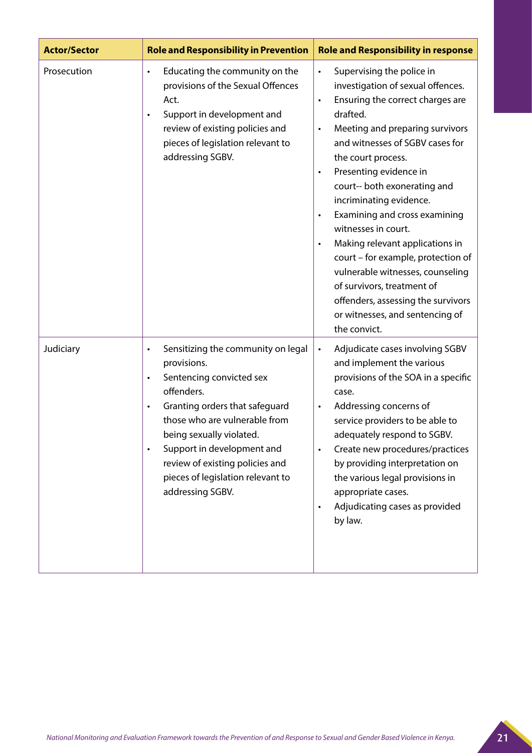| Actor/Sector | Role and Responsibility in Prevention | Role and Responsibility in response |
|---|---|---|
| Prosecution | • Educating the community on the provisions of the Sexual Offences Act.<br>• Support in development and review of existing policies and pieces of legislation relevant to addressing SGBV. | • Supervising the police in investigation of sexual offences.<br>• Ensuring the correct charges are drafted.<br>• Meeting and preparing survivors and witnesses of SGBV cases for the court process.<br>• Presenting evidence in court-- both exonerating and incriminating evidence.<br>• Examining and cross examining witnesses in court.<br>• Making relevant applications in court – for example, protection of vulnerable witnesses, counseling of survivors, treatment of offenders, assessing the survivors or witnesses, and sentencing of the convict. |
| Judiciary | • Sensitizing the community on legal provisions.<br>• Sentencing convicted sex offenders.<br>• Granting orders that safeguard those who are vulnerable from being sexually violated.<br>• Support in development and review of existing policies and pieces of legislation relevant to addressing SGBV. | • Adjudicate cases involving SGBV and implement the various provisions of the SOA in a specific case.<br>• Addressing concerns of service providers to be able to adequately respond to SGBV.<br>• Create new procedures/practices by providing interpretation on the various legal provisions in appropriate cases.<br>• Adjudicating cases as provided by law. |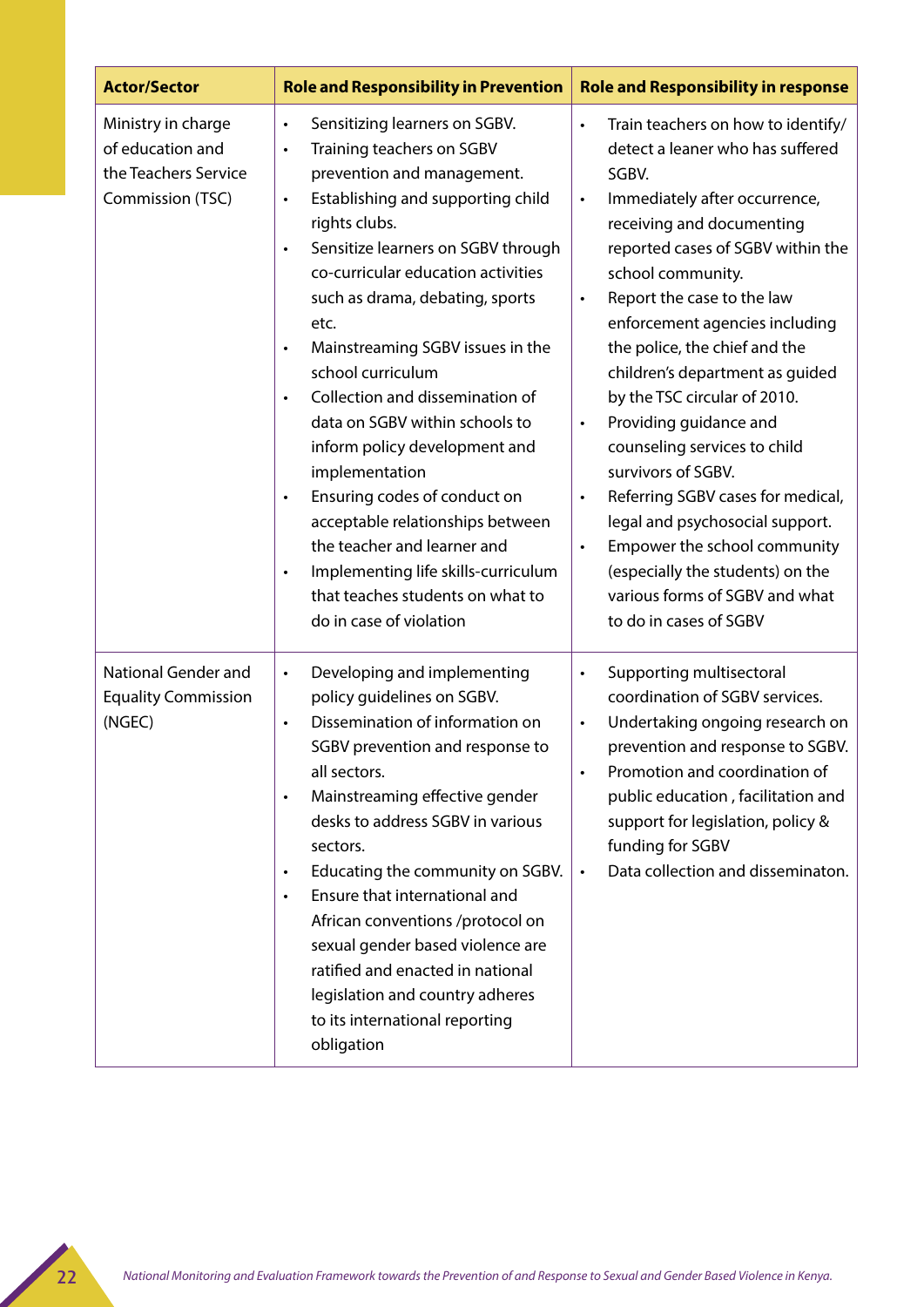| Actor/Sector | Role and Responsibility in Prevention | Role and Responsibility in response |
|---|---|---|
| Ministry in charge of education and the Teachers Service Commission (TSC) | • Sensitizing learners on SGBV.<br>• Training teachers on SGBV prevention and management.<br>• Establishing and supporting child rights clubs.<br>• Sensitize learners on SGBV through co-curricular education activities such as drama, debating, sports etc.<br>• Mainstreaming SGBV issues in the school curriculum<br>• Collection and dissemination of data on SGBV within schools to inform policy development and implementation<br>• Ensuring codes of conduct on acceptable relationships between the teacher and learner and<br>• Implementing life skills-curriculum that teaches students on what to do in case of violation | • Train teachers on how to identify/ detect a leaner who has suffered SGBV.<br>• Immediately after occurrence, receiving and documenting reported cases of SGBV within the school community.<br>• Report the case to the law enforcement agencies including the police, the chief and the children's department as guided by the TSC circular of 2010.<br>• Providing guidance and counseling services to child survivors of SGBV.<br>• Referring SGBV cases for medical, legal and psychosocial support.<br>• Empower the school community (especially the students) on the various forms of SGBV and what to do in cases of SGBV |
| National Gender and Equality Commission (NGEC) | • Developing and implementing policy guidelines on SGBV.<br>• Dissemination of information on SGBV prevention and response to all sectors.<br>• Mainstreaming effective gender desks to address SGBV in various sectors.<br>• Educating the community on SGBV.<br>• Ensure that international and African conventions /protocol on sexual gender based violence are ratified and enacted in national legislation and country adheres to its international reporting obligation | • Supporting multisectoral coordination of SGBV services.<br>• Undertaking ongoing research on prevention and response to SGBV.<br>• Promotion and coordination of public education , facilitation and support for legislation, policy & funding for SGBV<br>• Data collection and disseminaton. |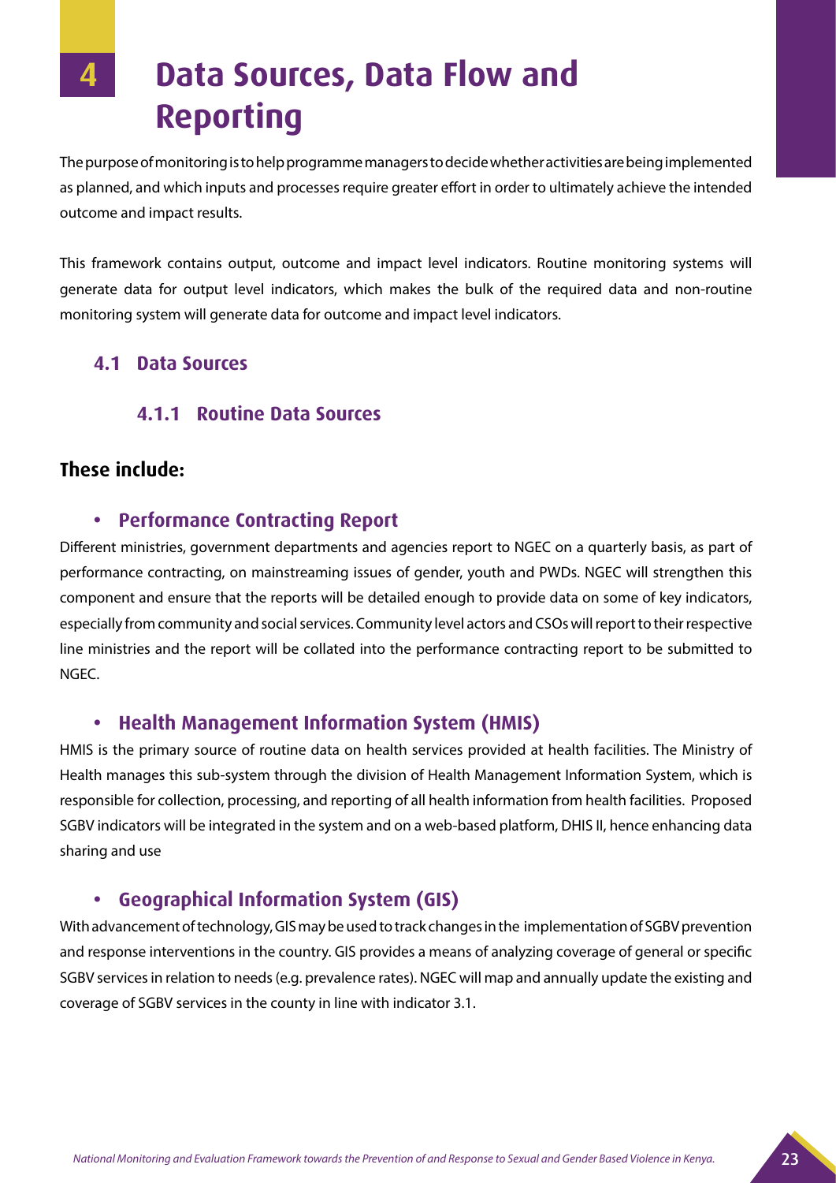# 4 Data Sources, Data Flow and Reporting

The purpose of monitoring is to help programme managers to decide whether activities are being implemented as planned, and which inputs and processes require greater effort in order to ultimately achieve the intended outcome and impact results.

This framework contains output, outcome and impact level indicators. Routine monitoring systems will generate data for output level indicators, which makes the bulk of the required data and non-routine monitoring system will generate data for outcome and impact level indicators.

## 4.1 Data Sources

### 4.1.1 Routine Data Sources

**These include:**

- **Performance Contracting Report**

Different ministries, government departments and agencies report to NGEC on a quarterly basis, as part of performance contracting, on mainstreaming issues of gender, youth and PWDs. NGEC will strengthen this component and ensure that the reports will be detailed enough to provide data on some of key indicators, especially from community and social services. Community level actors and CSOs will report to their respective line ministries and the report will be collated into the performance contracting report to be submitted to NGEC.

- **Health Management Information System (HMIS)**

HMIS is the primary source of routine data on health services provided at health facilities. The Ministry of Health manages this sub-system through the division of Health Management Information System, which is responsible for collection, processing, and reporting of all health information from health facilities. Proposed SGBV indicators will be integrated in the system and on a web-based platform, DHIS II, hence enhancing data sharing and use

- **Geographical Information System (GIS)**

With advancement of technology, GIS may be used to track changes in the implementation of SGBV prevention and response interventions in the country. GIS provides a means of analyzing coverage of general or specific SGBV services in relation to needs (e.g. prevalence rates). NGEC will map and annually update the existing and coverage of SGBV services in the county in line with indicator 3.1.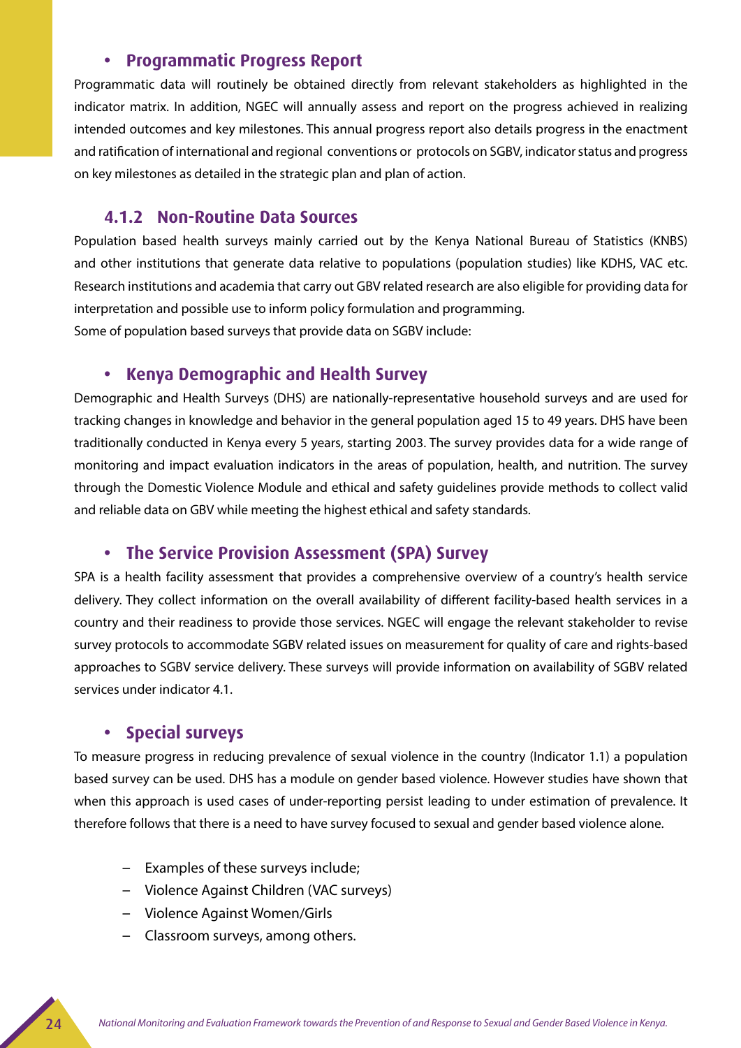- **Programmatic Progress Report**

Programmatic data will routinely be obtained directly from relevant stakeholders as highlighted in the indicator matrix. In addition, NGEC will annually assess and report on the progress achieved in realizing intended outcomes and key milestones. This annual progress report also details progress in the enactment and ratification of international and regional conventions or protocols on SGBV, indicator status and progress on key milestones as detailed in the strategic plan and plan of action.

### 4.1.2 Non-Routine Data Sources

Population based health surveys mainly carried out by the Kenya National Bureau of Statistics (KNBS) and other institutions that generate data relative to populations (population studies) like KDHS, VAC etc. Research institutions and academia that carry out GBV related research are also eligible for providing data for interpretation and possible use to inform policy formulation and programming.
Some of population based surveys that provide data on SGBV include:

- **Kenya Demographic and Health Survey**

Demographic and Health Surveys (DHS) are nationally-representative household surveys and are used for tracking changes in knowledge and behavior in the general population aged 15 to 49 years. DHS have been traditionally conducted in Kenya every 5 years, starting 2003. The survey provides data for a wide range of monitoring and impact evaluation indicators in the areas of population, health, and nutrition. The survey through the Domestic Violence Module and ethical and safety guidelines provide methods to collect valid and reliable data on GBV while meeting the highest ethical and safety standards.

- **The Service Provision Assessment (SPA) Survey**

SPA is a health facility assessment that provides a comprehensive overview of a country's health service delivery. They collect information on the overall availability of different facility-based health services in a country and their readiness to provide those services. NGEC will engage the relevant stakeholder to revise survey protocols to accommodate SGBV related issues on measurement for quality of care and rights-based approaches to SGBV service delivery. These surveys will provide information on availability of SGBV related services under indicator 4.1.

- **Special surveys**

To measure progress in reducing prevalence of sexual violence in the country (Indicator 1.1) a population based survey can be used. DHS has a module on gender based violence. However studies have shown that when this approach is used cases of under-reporting persist leading to under estimation of prevalence. It therefore follows that there is a need to have survey focused to sexual and gender based violence alone.

- Examples of these surveys include;
- Violence Against Children (VAC surveys)
- Violence Against Women/Girls
- Classroom surveys, among others.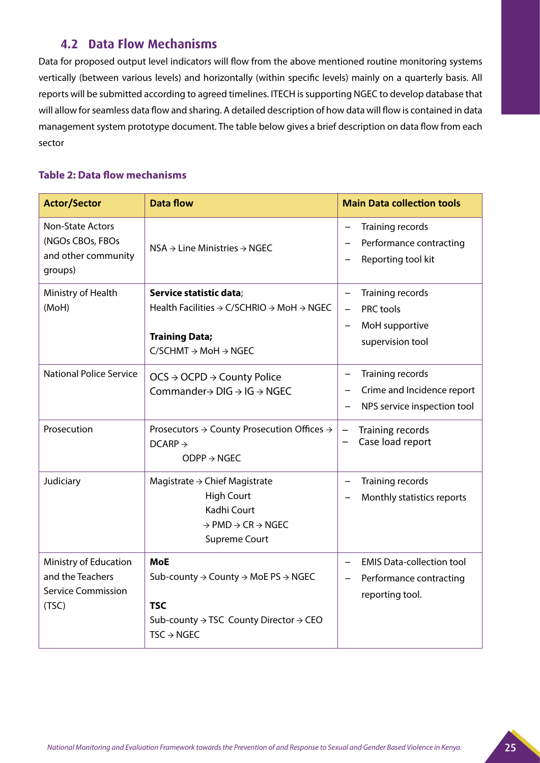## 4.2 Data Flow Mechanisms

Data for proposed output level indicators will flow from the above mentioned routine monitoring systems vertically (between various levels) and horizontally (within specific levels) mainly on a quarterly basis. All reports will be submitted according to agreed timelines. ITECH is supporting NGEC to develop database that will allow for seamless data flow and sharing. A detailed description of how data will flow is contained in data management system prototype document. The table below gives a brief description on data flow from each sector

**Table 2: Data flow mechanisms**

| Actor/Sector | Data flow | Main Data collection tools |
|---|---|---|
| Non-State Actors (NGOs CBOs, FBOs and other community groups) | NSA → Line Ministries → NGEC | – Training records<br>– Performance contracting<br>– Reporting tool kit |
| Ministry of Health (MoH) | **Service statistic data**;<br>Health Facilities → C/SCHRIO → MoH → NGEC<br><br>**Training Data;**<br>C/SCHMT → MoH → NGEC | – Training records<br>– PRC tools<br>– MoH supportive supervision tool |
| National Police Service | OCS → OCPD → County Police Commander→ DIG → IG → NGEC | – Training records<br>– Crime and Incidence report<br>– NPS service inspection tool |
| Prosecution | Prosecutors → County Prosecution Offices → DCARP → ODPP → NGEC | – Training records<br>– Case load report |
| Judiciary | Magistrate → Chief Magistrate<br>High Court<br>Kadhi Court<br>→ PMD → CR → NGEC<br>Supreme Court | – Training records<br>– Monthly statistics reports |
| Ministry of Education and the Teachers Service Commission (TSC) | **MoE**<br>Sub-county → County → MoE PS → NGEC<br><br>**TSC**<br>Sub-county → TSC County Director → CEO TSC → NGEC | – EMIS Data-collection tool<br>– Performance contracting reporting tool. |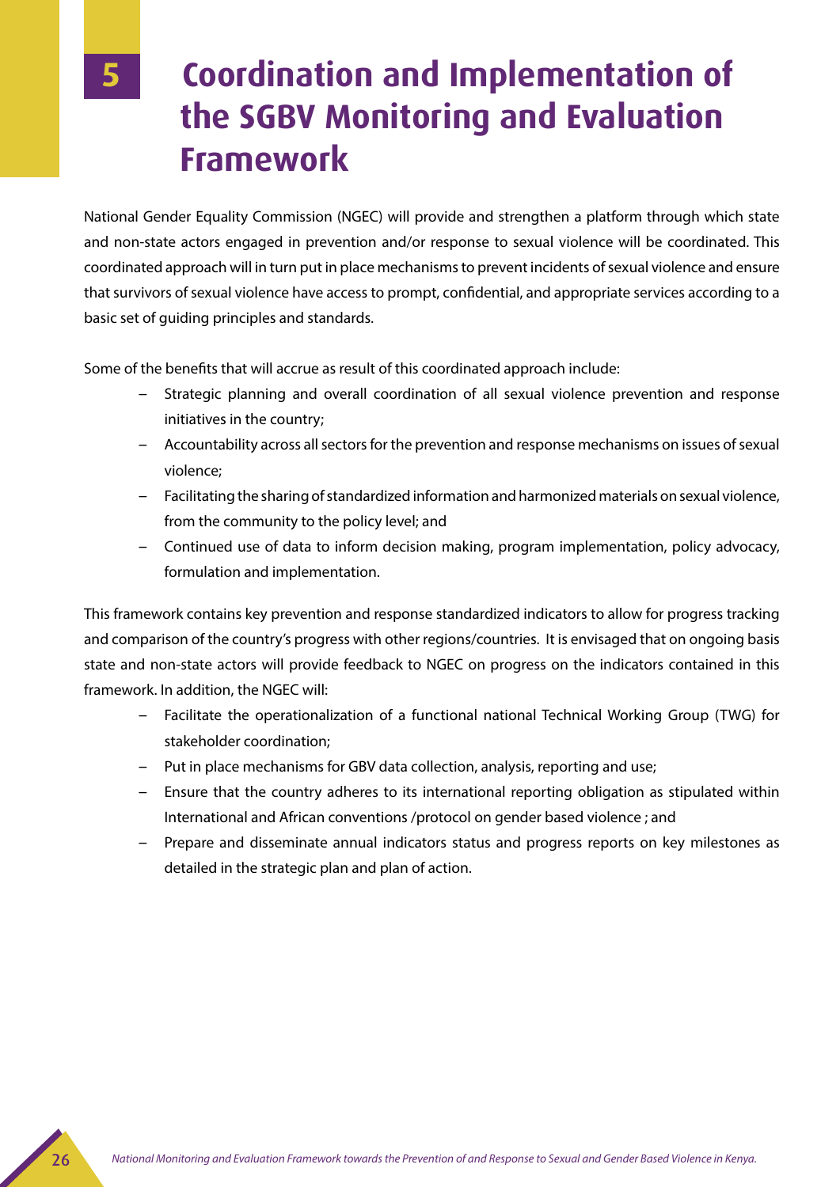# 5 Coordination and Implementation of the SGBV Monitoring and Evaluation Framework

National Gender Equality Commission (NGEC) will provide and strengthen a platform through which state and non-state actors engaged in prevention and/or response to sexual violence will be coordinated. This coordinated approach will in turn put in place mechanisms to prevent incidents of sexual violence and ensure that survivors of sexual violence have access to prompt, confidential, and appropriate services according to a basic set of guiding principles and standards.

Some of the benefits that will accrue as result of this coordinated approach include:

- Strategic planning and overall coordination of all sexual violence prevention and response initiatives in the country;
- Accountability across all sectors for the prevention and response mechanisms on issues of sexual violence;
- Facilitating the sharing of standardized information and harmonized materials on sexual violence, from the community to the policy level; and
- Continued use of data to inform decision making, program implementation, policy advocacy, formulation and implementation.

This framework contains key prevention and response standardized indicators to allow for progress tracking and comparison of the country's progress with other regions/countries. It is envisaged that on ongoing basis state and non-state actors will provide feedback to NGEC on progress on the indicators contained in this framework. In addition, the NGEC will:

- Facilitate the operationalization of a functional national Technical Working Group (TWG) for stakeholder coordination;
- Put in place mechanisms for GBV data collection, analysis, reporting and use;
- Ensure that the country adheres to its international reporting obligation as stipulated within International and African conventions /protocol on gender based violence ; and
- Prepare and disseminate annual indicators status and progress reports on key milestones as detailed in the strategic plan and plan of action.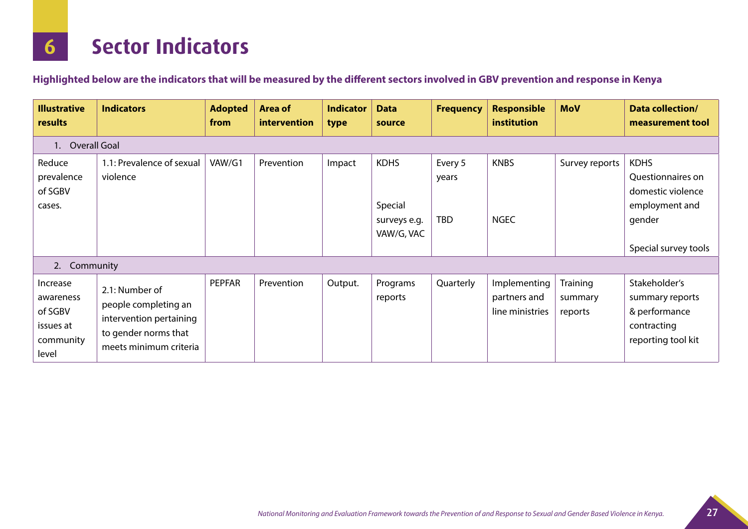# 6 Sector Indicators

**Highlighted below are the indicators that will be measured by the different sectors involved in GBV prevention and response in Kenya**

| Illustrative results | Indicators | Adopted from | Area of intervention | Indicator type | Data source | Frequency | Responsible institution | MoV | Data collection/ measurement tool |
|---|---|---|---|---|---|---|---|---|---|
| 1. Overall Goal | | | | | | | | | |
| Reduce prevalence of SGBV cases. | 1.1: Prevalence of sexual violence | VAW/G1 | Prevention | Impact | KDHS<br><br>Special surveys e.g. VAW/G, VAC | Every 5 years<br><br>TBD | KNBS<br><br>NGEC | Survey reports | KDHS Questionnaires on domestic violence employment and gender<br><br>Special survey tools |
| 2. Community | | | | | | | | | |
| Increase awareness of SGBV issues at community level | 2.1: Number of people completing an intervention pertaining to gender norms that meets minimum criteria | PEPFAR | Prevention | Output. | Programs reports | Quarterly | Implementing partners and line ministries | Training summary reports | Stakeholder's summary reports & performance contracting reporting tool kit |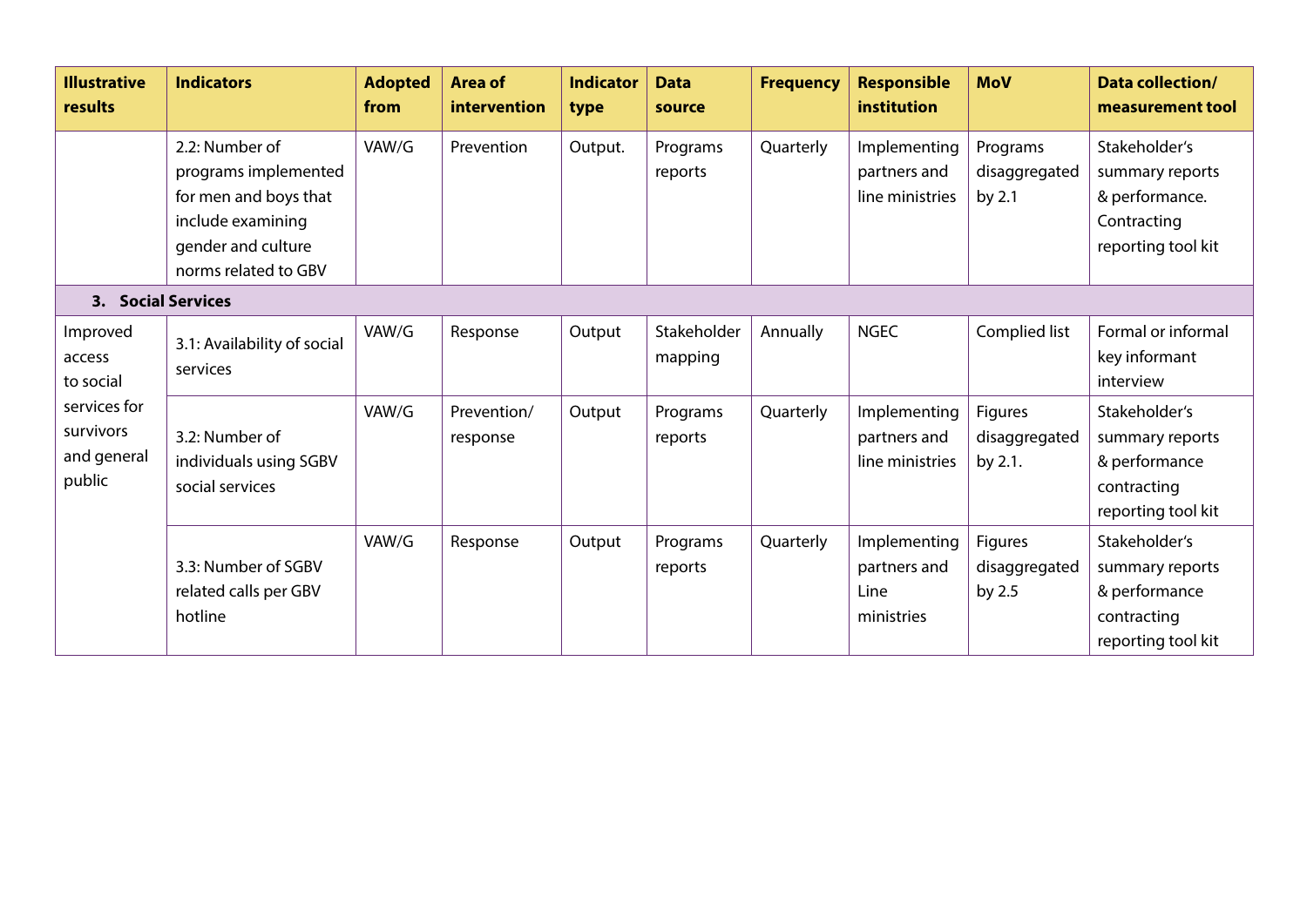| Illustrative results | Indicators | Adopted from | Area of intervention | Indicator type | Data source | Frequency | Responsible institution | MoV | Data collection/ measurement tool |
|---|---|---|---|---|---|---|---|---|---|
| | 2.2: Number of programs implemented for men and boys that include examining gender and culture norms related to GBV | VAW/G | Prevention | Output. | Programs reports | Quarterly | Implementing partners and line ministries | Programs disaggregated by 2.1 | Stakeholder's summary reports & performance. Contracting reporting tool kit |
| **3. Social Services** | | | | | | | | | |
| Improved access to social services for survivors and general public | 3.1: Availability of social services | VAW/G | Response | Output | Stakeholder mapping | Annually | NGEC | Complied list | Formal or informal key informant interview |
| | 3.2: Number of individuals using SGBV social services | VAW/G | Prevention/ response | Output | Programs reports | Quarterly | Implementing partners and line ministries | Figures disaggregated by 2.1. | Stakeholder's summary reports & performance contracting reporting tool kit |
| | 3.3: Number of SGBV related calls per GBV hotline | VAW/G | Response | Output | Programs reports | Quarterly | Implementing partners and Line ministries | Figures disaggregated by 2.5 | Stakeholder's summary reports & performance contracting reporting tool kit |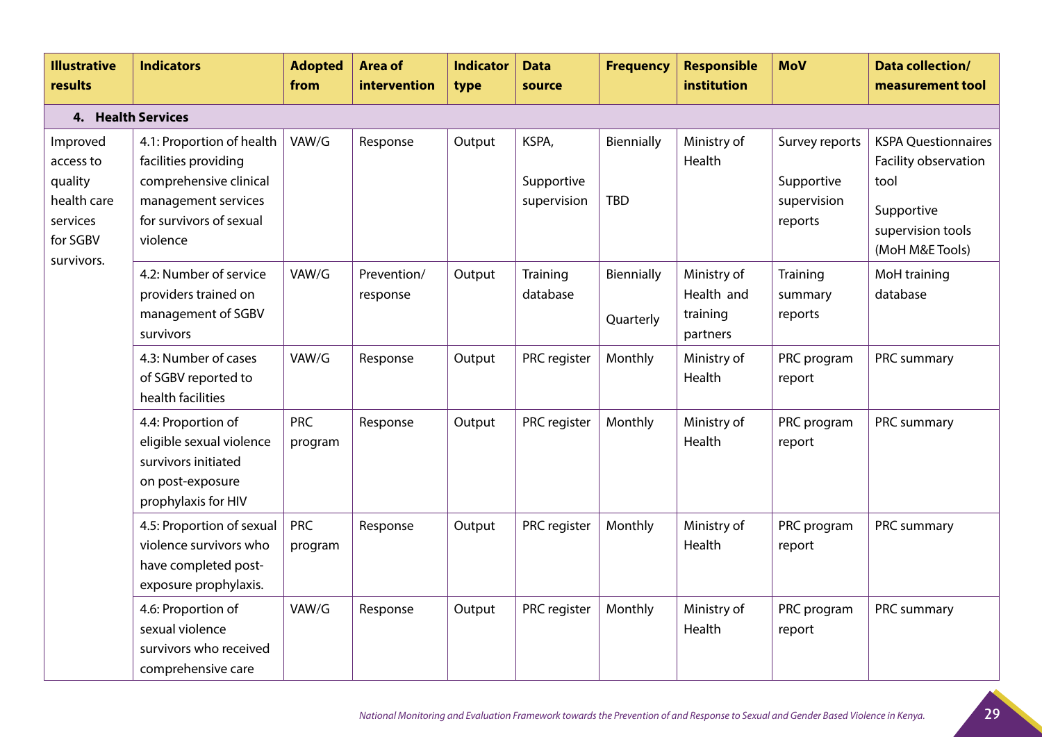| Illustrative results | Indicators | Adopted from | Area of intervention | Indicator type | Data source | Frequency | Responsible institution | MoV | Data collection/ measurement tool |
|---|---|---|---|---|---|---|---|---|---|
| **4. Health Services** | | | | | | | | | |
| Improved access to quality health care services for SGBV survivors. | 4.1: Proportion of health facilities providing comprehensive clinical management services for survivors of sexual violence | VAW/G | Response | Output | KSPA, Supportive supervision | Biennially TBD | Ministry of Health | Survey reports Supportive supervision reports | KSPA Questionnaires Facility observation tool Supportive supervision tools (MoH M&E Tools) |
| | 4.2: Number of service providers trained on management of SGBV survivors | VAW/G | Prevention/ response | Output | Training database | Biennially Quarterly | Ministry of Health and training partners | Training summary reports | MoH training database |
| | 4.3: Number of cases of SGBV reported to health facilities | VAW/G | Response | Output | PRC register | Monthly | Ministry of Health | PRC program report | PRC summary |
| | 4.4: Proportion of eligible sexual violence survivors initiated on post-exposure prophylaxis for HIV | PRC program | Response | Output | PRC register | Monthly | Ministry of Health | PRC program report | PRC summary |
| | 4.5: Proportion of sexual violence survivors who have completed post-exposure prophylaxis. | PRC program | Response | Output | PRC register | Monthly | Ministry of Health | PRC program report | PRC summary |
| | 4.6: Proportion of sexual violence survivors who received comprehensive care | VAW/G | Response | Output | PRC register | Monthly | Ministry of Health | PRC program report | PRC summary |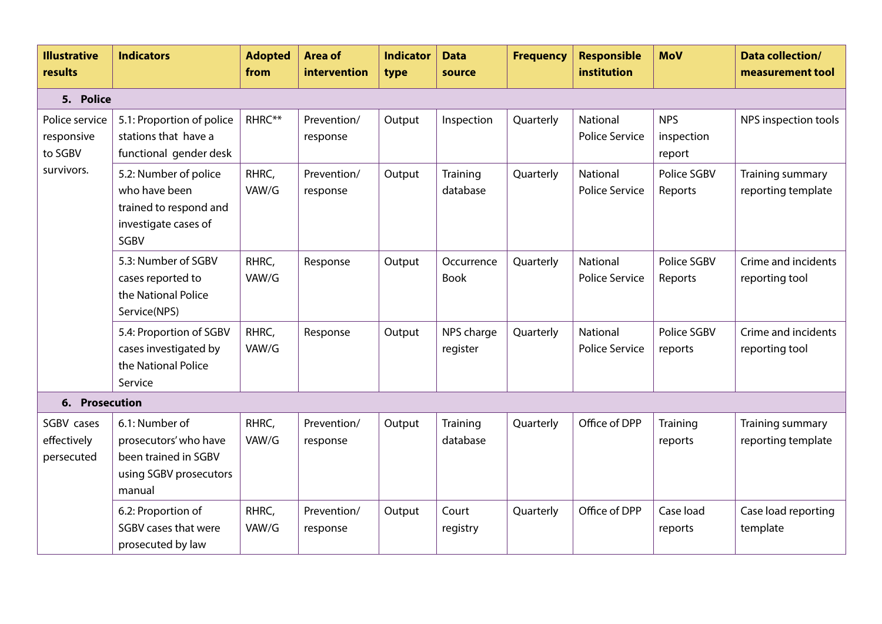| Illustrative results | Indicators | Adopted from | Area of intervention | Indicator type | Data source | Frequency | Responsible institution | MoV | Data collection/ measurement tool |
|---|---|---|---|---|---|---|---|---|---|
| **5. Police** | | | | | | | | | |
| Police service responsive to SGBV survivors. | 5.1: Proportion of police stations that have a functional gender desk | RHRC** | Prevention/ response | Output | Inspection | Quarterly | National Police Service | NPS inspection report | NPS inspection tools |
| | 5.2: Number of police who have been trained to respond and investigate cases of SGBV | RHRC, VAW/G | Prevention/ response | Output | Training database | Quarterly | National Police Service | Police SGBV Reports | Training summary reporting template |
| | 5.3: Number of SGBV cases reported to the National Police Service(NPS) | RHRC, VAW/G | Response | Output | Occurrence Book | Quarterly | National Police Service | Police SGBV Reports | Crime and incidents reporting tool |
| | 5.4: Proportion of SGBV cases investigated by the National Police Service | RHRC, VAW/G | Response | Output | NPS charge register | Quarterly | National Police Service | Police SGBV reports | Crime and incidents reporting tool |
| **6. Prosecution** | | | | | | | | | |
| SGBV cases effectively persecuted | 6.1: Number of prosecutors' who have been trained in SGBV using SGBV prosecutors manual | RHRC, VAW/G | Prevention/ response | Output | Training database | Quarterly | Office of DPP | Training reports | Training summary reporting template |
| | 6.2: Proportion of SGBV cases that were prosecuted by law | RHRC, VAW/G | Prevention/ response | Output | Court registry | Quarterly | Office of DPP | Case load reports | Case load reporting template |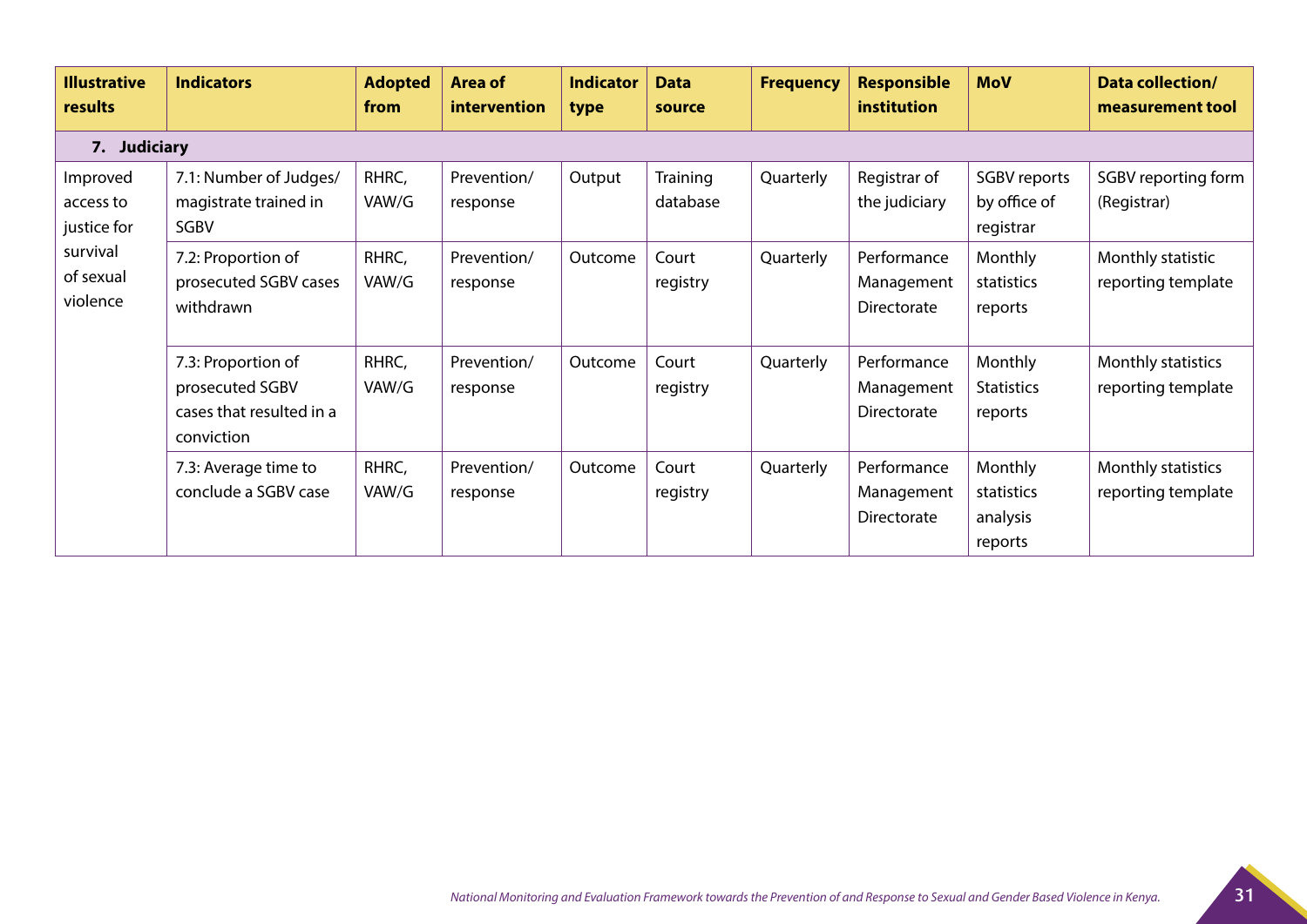| Illustrative results | Indicators | Adopted from | Area of intervention | Indicator type | Data source | Frequency | Responsible institution | MoV | Data collection/ measurement tool |
|---|---|---|---|---|---|---|---|---|---|
| **7. Judiciary** | | | | | | | | | |
| Improved access to justice for survival of sexual violence | 7.1: Number of Judges/ magistrate trained in SGBV | RHRC, VAW/G | Prevention/ response | Output | Training database | Quarterly | Registrar of the judiciary | SGBV reports by office of registrar | SGBV reporting form (Registrar) |
| | 7.2: Proportion of prosecuted SGBV cases withdrawn | RHRC, VAW/G | Prevention/ response | Outcome | Court registry | Quarterly | Performance Management Directorate | Monthly statistics reports | Monthly statistic reporting template |
| | 7.3: Proportion of prosecuted SGBV cases that resulted in a conviction | RHRC, VAW/G | Prevention/ response | Outcome | Court registry | Quarterly | Performance Management Directorate | Monthly Statistics reports | Monthly statistics reporting template |
| | 7.3: Average time to conclude a SGBV case | RHRC, VAW/G | Prevention/ response | Outcome | Court registry | Quarterly | Performance Management Directorate | Monthly statistics analysis reports | Monthly statistics reporting template |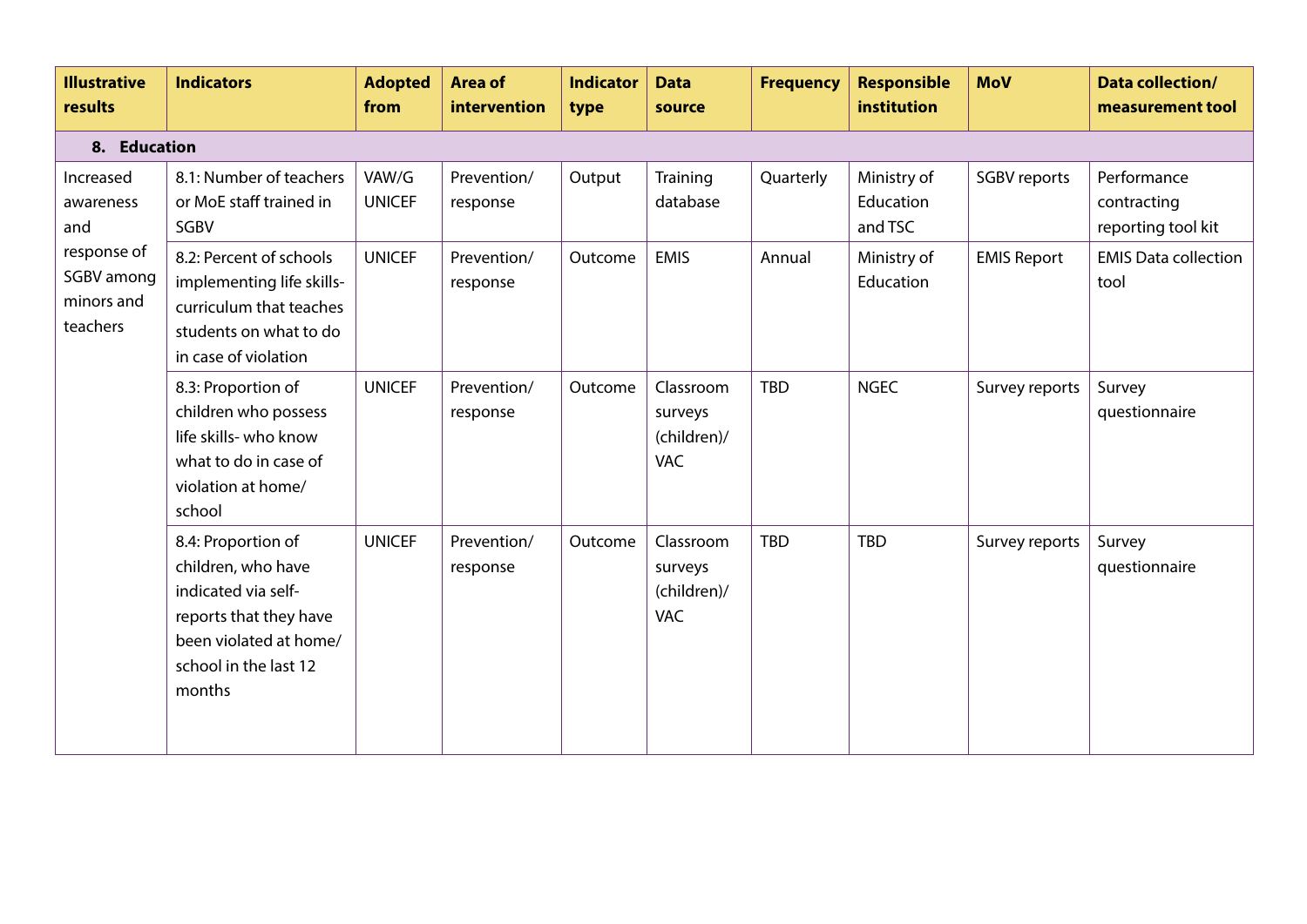| Illustrative results | Indicators | Adopted from | Area of intervention | Indicator type | Data source | Frequency | Responsible institution | MoV | Data collection/ measurement tool |
|---|---|---|---|---|---|---|---|---|---|
| **8. Education** | | | | | | | | | |
| Increased awareness and response of SGBV among minors and teachers | 8.1: Number of teachers or MoE staff trained in SGBV | VAW/G UNICEF | Prevention/ response | Output | Training database | Quarterly | Ministry of Education and TSC | SGBV reports | Performance contracting reporting tool kit |
| | 8.2: Percent of schools implementing life skills-curriculum that teaches students on what to do in case of violation | UNICEF | Prevention/ response | Outcome | EMIS | Annual | Ministry of Education | EMIS Report | EMIS Data collection tool |
| | 8.3: Proportion of children who possess life skills- who know what to do in case of violation at home/ school | UNICEF | Prevention/ response | Outcome | Classroom surveys (children)/ VAC | TBD | NGEC | Survey reports | Survey questionnaire |
| | 8.4: Proportion of children, who have indicated via self-reports that they have been violated at home/ school in the last 12 months | UNICEF | Prevention/ response | Outcome | Classroom surveys (children)/ VAC | TBD | TBD | Survey reports | Survey questionnaire |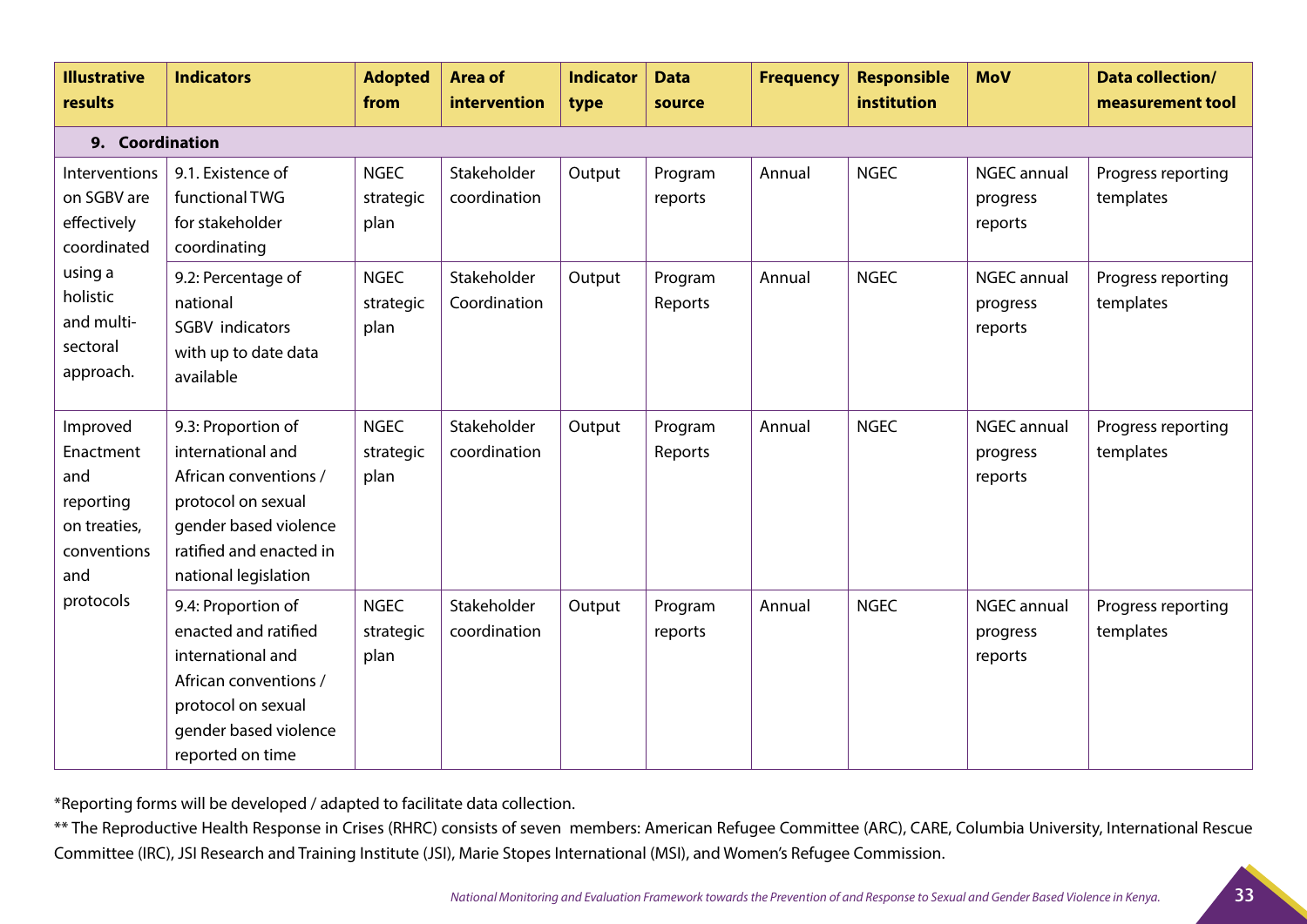| Illustrative results | Indicators | Adopted from | Area of intervention | Indicator type | Data source | Frequency | Responsible institution | MoV | Data collection/ measurement tool |
|---|---|---|---|---|---|---|---|---|---|
| **9. Coordination** | | | | | | | | | |
| Interventions on SGBV are effectively coordinated using a holistic and multi-sectoral approach. | 9.1. Existence of functional TWG for stakeholder coordinating | NGEC strategic plan | Stakeholder coordination | Output | Program reports | Annual | NGEC | NGEC annual progress reports | Progress reporting templates |
| | 9.2: Percentage of national SGBV indicators with up to date data available | NGEC strategic plan | Stakeholder Coordination | Output | Program Reports | Annual | NGEC | NGEC annual progress reports | Progress reporting templates |
| Improved Enactment and reporting on treaties, conventions and protocols | 9.3: Proportion of international and African conventions / protocol on sexual gender based violence ratified and enacted in national legislation | NGEC strategic plan | Stakeholder coordination | Output | Program Reports | Annual | NGEC | NGEC annual progress reports | Progress reporting templates |
| | 9.4: Proportion of enacted and ratified international and African conventions / protocol on sexual gender based violence reported on time | NGEC strategic plan | Stakeholder coordination | Output | Program reports | Annual | NGEC | NGEC annual progress reports | Progress reporting templates |

*Reporting forms will be developed / adapted to facilitate data collection.

** The Reproductive Health Response in Crises (RHRC) consists of seven members: American Refugee Committee (ARC), CARE, Columbia University, International Rescue Committee (IRC), JSI Research and Training Institute (JSI), Marie Stopes International (MSI), and Women's Refugee Commission.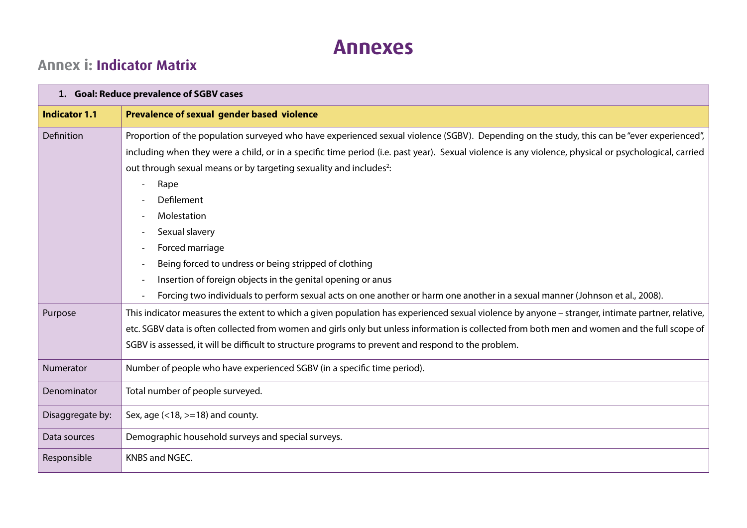# Annexes

## Annex i: Indicator Matrix

| 1. Goal: Reduce prevalence of SGBV cases | |
|---|---|
| **Indicator 1.1** | **Prevalence of sexual gender based violence** |
| Definition | Proportion of the population surveyed who have experienced sexual violence (SGBV). Depending on the study, this can be "ever experienced", including when they were a child, or in a specific time period (i.e. past year). Sexual violence is any violence, physical or psychological, carried out through sexual means or by targeting sexuality and includes[2]:<br>- Rape<br>- Defilement<br>- Molestation<br>- Sexual slavery<br>- Forced marriage<br>- Being forced to undress or being stripped of clothing<br>- Insertion of foreign objects in the genital opening or anus<br>- Forcing two individuals to perform sexual acts on one another or harm one another in a sexual manner (Johnson et al., 2008). |
| Purpose | This indicator measures the extent to which a given population has experienced sexual violence by anyone – stranger, intimate partner, relative, etc. SGBV data is often collected from women and girls only but unless information is collected from both men and women and the full scope of SGBV is assessed, it will be difficult to structure programs to prevent and respond to the problem. |
| Numerator | Number of people who have experienced SGBV (in a specific time period). |
| Denominator | Total number of people surveyed. |
| Disaggregate by: | Sex, age (<18, >=18) and county. |
| Data sources | Demographic household surveys and special surveys. |
| Responsible | KNBS and NGEC. |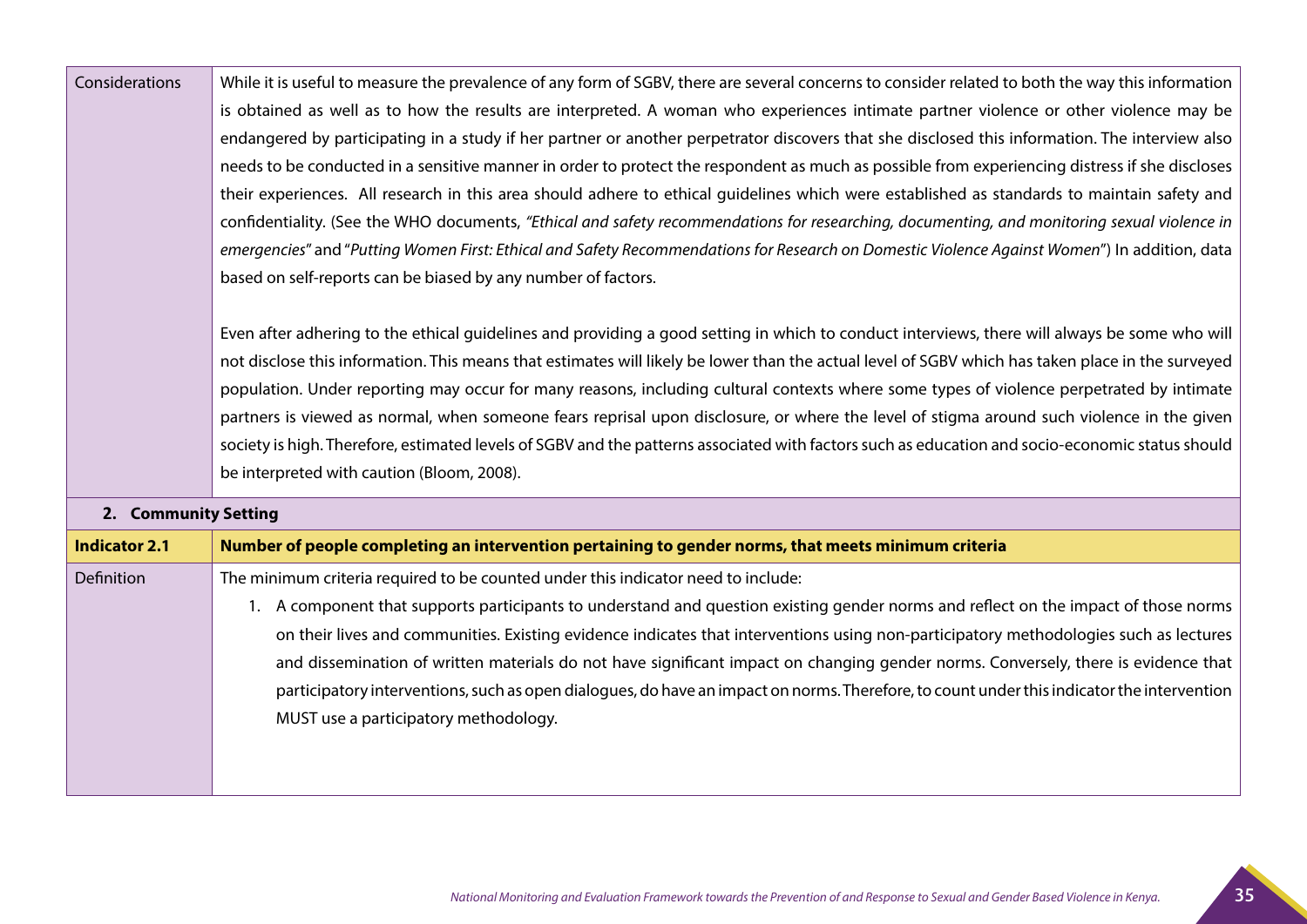| | |
|---|---|
| Considerations | While it is useful to measure the prevalence of any form of SGBV, there are several concerns to consider related to both the way this information is obtained as well as to how the results are interpreted. A woman who experiences intimate partner violence or other violence may be endangered by participating in a study if her partner or another perpetrator discovers that she disclosed this information. The interview also needs to be conducted in a sensitive manner in order to protect the respondent as much as possible from experiencing distress if she discloses their experiences. All research in this area should adhere to ethical guidelines which were established as standards to maintain safety and confidentiality. (See the WHO documents, *"Ethical and safety recommendations for researching, documenting, and monitoring sexual violence in emergencies"* and "*Putting Women First: Ethical and Safety Recommendations for Research on Domestic Violence Against Women*") In addition, data based on self-reports can be biased by any number of factors.<br><br>Even after adhering to the ethical guidelines and providing a good setting in which to conduct interviews, there will always be some who will not disclose this information. This means that estimates will likely be lower than the actual level of SGBV which has taken place in the surveyed population. Under reporting may occur for many reasons, including cultural contexts where some types of violence perpetrated by intimate partners is viewed as normal, when someone fears reprisal upon disclosure, or where the level of stigma around such violence in the given society is high. Therefore, estimated levels of SGBV and the patterns associated with factors such as education and socio-economic status should be interpreted with caution (Bloom, 2008). |
| **2. Community Setting** | |
| **Indicator 2.1** | **Number of people completing an intervention pertaining to gender norms, that meets minimum criteria** |
| Definition | The minimum criteria required to be counted under this indicator need to include:<br>1. A component that supports participants to understand and question existing gender norms and reflect on the impact of those norms on their lives and communities. Existing evidence indicates that interventions using non-participatory methodologies such as lectures and dissemination of written materials do not have significant impact on changing gender norms. Conversely, there is evidence that participatory interventions, such as open dialogues, do have an impact on norms. Therefore, to count under this indicator the intervention MUST use a participatory methodology. |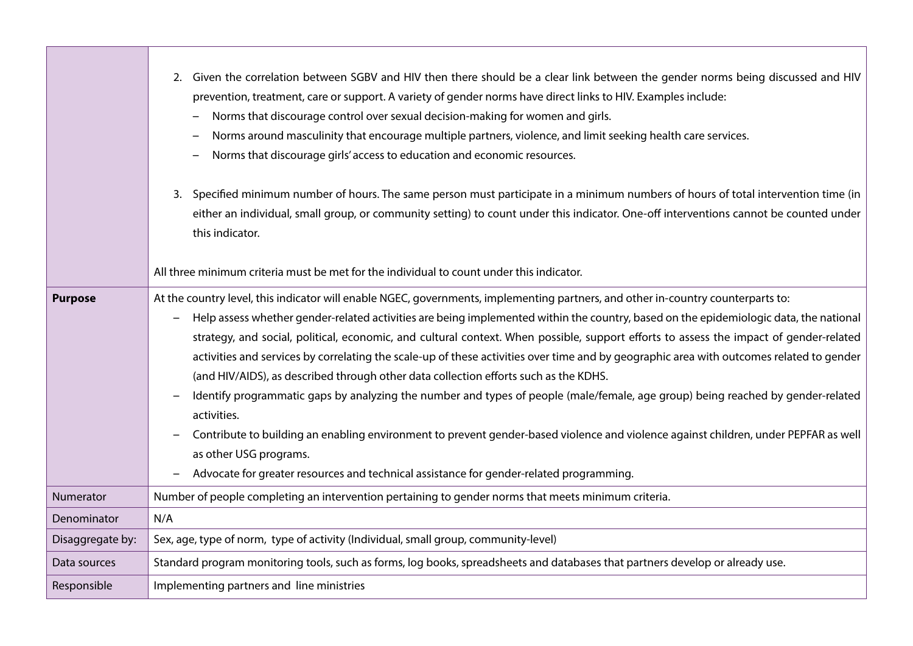| | |
|---|---|
| | 2. Given the correlation between SGBV and HIV then there should be a clear link between the gender norms being discussed and HIV prevention, treatment, care or support. A variety of gender norms have direct links to HIV. Examples include:<br>– Norms that discourage control over sexual decision-making for women and girls.<br>– Norms around masculinity that encourage multiple partners, violence, and limit seeking health care services.<br>– Norms that discourage girls' access to education and economic resources.<br><br>3. Specified minimum number of hours. The same person must participate in a minimum numbers of hours of total intervention time (in either an individual, small group, or community setting) to count under this indicator. One-off interventions cannot be counted under this indicator.<br><br>All three minimum criteria must be met for the individual to count under this indicator. |
| **Purpose** | At the country level, this indicator will enable NGEC, governments, implementing partners, and other in-country counterparts to:<br>– Help assess whether gender-related activities are being implemented within the country, based on the epidemiologic data, the national strategy, and social, political, economic, and cultural context. When possible, support efforts to assess the impact of gender-related activities and services by correlating the scale-up of these activities over time and by geographic area with outcomes related to gender (and HIV/AIDS), as described through other data collection efforts such as the KDHS.<br>– Identify programmatic gaps by analyzing the number and types of people (male/female, age group) being reached by gender-related activities.<br>– Contribute to building an enabling environment to prevent gender-based violence and violence against children, under PEPFAR as well as other USG programs.<br>– Advocate for greater resources and technical assistance for gender-related programming. |
| Numerator | Number of people completing an intervention pertaining to gender norms that meets minimum criteria. |
| Denominator | N/A |
| Disaggregate by: | Sex, age, type of norm, type of activity (Individual, small group, community-level) |
| Data sources | Standard program monitoring tools, such as forms, log books, spreadsheets and databases that partners develop or already use. |
| Responsible | Implementing partners and line ministries |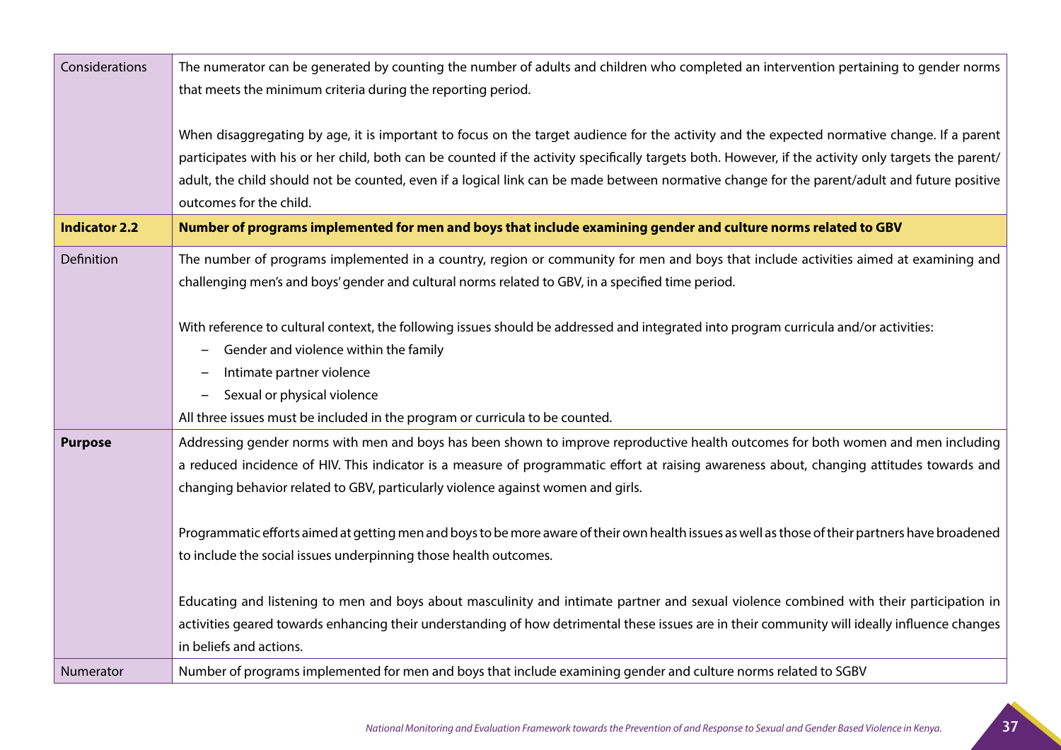| | |
|---|---|
| Considerations | The numerator can be generated by counting the number of adults and children who completed an intervention pertaining to gender norms that meets the minimum criteria during the reporting period.<br><br>When disaggregating by age, it is important to focus on the target audience for the activity and the expected normative change. If a parent participates with his or her child, both can be counted if the activity specifically targets both. However, if the activity only targets the parent/adult, the child should not be counted, even if a logical link can be made between normative change for the parent/adult and future positive outcomes for the child. |
| **Indicator 2.2** | **Number of programs implemented for men and boys that include examining gender and culture norms related to GBV** |
| Definition | The number of programs implemented in a country, region or community for men and boys that include activities aimed at examining and challenging men's and boys' gender and cultural norms related to GBV, in a specified time period.<br><br>With reference to cultural context, the following issues should be addressed and integrated into program curricula and/or activities:<br>– Gender and violence within the family<br>– Intimate partner violence<br>– Sexual or physical violence<br>All three issues must be included in the program or curricula to be counted. |
| **Purpose** | Addressing gender norms with men and boys has been shown to improve reproductive health outcomes for both women and men including a reduced incidence of HIV. This indicator is a measure of programmatic effort at raising awareness about, changing attitudes towards and changing behavior related to GBV, particularly violence against women and girls.<br><br>Programmatic efforts aimed at getting men and boys to be more aware of their own health issues as well as those of their partners have broadened to include the social issues underpinning those health outcomes.<br><br>Educating and listening to men and boys about masculinity and intimate partner and sexual violence combined with their participation in activities geared towards enhancing their understanding of how detrimental these issues are in their community will ideally influence changes in beliefs and actions. |
| Numerator | Number of programs implemented for men and boys that include examining gender and culture norms related to SGBV |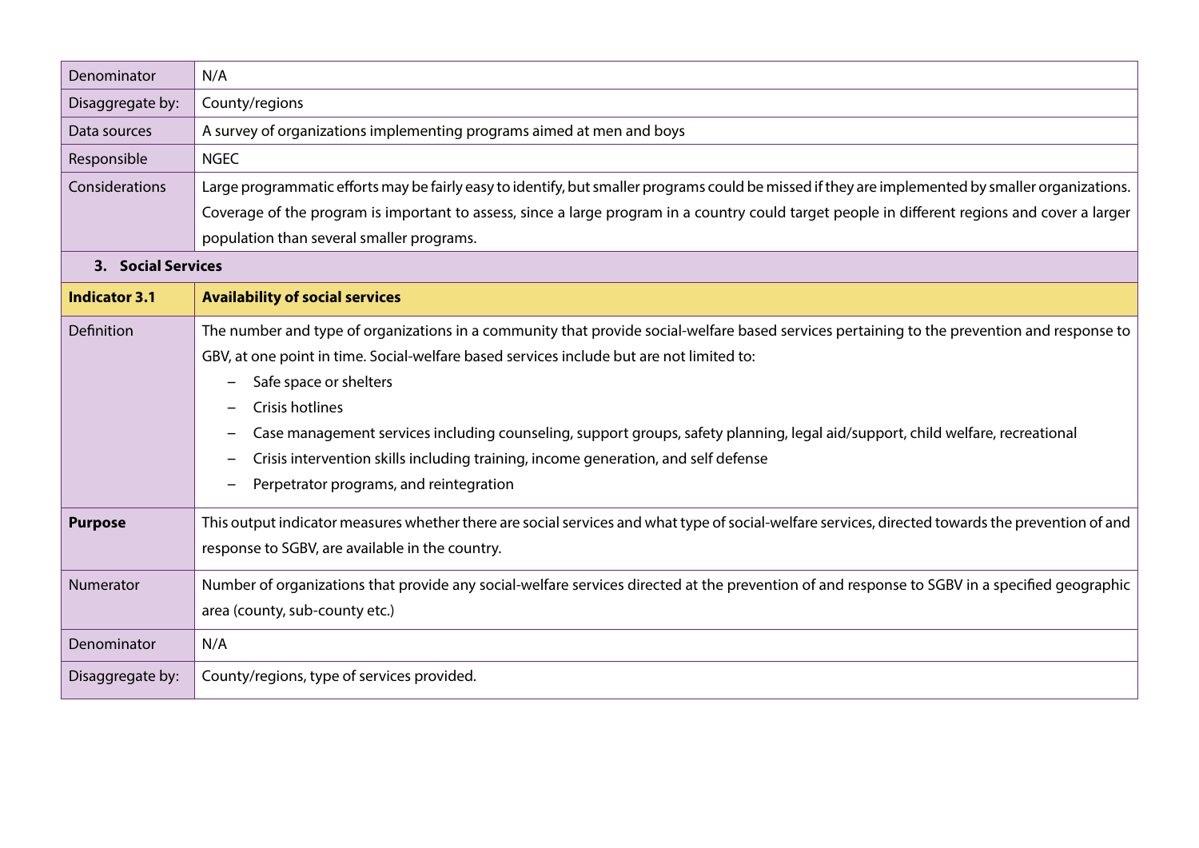| | |
|---|---|
| Denominator | N/A |
| Disaggregate by: | County/regions |
| Data sources | A survey of organizations implementing programs aimed at men and boys |
| Responsible | NGEC |
| Considerations | Large programmatic efforts may be fairly easy to identify, but smaller programs could be missed if they are implemented by smaller organizations. Coverage of the program is important to assess, since a large program in a country could target people in different regions and cover a larger population than several smaller programs. |

### 3. Social Services

| **Indicator 3.1** | **Availability of social services** |
|---|---|
| Definition | The number and type of organizations in a community that provide social-welfare based services pertaining to the prevention and response to GBV, at one point in time. Social-welfare based services include but are not limited to:<br>– Safe space or shelters<br>– Crisis hotlines<br>– Case management services including counseling, support groups, safety planning, legal aid/support, child welfare, recreational<br>– Crisis intervention skills including training, income generation, and self defense<br>– Perpetrator programs, and reintegration |
| **Purpose** | This output indicator measures whether there are social services and what type of social-welfare services, directed towards the prevention of and response to SGBV, are available in the country. |
| Numerator | Number of organizations that provide any social-welfare services directed at the prevention of and response to SGBV in a specified geographic area (county, sub-county etc.) |
| Denominator | N/A |
| Disaggregate by: | County/regions, type of services provided. |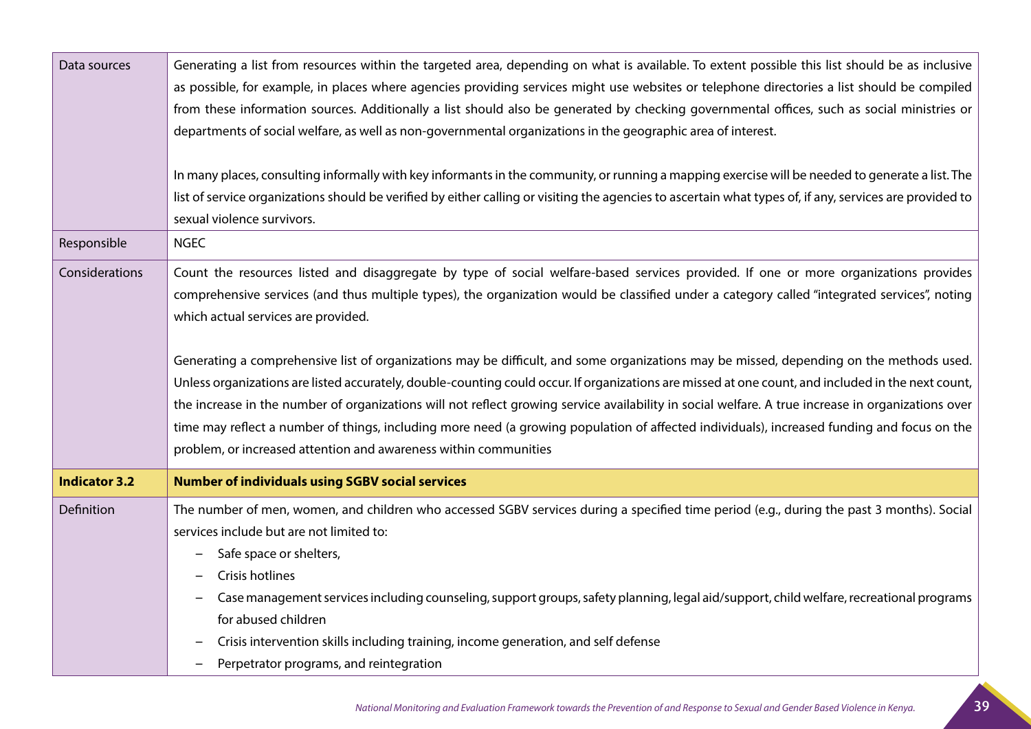| | |
|---|---|
| Data sources | Generating a list from resources within the targeted area, depending on what is available. To extent possible this list should be as inclusive as possible, for example, in places where agencies providing services might use websites or telephone directories a list should be compiled from these information sources. Additionally a list should also be generated by checking governmental offices, such as social ministries or departments of social welfare, as well as non-governmental organizations in the geographic area of interest.<br><br>In many places, consulting informally with key informants in the community, or running a mapping exercise will be needed to generate a list. The list of service organizations should be verified by either calling or visiting the agencies to ascertain what types of, if any, services are provided to sexual violence survivors. |
| Responsible | NGEC |
| Considerations | Count the resources listed and disaggregate by type of social welfare-based services provided. If one or more organizations provides comprehensive services (and thus multiple types), the organization would be classified under a category called "integrated services", noting which actual services are provided.<br><br>Generating a comprehensive list of organizations may be difficult, and some organizations may be missed, depending on the methods used. Unless organizations are listed accurately, double-counting could occur. If organizations are missed at one count, and included in the next count, the increase in the number of organizations will not reflect growing service availability in social welfare. A true increase in organizations over time may reflect a number of things, including more need (a growing population of affected individuals), increased funding and focus on the problem, or increased attention and awareness within communities |
| **Indicator 3.2** | **Number of individuals using SGBV social services** |
| Definition | The number of men, women, and children who accessed SGBV services during a specified time period (e.g., during the past 3 months). Social services include but are not limited to:<br>– Safe space or shelters,<br>– Crisis hotlines<br>– Case management services including counseling, support groups, safety planning, legal aid/support, child welfare, recreational programs for abused children<br>– Crisis intervention skills including training, income generation, and self defense<br>– Perpetrator programs, and reintegration |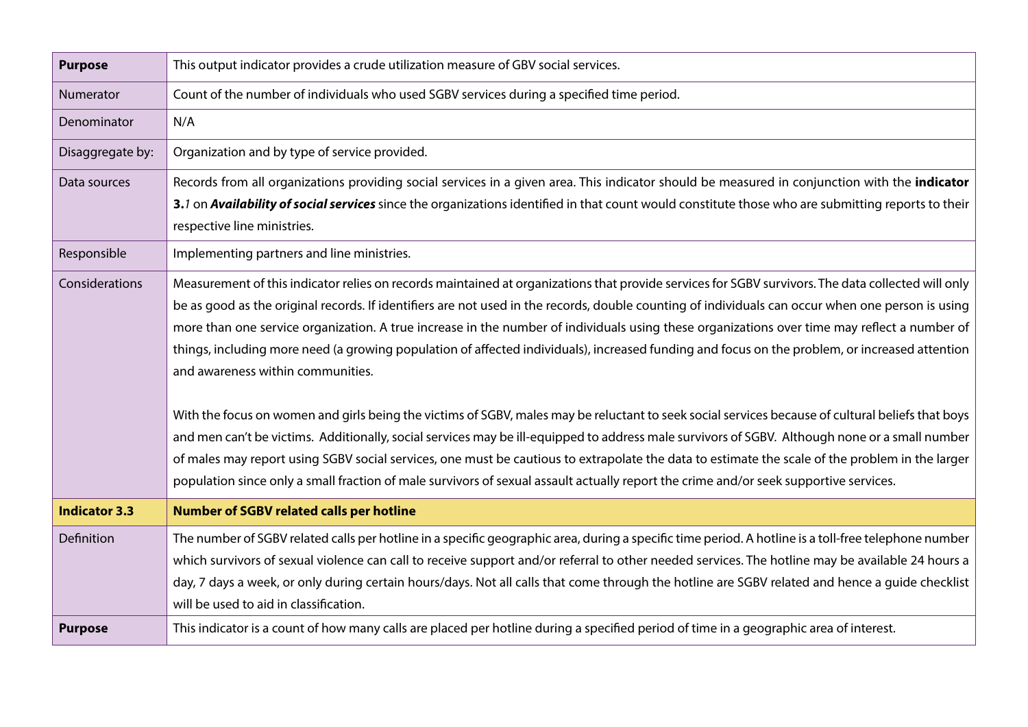| **Purpose** | This output indicator provides a crude utilization measure of GBV social services. |
|---|---|
| Numerator | Count of the number of individuals who used SGBV services during a specified time period. |
| Denominator | N/A |
| Disaggregate by: | Organization and by type of service provided. |
| Data sources | Records from all organizations providing social services in a given area. This indicator should be measured in conjunction with the **indicator 3.***1* on ***Availability of social services*** since the organizations identified in that count would constitute those who are submitting reports to their respective line ministries. |
| Responsible | Implementing partners and line ministries. |
| Considerations | Measurement of this indicator relies on records maintained at organizations that provide services for SGBV survivors. The data collected will only be as good as the original records. If identifiers are not used in the records, double counting of individuals can occur when one person is using more than one service organization. A true increase in the number of individuals using these organizations over time may reflect a number of things, including more need (a growing population of affected individuals), increased funding and focus on the problem, or increased attention and awareness within communities.<br><br>With the focus on women and girls being the victims of SGBV, males may be reluctant to seek social services because of cultural beliefs that boys and men can't be victims. Additionally, social services may be ill-equipped to address male survivors of SGBV. Although none or a small number of males may report using SGBV social services, one must be cautious to extrapolate the data to estimate the scale of the problem in the larger population since only a small fraction of male survivors of sexual assault actually report the crime and/or seek supportive services. |
| **Indicator 3.3** | **Number of SGBV related calls per hotline** |
| Definition | The number of SGBV related calls per hotline in a specific geographic area, during a specific time period. A hotline is a toll-free telephone number which survivors of sexual violence can call to receive support and/or referral to other needed services. The hotline may be available 24 hours a day, 7 days a week, or only during certain hours/days. Not all calls that come through the hotline are SGBV related and hence a guide checklist will be used to aid in classification. |
| **Purpose** | This indicator is a count of how many calls are placed per hotline during a specified period of time in a geographic area of interest. |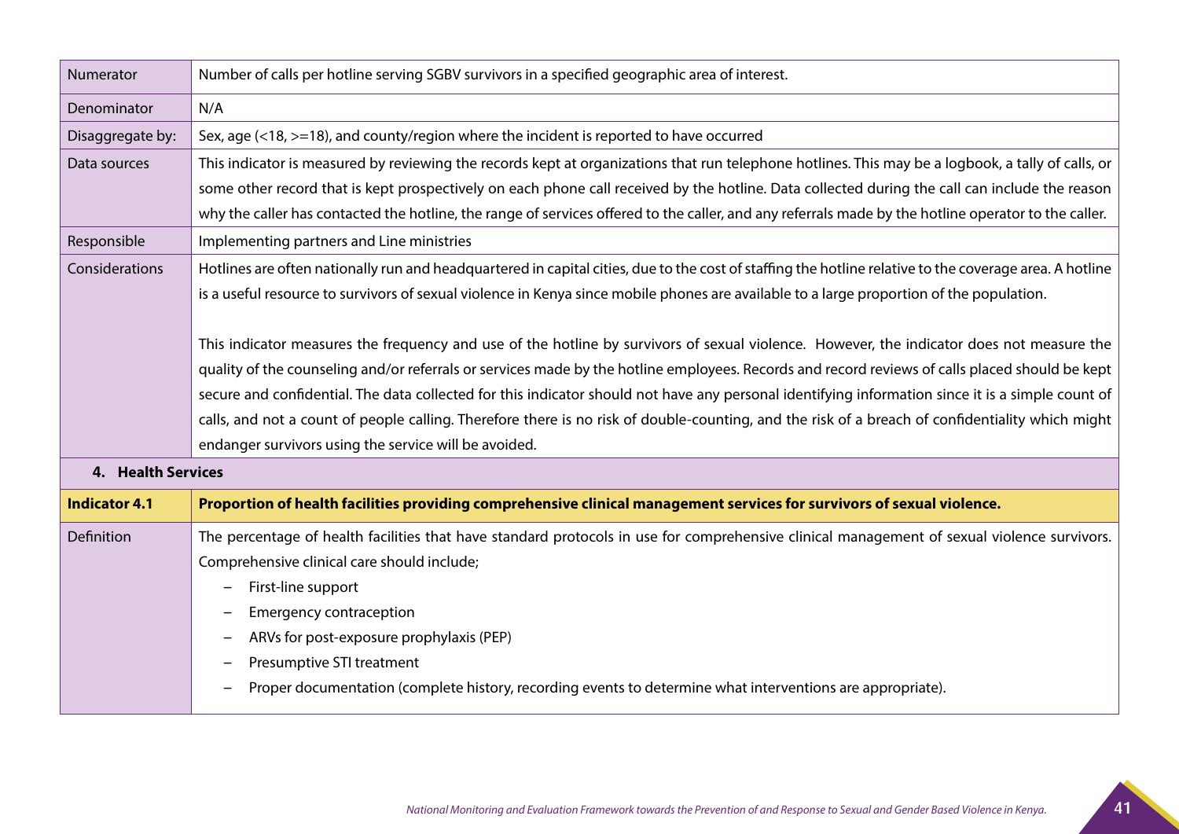| | |
|---|---|
| Numerator | Number of calls per hotline serving SGBV survivors in a specified geographic area of interest. |
| Denominator | N/A |
| Disaggregate by: | Sex, age (<18, >=18), and county/region where the incident is reported to have occurred |
| Data sources | This indicator is measured by reviewing the records kept at organizations that run telephone hotlines. This may be a logbook, a tally of calls, or some other record that is kept prospectively on each phone call received by the hotline. Data collected during the call can include the reason why the caller has contacted the hotline, the range of services offered to the caller, and any referrals made by the hotline operator to the caller. |
| Responsible | Implementing partners and Line ministries |
| Considerations | Hotlines are often nationally run and headquartered in capital cities, due to the cost of staffing the hotline relative to the coverage area. A hotline is a useful resource to survivors of sexual violence in Kenya since mobile phones are available to a large proportion of the population.<br><br>This indicator measures the frequency and use of the hotline by survivors of sexual violence. However, the indicator does not measure the quality of the counseling and/or referrals or services made by the hotline employees. Records and record reviews of calls placed should be kept secure and confidential. The data collected for this indicator should not have any personal identifying information since it is a simple count of calls, and not a count of people calling. Therefore there is no risk of double-counting, and the risk of a breach of confidentiality which might endanger survivors using the service will be avoided. |

## 4. Health Services

| | |
|---|---|
| **Indicator 4.1** | **Proportion of health facilities providing comprehensive clinical management services for survivors of sexual violence.** |
| Definition | The percentage of health facilities that have standard protocols in use for comprehensive clinical management of sexual violence survivors. Comprehensive clinical care should include;<br>– First-line support<br>– Emergency contraception<br>– ARVs for post-exposure prophylaxis (PEP)<br>– Presumptive STI treatment<br>– Proper documentation (complete history, recording events to determine what interventions are appropriate). |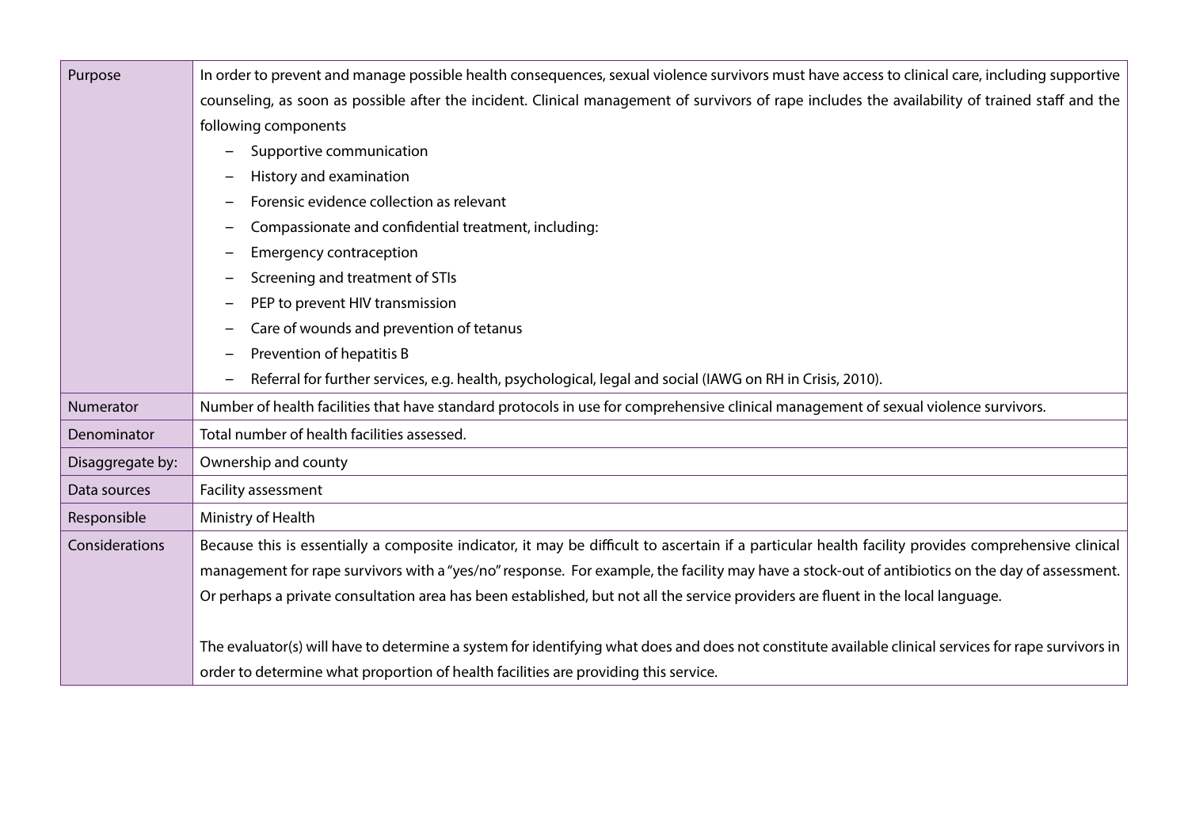| Purpose | In order to prevent and manage possible health consequences, sexual violence survivors must have access to clinical care, including supportive counseling, as soon as possible after the incident. Clinical management of survivors of rape includes the availability of trained staff and the following components<br>– Supportive communication<br>– History and examination<br>– Forensic evidence collection as relevant<br>– Compassionate and confidential treatment, including:<br>– Emergency contraception<br>– Screening and treatment of STIs<br>– PEP to prevent HIV transmission<br>– Care of wounds and prevention of tetanus<br>– Prevention of hepatitis B<br>– Referral for further services, e.g. health, psychological, legal and social (IAWG on RH in Crisis, 2010). |
|---|---|
| Numerator | Number of health facilities that have standard protocols in use for comprehensive clinical management of sexual violence survivors. |
| Denominator | Total number of health facilities assessed. |
| Disaggregate by: | Ownership and county |
| Data sources | Facility assessment |
| Responsible | Ministry of Health |
| Considerations | Because this is essentially a composite indicator, it may be difficult to ascertain if a particular health facility provides comprehensive clinical management for rape survivors with a "yes/no" response. For example, the facility may have a stock-out of antibiotics on the day of assessment. Or perhaps a private consultation area has been established, but not all the service providers are fluent in the local language.<br><br>The evaluator(s) will have to determine a system for identifying what does and does not constitute available clinical services for rape survivors in order to determine what proportion of health facilities are providing this service. |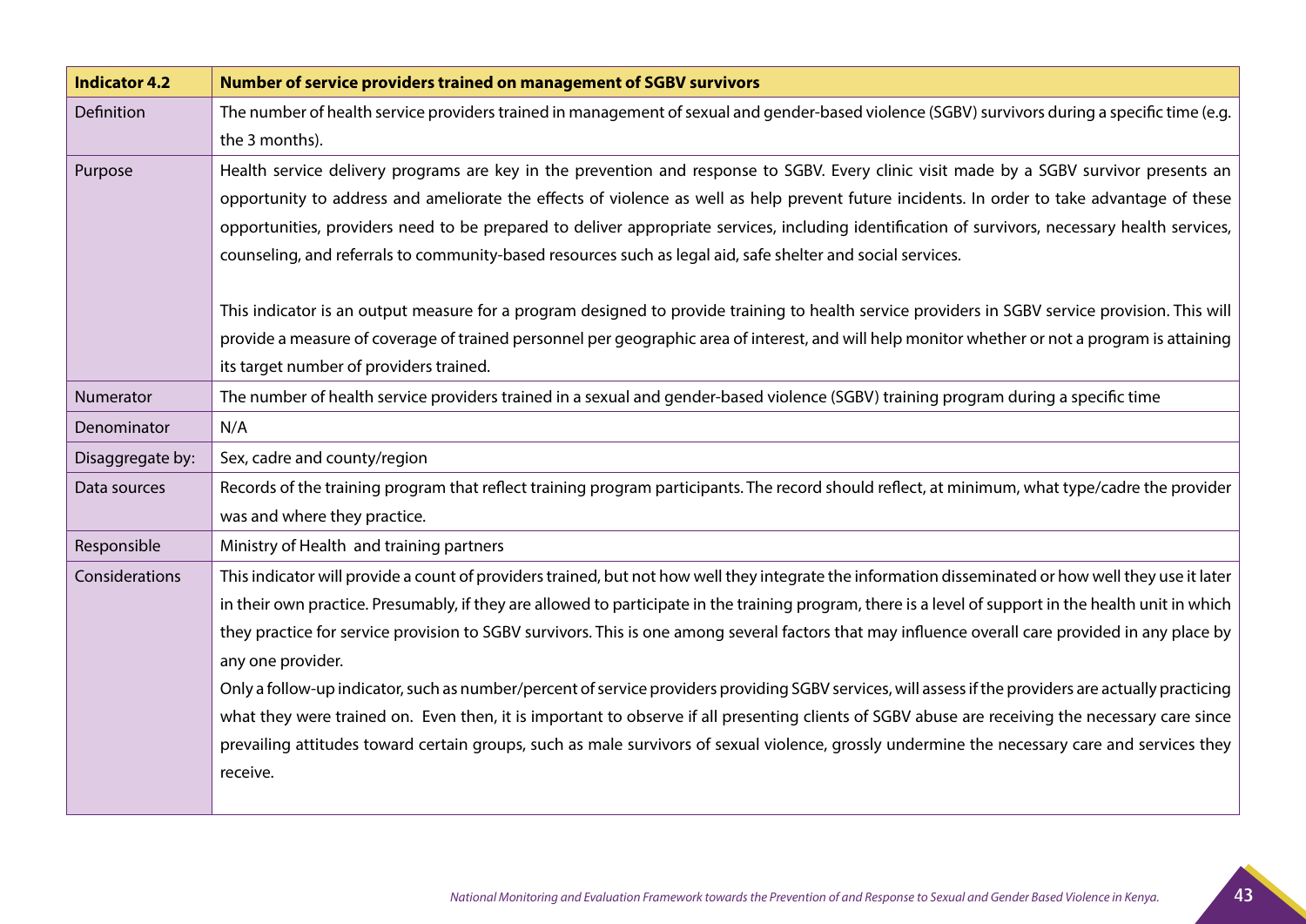| Indicator 4.2 | Number of service providers trained on management of SGBV survivors |
|---|---|
| Definition | The number of health service providers trained in management of sexual and gender-based violence (SGBV) survivors during a specific time (e.g. the 3 months). |
| Purpose | Health service delivery programs are key in the prevention and response to SGBV. Every clinic visit made by a SGBV survivor presents an opportunity to address and ameliorate the effects of violence as well as help prevent future incidents. In order to take advantage of these opportunities, providers need to be prepared to deliver appropriate services, including identification of survivors, necessary health services, counseling, and referrals to community-based resources such as legal aid, safe shelter and social services.<br><br>This indicator is an output measure for a program designed to provide training to health service providers in SGBV service provision. This will provide a measure of coverage of trained personnel per geographic area of interest, and will help monitor whether or not a program is attaining its target number of providers trained. |
| Numerator | The number of health service providers trained in a sexual and gender-based violence (SGBV) training program during a specific time |
| Denominator | N/A |
| Disaggregate by: | Sex, cadre and county/region |
| Data sources | Records of the training program that reflect training program participants. The record should reflect, at minimum, what type/cadre the provider was and where they practice. |
| Responsible | Ministry of Health and training partners |
| Considerations | This indicator will provide a count of providers trained, but not how well they integrate the information disseminated or how well they use it later in their own practice. Presumably, if they are allowed to participate in the training program, there is a level of support in the health unit in which they practice for service provision to SGBV survivors. This is one among several factors that may influence overall care provided in any place by any one provider.<br>Only a follow-up indicator, such as number/percent of service providers providing SGBV services, will assess if the providers are actually practicing what they were trained on. Even then, it is important to observe if all presenting clients of SGBV abuse are receiving the necessary care since prevailing attitudes toward certain groups, such as male survivors of sexual violence, grossly undermine the necessary care and services they receive. |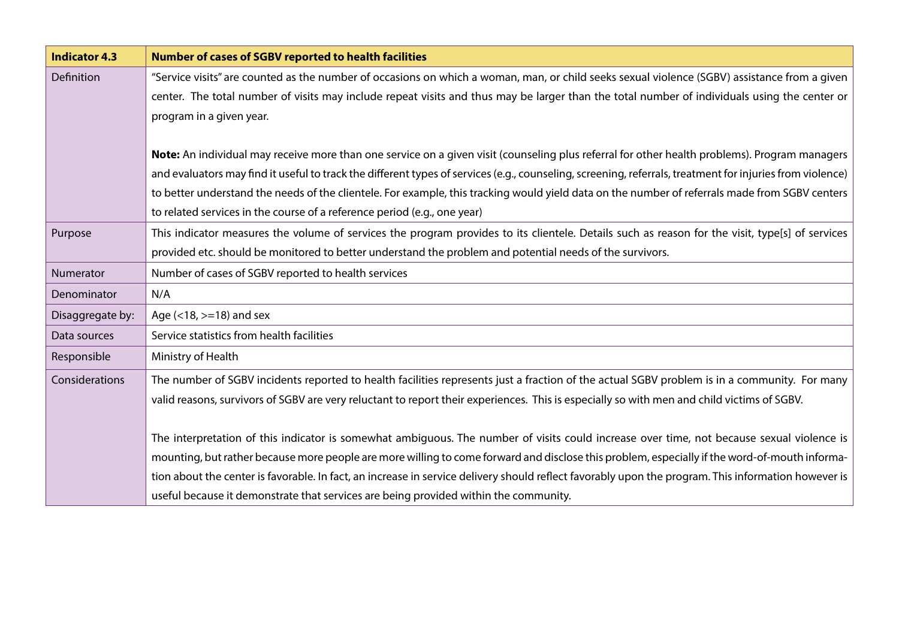| Indicator 4.3 | Number of cases of SGBV reported to health facilities |
|---|---|
| Definition | "Service visits" are counted as the number of occasions on which a woman, man, or child seeks sexual violence (SGBV) assistance from a given center. The total number of visits may include repeat visits and thus may be larger than the total number of individuals using the center or program in a given year.<br><br>**Note:** An individual may receive more than one service on a given visit (counseling plus referral for other health problems). Program managers and evaluators may find it useful to track the different types of services (e.g., counseling, screening, referrals, treatment for injuries from violence) to better understand the needs of the clientele. For example, this tracking would yield data on the number of referrals made from SGBV centers to related services in the course of a reference period (e.g., one year) |
| Purpose | This indicator measures the volume of services the program provides to its clientele. Details such as reason for the visit, type[s] of services provided etc. should be monitored to better understand the problem and potential needs of the survivors. |
| Numerator | Number of cases of SGBV reported to health services |
| Denominator | N/A |
| Disaggregate by: | Age (<18, >=18) and sex |
| Data sources | Service statistics from health facilities |
| Responsible | Ministry of Health |
| Considerations | The number of SGBV incidents reported to health facilities represents just a fraction of the actual SGBV problem is in a community. For many valid reasons, survivors of SGBV are very reluctant to report their experiences. This is especially so with men and child victims of SGBV.<br><br>The interpretation of this indicator is somewhat ambiguous. The number of visits could increase over time, not because sexual violence is mounting, but rather because more people are more willing to come forward and disclose this problem, especially if the word-of-mouth information about the center is favorable. In fact, an increase in service delivery should reflect favorably upon the program. This information however is useful because it demonstrate that services are being provided within the community. |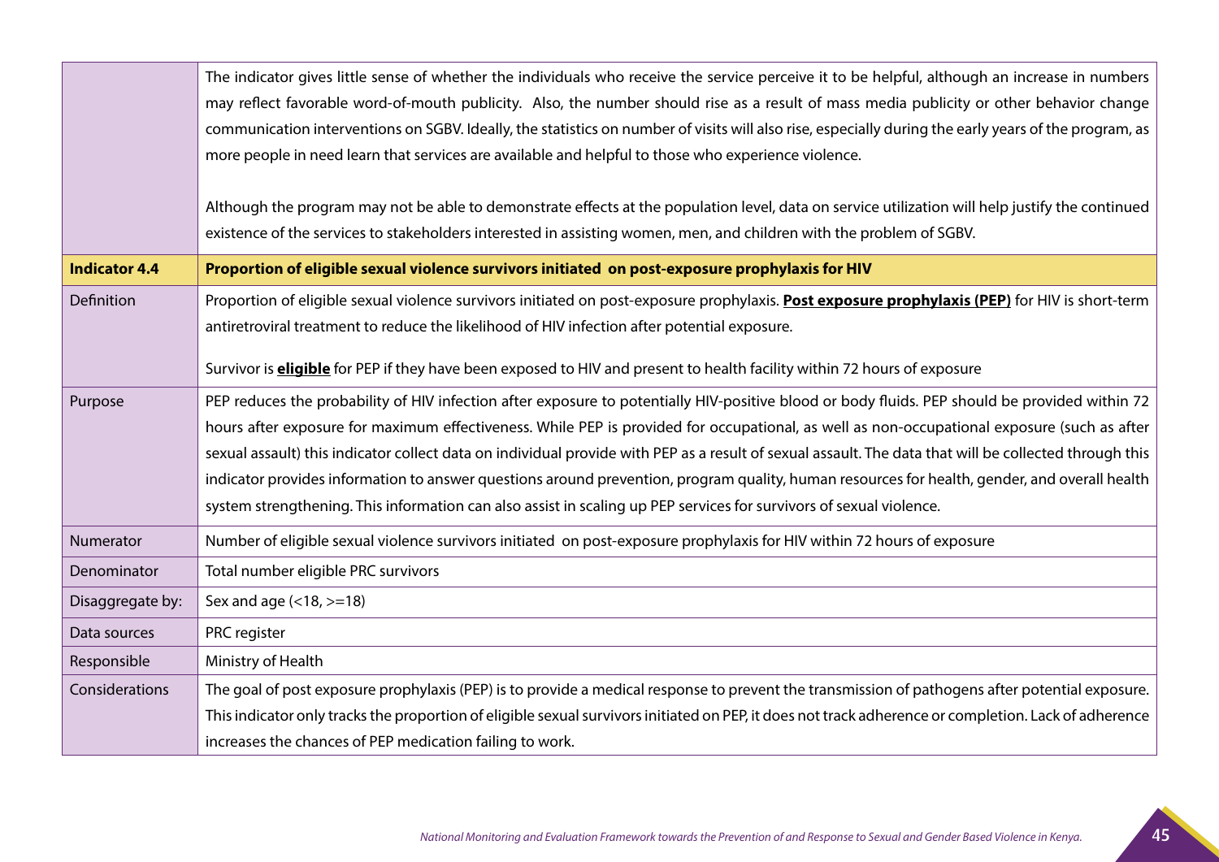| | |
|---|---|
| | The indicator gives little sense of whether the individuals who receive the service perceive it to be helpful, although an increase in numbers may reflect favorable word-of-mouth publicity. Also, the number should rise as a result of mass media publicity or other behavior change communication interventions on SGBV. Ideally, the statistics on number of visits will also rise, especially during the early years of the program, as more people in need learn that services are available and helpful to those who experience violence.<br><br>Although the program may not be able to demonstrate effects at the population level, data on service utilization will help justify the continued existence of the services to stakeholders interested in assisting women, men, and children with the problem of SGBV. |
| **Indicator 4.4** | **Proportion of eligible sexual violence survivors initiated on post-exposure prophylaxis for HIV** |
| Definition | Proportion of eligible sexual violence survivors initiated on post-exposure prophylaxis. **Post exposure prophylaxis (PEP)** for HIV is short-term antiretroviral treatment to reduce the likelihood of HIV infection after potential exposure.<br><br>Survivor is **eligible** for PEP if they have been exposed to HIV and present to health facility within 72 hours of exposure |
| Purpose | PEP reduces the probability of HIV infection after exposure to potentially HIV-positive blood or body fluids. PEP should be provided within 72 hours after exposure for maximum effectiveness. While PEP is provided for occupational, as well as non-occupational exposure (such as after sexual assault) this indicator collect data on individual provide with PEP as a result of sexual assault. The data that will be collected through this indicator provides information to answer questions around prevention, program quality, human resources for health, gender, and overall health system strengthening. This information can also assist in scaling up PEP services for survivors of sexual violence. |
| Numerator | Number of eligible sexual violence survivors initiated on post-exposure prophylaxis for HIV within 72 hours of exposure |
| Denominator | Total number eligible PRC survivors |
| Disaggregate by: | Sex and age (<18, >=18) |
| Data sources | PRC register |
| Responsible | Ministry of Health |
| Considerations | The goal of post exposure prophylaxis (PEP) is to provide a medical response to prevent the transmission of pathogens after potential exposure. This indicator only tracks the proportion of eligible sexual survivors initiated on PEP, it does not track adherence or completion. Lack of adherence increases the chances of PEP medication failing to work. |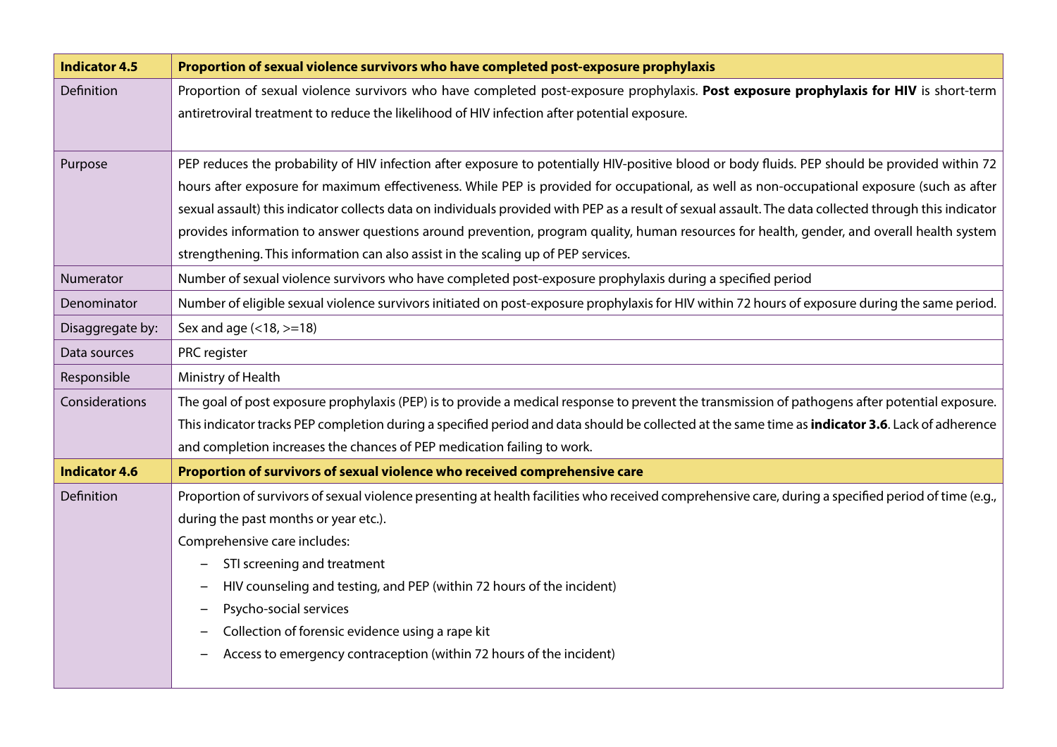| Indicator 4.5 | Proportion of sexual violence survivors who have completed post-exposure prophylaxis |
|---|---|
| Definition | Proportion of sexual violence survivors who have completed post-exposure prophylaxis. **Post exposure prophylaxis for HIV** is short-term antiretroviral treatment to reduce the likelihood of HIV infection after potential exposure. |
| Purpose | PEP reduces the probability of HIV infection after exposure to potentially HIV-positive blood or body fluids. PEP should be provided within 72 hours after exposure for maximum effectiveness. While PEP is provided for occupational, as well as non-occupational exposure (such as after sexual assault) this indicator collects data on individuals provided with PEP as a result of sexual assault. The data collected through this indicator provides information to answer questions around prevention, program quality, human resources for health, gender, and overall health system strengthening. This information can also assist in the scaling up of PEP services. |
| Numerator | Number of sexual violence survivors who have completed post-exposure prophylaxis during a specified period |
| Denominator | Number of eligible sexual violence survivors initiated on post-exposure prophylaxis for HIV within 72 hours of exposure during the same period. |
| Disaggregate by: | Sex and age (<18, >=18) |
| Data sources | PRC register |
| Responsible | Ministry of Health |
| Considerations | The goal of post exposure prophylaxis (PEP) is to provide a medical response to prevent the transmission of pathogens after potential exposure. This indicator tracks PEP completion during a specified period and data should be collected at the same time as **indicator 3.6**. Lack of adherence and completion increases the chances of PEP medication failing to work. |
| **Indicator 4.6** | **Proportion of survivors of sexual violence who received comprehensive care** |
| Definition | Proportion of survivors of sexual violence presenting at health facilities who received comprehensive care, during a specified period of time (e.g., during the past months or year etc.).<br>Comprehensive care includes:<br>– STI screening and treatment<br>– HIV counseling and testing, and PEP (within 72 hours of the incident)<br>– Psycho-social services<br>– Collection of forensic evidence using a rape kit<br>– Access to emergency contraception (within 72 hours of the incident) |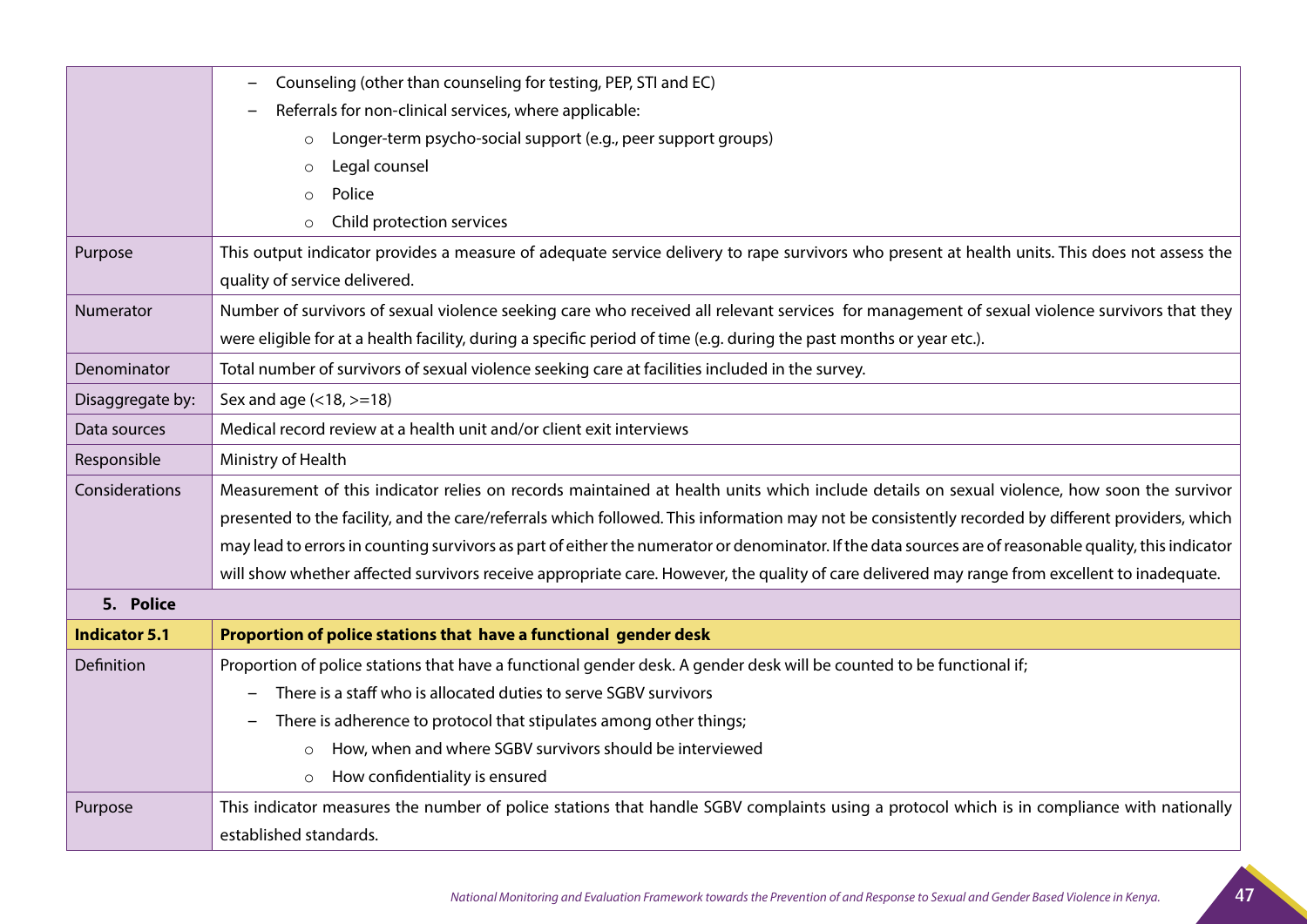| | |
|---|---|
| | – Counseling (other than counseling for testing, PEP, STI and EC)<br>– Referrals for non-clinical services, where applicable:<br>  ○ Longer-term psycho-social support (e.g., peer support groups)<br>  ○ Legal counsel<br>  ○ Police<br>  ○ Child protection services |
| Purpose | This output indicator provides a measure of adequate service delivery to rape survivors who present at health units. This does not assess the quality of service delivered. |
| Numerator | Number of survivors of sexual violence seeking care who received all relevant services for management of sexual violence survivors that they were eligible for at a health facility, during a specific period of time (e.g. during the past months or year etc.). |
| Denominator | Total number of survivors of sexual violence seeking care at facilities included in the survey. |
| Disaggregate by: | Sex and age (<18, >=18) |
| Data sources | Medical record review at a health unit and/or client exit interviews |
| Responsible | Ministry of Health |
| Considerations | Measurement of this indicator relies on records maintained at health units which include details on sexual violence, how soon the survivor presented to the facility, and the care/referrals which followed. This information may not be consistently recorded by different providers, which may lead to errors in counting survivors as part of either the numerator or denominator. If the data sources are of reasonable quality, this indicator will show whether affected survivors receive appropriate care. However, the quality of care delivered may range from excellent to inadequate. |
| **5. Police** | |
| **Indicator 5.1** | **Proportion of police stations that have a functional gender desk** |
| Definition | Proportion of police stations that have a functional gender desk. A gender desk will be counted to be functional if;<br>– There is a staff who is allocated duties to serve SGBV survivors<br>– There is adherence to protocol that stipulates among other things;<br>  ○ How, when and where SGBV survivors should be interviewed<br>  ○ How confidentiality is ensured |
| Purpose | This indicator measures the number of police stations that handle SGBV complaints using a protocol which is in compliance with nationally established standards. |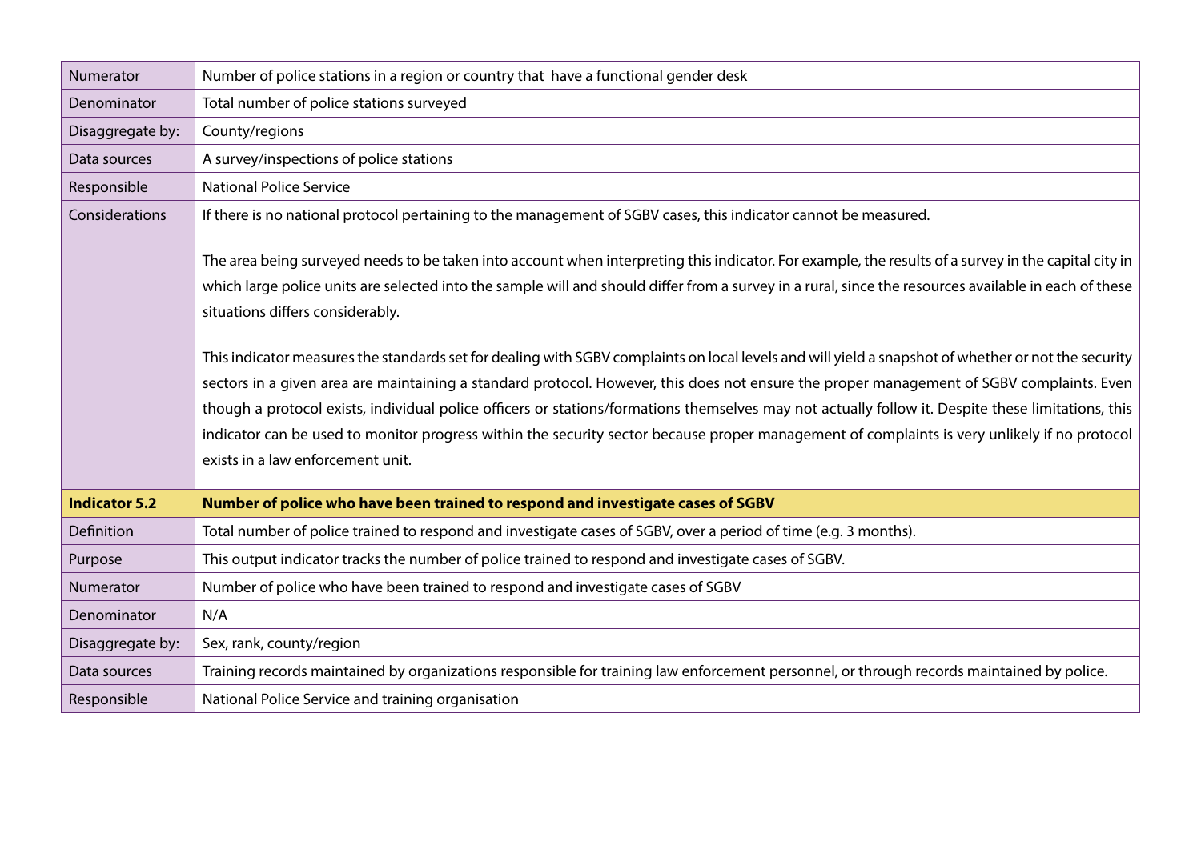| Numerator | Number of police stations in a region or country that have a functional gender desk |
|---|---|
| Denominator | Total number of police stations surveyed |
| Disaggregate by: | County/regions |
| Data sources | A survey/inspections of police stations |
| Responsible | National Police Service |
| Considerations | If there is no national protocol pertaining to the management of SGBV cases, this indicator cannot be measured.<br><br>The area being surveyed needs to be taken into account when interpreting this indicator. For example, the results of a survey in the capital city in which large police units are selected into the sample will and should differ from a survey in a rural, since the resources available in each of these situations differs considerably.<br><br>This indicator measures the standards set for dealing with SGBV complaints on local levels and will yield a snapshot of whether or not the security sectors in a given area are maintaining a standard protocol. However, this does not ensure the proper management of SGBV complaints. Even though a protocol exists, individual police officers or stations/formations themselves may not actually follow it. Despite these limitations, this indicator can be used to monitor progress within the security sector because proper management of complaints is very unlikely if no protocol exists in a law enforcement unit. |
| **Indicator 5.2** | **Number of police who have been trained to respond and investigate cases of SGBV** |
| Definition | Total number of police trained to respond and investigate cases of SGBV, over a period of time (e.g. 3 months). |
| Purpose | This output indicator tracks the number of police trained to respond and investigate cases of SGBV. |
| Numerator | Number of police who have been trained to respond and investigate cases of SGBV |
| Denominator | N/A |
| Disaggregate by: | Sex, rank, county/region |
| Data sources | Training records maintained by organizations responsible for training law enforcement personnel, or through records maintained by police. |
| Responsible | National Police Service and training organisation |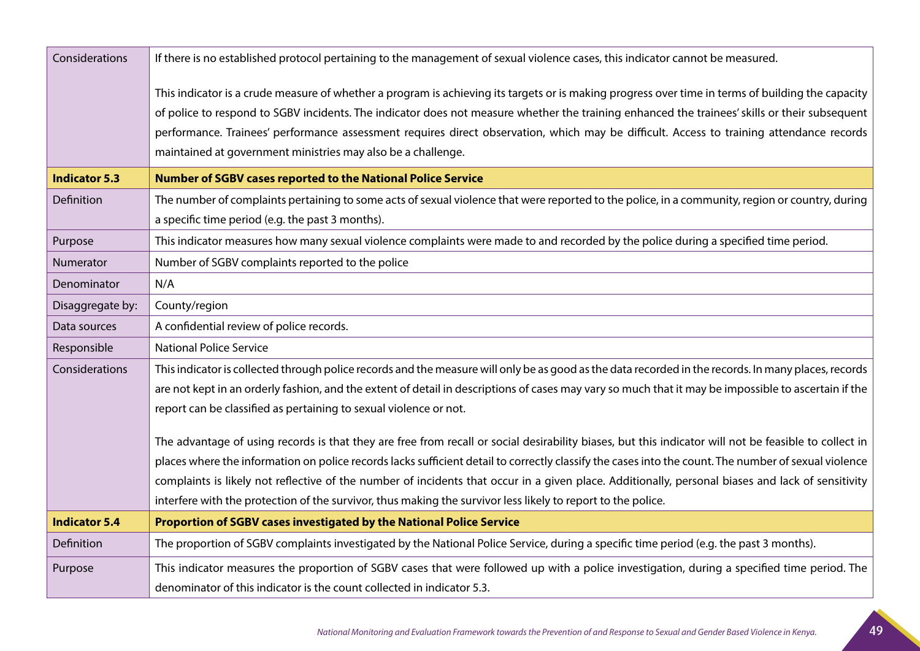| | |
|---|---|
| Considerations | If there is no established protocol pertaining to the management of sexual violence cases, this indicator cannot be measured.<br><br>This indicator is a crude measure of whether a program is achieving its targets or is making progress over time in terms of building the capacity of police to respond to SGBV incidents. The indicator does not measure whether the training enhanced the trainees' skills or their subsequent performance. Trainees' performance assessment requires direct observation, which may be difficult. Access to training attendance records maintained at government ministries may also be a challenge. |
| **Indicator 5.3** | **Number of SGBV cases reported to the National Police Service** |
| Definition | The number of complaints pertaining to some acts of sexual violence that were reported to the police, in a community, region or country, during a specific time period (e.g. the past 3 months). |
| Purpose | This indicator measures how many sexual violence complaints were made to and recorded by the police during a specified time period. |
| Numerator | Number of SGBV complaints reported to the police |
| Denominator | N/A |
| Disaggregate by: | County/region |
| Data sources | A confidential review of police records. |
| Responsible | National Police Service |
| Considerations | This indicator is collected through police records and the measure will only be as good as the data recorded in the records. In many places, records are not kept in an orderly fashion, and the extent of detail in descriptions of cases may vary so much that it may be impossible to ascertain if the report can be classified as pertaining to sexual violence or not.<br><br>The advantage of using records is that they are free from recall or social desirability biases, but this indicator will not be feasible to collect in places where the information on police records lacks sufficient detail to correctly classify the cases into the count. The number of sexual violence complaints is likely not reflective of the number of incidents that occur in a given place. Additionally, personal biases and lack of sensitivity interfere with the protection of the survivor, thus making the survivor less likely to report to the police. |
| **Indicator 5.4** | **Proportion of SGBV cases investigated by the National Police Service** |
| Definition | The proportion of SGBV complaints investigated by the National Police Service, during a specific time period (e.g. the past 3 months). |
| Purpose | This indicator measures the proportion of SGBV cases that were followed up with a police investigation, during a specified time period. The denominator of this indicator is the count collected in indicator 5.3. |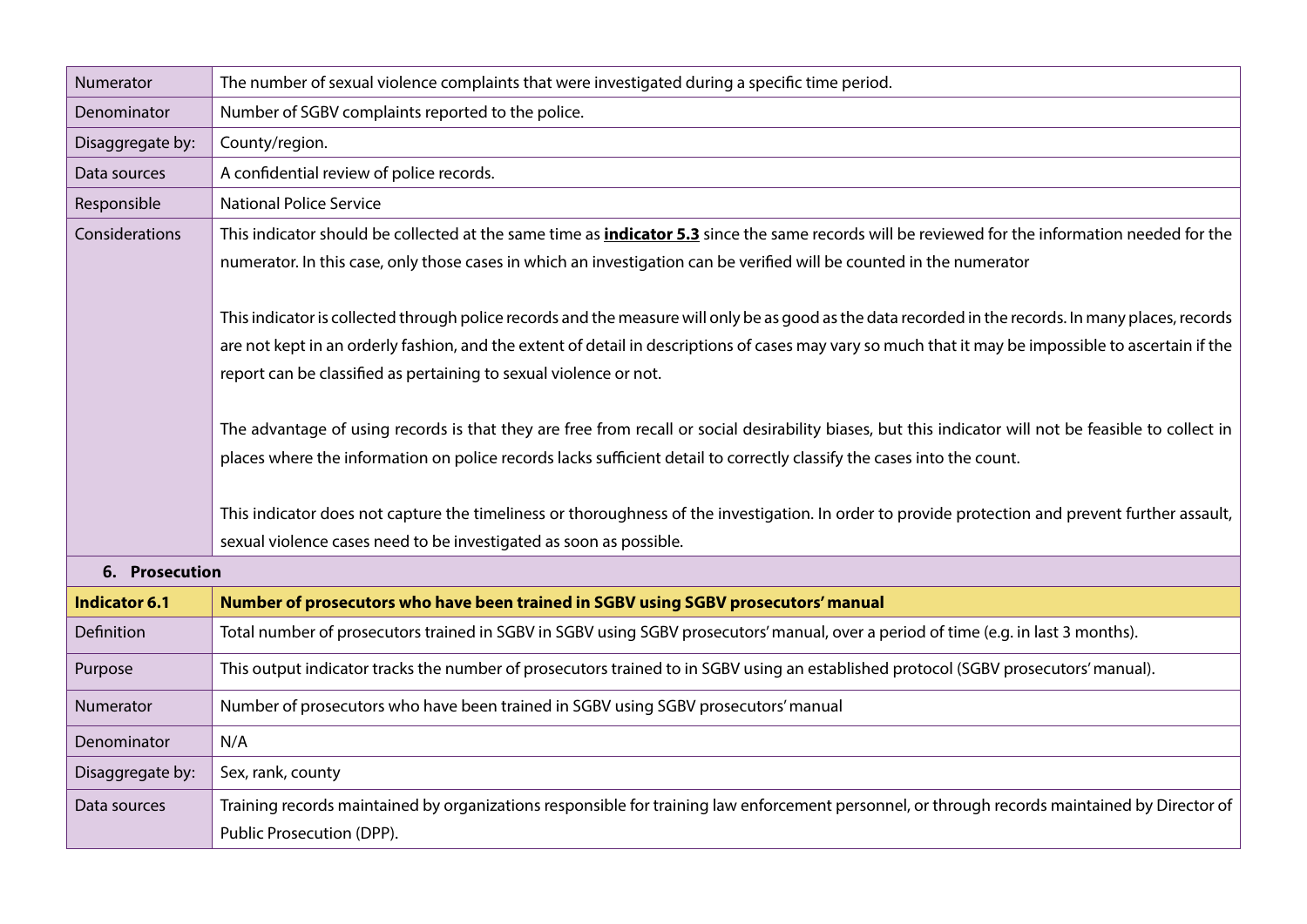| | |
|---|---|
| Numerator | The number of sexual violence complaints that were investigated during a specific time period. |
| Denominator | Number of SGBV complaints reported to the police. |
| Disaggregate by: | County/region. |
| Data sources | A confidential review of police records. |
| Responsible | National Police Service |
| Considerations | This indicator should be collected at the same time as **indicator 5.3** since the same records will be reviewed for the information needed for the numerator. In this case, only those cases in which an investigation can be verified will be counted in the numerator<br><br>This indicator is collected through police records and the measure will only be as good as the data recorded in the records. In many places, records are not kept in an orderly fashion, and the extent of detail in descriptions of cases may vary so much that it may be impossible to ascertain if the report can be classified as pertaining to sexual violence or not.<br><br>The advantage of using records is that they are free from recall or social desirability biases, but this indicator will not be feasible to collect in places where the information on police records lacks sufficient detail to correctly classify the cases into the count.<br><br>This indicator does not capture the timeliness or thoroughness of the investigation. In order to provide protection and prevent further assault, sexual violence cases need to be investigated as soon as possible. |

## 6. Prosecution

| **Indicator 6.1** | **Number of prosecutors who have been trained in SGBV using SGBV prosecutors' manual** |
|---|---|
| Definition | Total number of prosecutors trained in SGBV in SGBV using SGBV prosecutors' manual, over a period of time (e.g. in last 3 months). |
| Purpose | This output indicator tracks the number of prosecutors trained to in SGBV using an established protocol (SGBV prosecutors' manual). |
| Numerator | Number of prosecutors who have been trained in SGBV using SGBV prosecutors' manual |
| Denominator | N/A |
| Disaggregate by: | Sex, rank, county |
| Data sources | Training records maintained by organizations responsible for training law enforcement personnel, or through records maintained by Director of Public Prosecution (DPP). |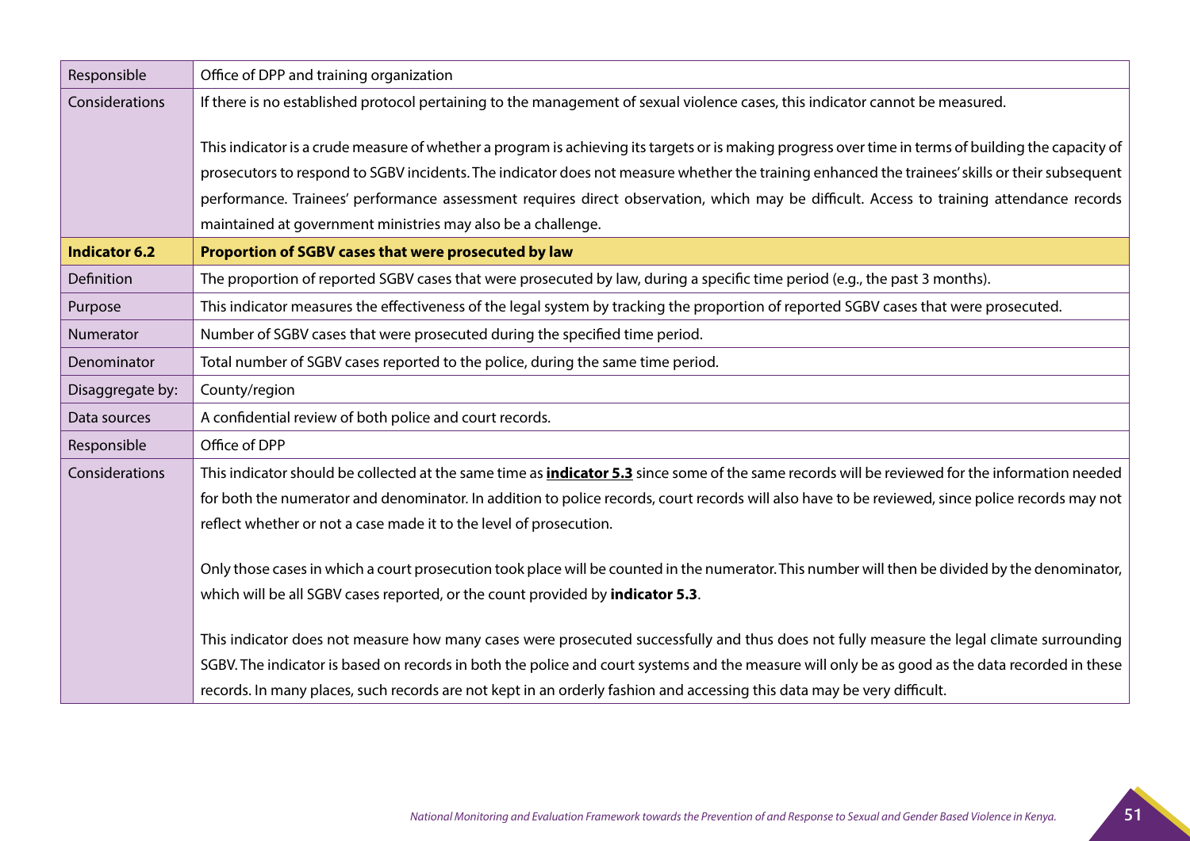| | |
|---|---|
| Responsible | Office of DPP and training organization |
| Considerations | If there is no established protocol pertaining to the management of sexual violence cases, this indicator cannot be measured.<br><br>This indicator is a crude measure of whether a program is achieving its targets or is making progress over time in terms of building the capacity of prosecutors to respond to SGBV incidents. The indicator does not measure whether the training enhanced the trainees' skills or their subsequent performance. Trainees' performance assessment requires direct observation, which may be difficult. Access to training attendance records maintained at government ministries may also be a challenge. |
| **Indicator 6.2** | **Proportion of SGBV cases that were prosecuted by law** |
| Definition | The proportion of reported SGBV cases that were prosecuted by law, during a specific time period (e.g., the past 3 months). |
| Purpose | This indicator measures the effectiveness of the legal system by tracking the proportion of reported SGBV cases that were prosecuted. |
| Numerator | Number of SGBV cases that were prosecuted during the specified time period. |
| Denominator | Total number of SGBV cases reported to the police, during the same time period. |
| Disaggregate by: | County/region |
| Data sources | A confidential review of both police and court records. |
| Responsible | Office of DPP |
| Considerations | This indicator should be collected at the same time as **indicator 5.3** since some of the same records will be reviewed for the information needed for both the numerator and denominator. In addition to police records, court records will also have to be reviewed, since police records may not reflect whether or not a case made it to the level of prosecution.<br><br>Only those cases in which a court prosecution took place will be counted in the numerator. This number will then be divided by the denominator, which will be all SGBV cases reported, or the count provided by **indicator 5.3**.<br><br>This indicator does not measure how many cases were prosecuted successfully and thus does not fully measure the legal climate surrounding SGBV. The indicator is based on records in both the police and court systems and the measure will only be as good as the data recorded in these records. In many places, such records are not kept in an orderly fashion and accessing this data may be very difficult. |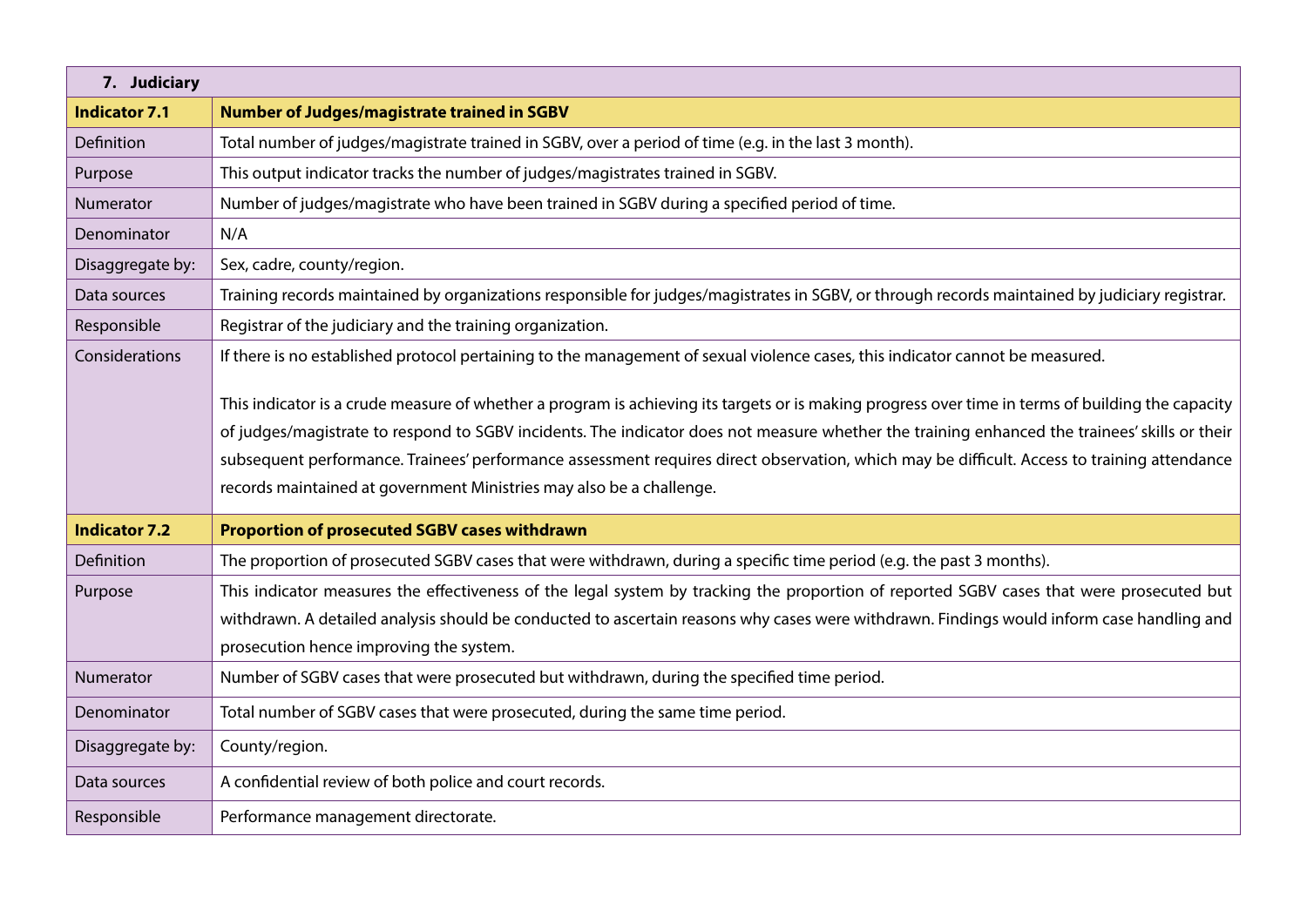| 7. Judiciary | |
|---|---|
| **Indicator 7.1** | **Number of Judges/magistrate trained in SGBV** |
| Definition | Total number of judges/magistrate trained in SGBV, over a period of time (e.g. in the last 3 month). |
| Purpose | This output indicator tracks the number of judges/magistrates trained in SGBV. |
| Numerator | Number of judges/magistrate who have been trained in SGBV during a specified period of time. |
| Denominator | N/A |
| Disaggregate by: | Sex, cadre, county/region. |
| Data sources | Training records maintained by organizations responsible for judges/magistrates in SGBV, or through records maintained by judiciary registrar. |
| Responsible | Registrar of the judiciary and the training organization. |
| Considerations | If there is no established protocol pertaining to the management of sexual violence cases, this indicator cannot be measured.<br><br>This indicator is a crude measure of whether a program is achieving its targets or is making progress over time in terms of building the capacity of judges/magistrate to respond to SGBV incidents. The indicator does not measure whether the training enhanced the trainees' skills or their subsequent performance. Trainees' performance assessment requires direct observation, which may be difficult. Access to training attendance records maintained at government Ministries may also be a challenge. |
| **Indicator 7.2** | **Proportion of prosecuted SGBV cases withdrawn** |
| Definition | The proportion of prosecuted SGBV cases that were withdrawn, during a specific time period (e.g. the past 3 months). |
| Purpose | This indicator measures the effectiveness of the legal system by tracking the proportion of reported SGBV cases that were prosecuted but withdrawn. A detailed analysis should be conducted to ascertain reasons why cases were withdrawn. Findings would inform case handling and prosecution hence improving the system. |
| Numerator | Number of SGBV cases that were prosecuted but withdrawn, during the specified time period. |
| Denominator | Total number of SGBV cases that were prosecuted, during the same time period. |
| Disaggregate by: | County/region. |
| Data sources | A confidential review of both police and court records. |
| Responsible | Performance management directorate. |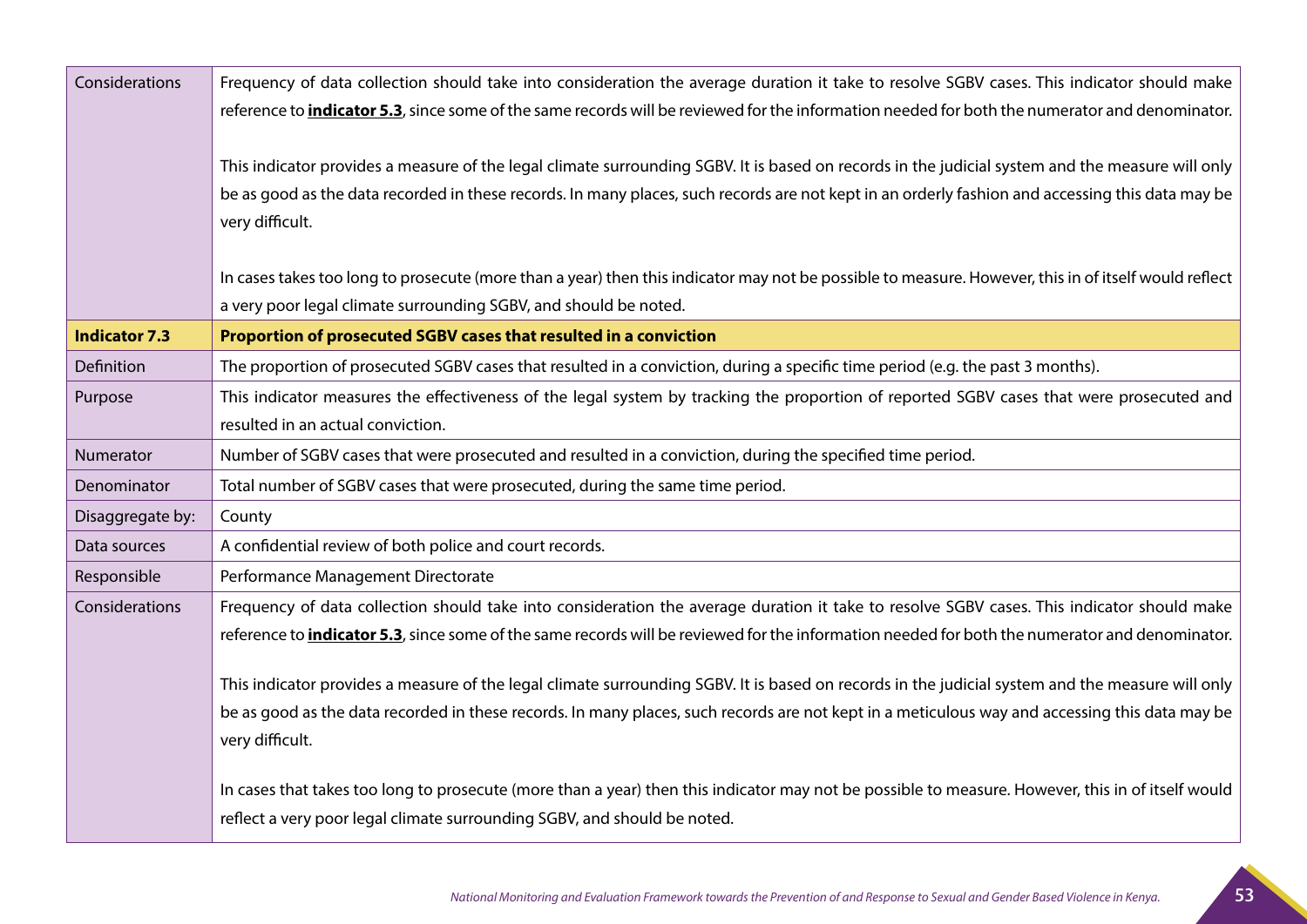| | |
|---|---|
| Considerations | Frequency of data collection should take into consideration the average duration it take to resolve SGBV cases. This indicator should make reference to **indicator 5.3**, since some of the same records will be reviewed for the information needed for both the numerator and denominator.<br><br>This indicator provides a measure of the legal climate surrounding SGBV. It is based on records in the judicial system and the measure will only be as good as the data recorded in these records. In many places, such records are not kept in an orderly fashion and accessing this data may be very difficult.<br><br>In cases takes too long to prosecute (more than a year) then this indicator may not be possible to measure. However, this in of itself would reflect a very poor legal climate surrounding SGBV, and should be noted. |
| **Indicator 7.3** | **Proportion of prosecuted SGBV cases that resulted in a conviction** |
| Definition | The proportion of prosecuted SGBV cases that resulted in a conviction, during a specific time period (e.g. the past 3 months). |
| Purpose | This indicator measures the effectiveness of the legal system by tracking the proportion of reported SGBV cases that were prosecuted and resulted in an actual conviction. |
| Numerator | Number of SGBV cases that were prosecuted and resulted in a conviction, during the specified time period. |
| Denominator | Total number of SGBV cases that were prosecuted, during the same time period. |
| Disaggregate by: | County |
| Data sources | A confidential review of both police and court records. |
| Responsible | Performance Management Directorate |
| Considerations | Frequency of data collection should take into consideration the average duration it take to resolve SGBV cases. This indicator should make reference to **indicator 5.3**, since some of the same records will be reviewed for the information needed for both the numerator and denominator.<br><br>This indicator provides a measure of the legal climate surrounding SGBV. It is based on records in the judicial system and the measure will only be as good as the data recorded in these records. In many places, such records are not kept in a meticulous way and accessing this data may be very difficult.<br><br>In cases that takes too long to prosecute (more than a year) then this indicator may not be possible to measure. However, this in of itself would reflect a very poor legal climate surrounding SGBV, and should be noted. |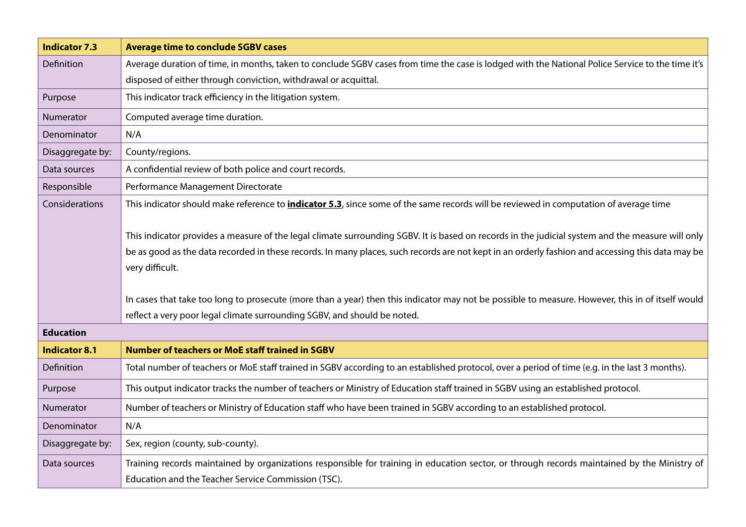| **Indicator 7.3** | **Average time to conclude SGBV cases** |
|---|---|
| Definition | Average duration of time, in months, taken to conclude SGBV cases from time the case is lodged with the National Police Service to the time it's disposed of either through conviction, withdrawal or acquittal. |
| Purpose | This indicator track efficiency in the litigation system. |
| Numerator | Computed average time duration. |
| Denominator | N/A |
| Disaggregate by: | County/regions. |
| Data sources | A confidential review of both police and court records. |
| Responsible | Performance Management Directorate |
| Considerations | This indicator should make reference to **indicator 5.3**, since some of the same records will be reviewed in computation of average time<br><br>This indicator provides a measure of the legal climate surrounding SGBV. It is based on records in the judicial system and the measure will only be as good as the data recorded in these records. In many places, such records are not kept in an orderly fashion and accessing this data may be very difficult.<br><br>In cases that take too long to prosecute (more than a year) then this indicator may not be possible to measure. However, this in of itself would reflect a very poor legal climate surrounding SGBV, and should be noted. |

**Education**

| **Indicator 8.1** | **Number of teachers or MoE staff trained in SGBV** |
|---|---|
| Definition | Total number of teachers or MoE staff trained in SGBV according to an established protocol, over a period of time (e.g. in the last 3 months). |
| Purpose | This output indicator tracks the number of teachers or Ministry of Education staff trained in SGBV using an established protocol. |
| Numerator | Number of teachers or Ministry of Education staff who have been trained in SGBV according to an established protocol. |
| Denominator | N/A |
| Disaggregate by: | Sex, region (county, sub-county). |
| Data sources | Training records maintained by organizations responsible for training in education sector, or through records maintained by the Ministry of Education and the Teacher Service Commission (TSC). |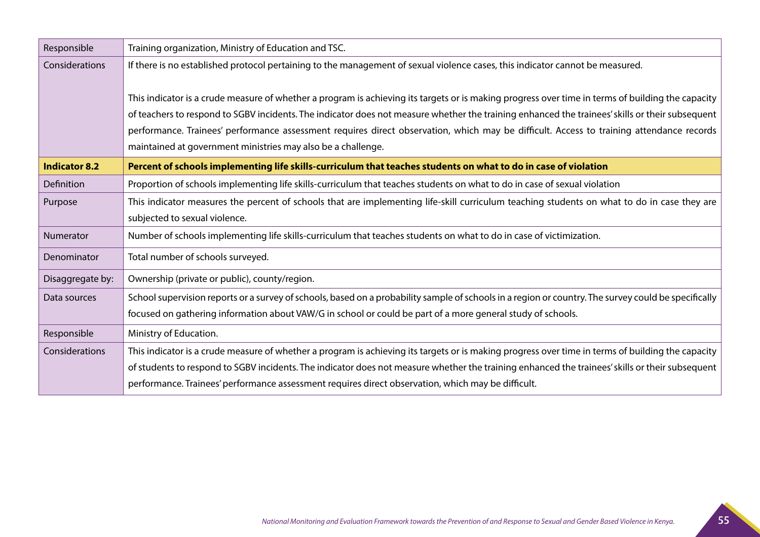| | |
|---|---|
| Responsible | Training organization, Ministry of Education and TSC. |
| Considerations | If there is no established protocol pertaining to the management of sexual violence cases, this indicator cannot be measured.<br><br>This indicator is a crude measure of whether a program is achieving its targets or is making progress over time in terms of building the capacity of teachers to respond to SGBV incidents. The indicator does not measure whether the training enhanced the trainees' skills or their subsequent performance. Trainees' performance assessment requires direct observation, which may be difficult. Access to training attendance records maintained at government ministries may also be a challenge. |
| **Indicator 8.2** | **Percent of schools implementing life skills-curriculum that teaches students on what to do in case of violation** |
| Definition | Proportion of schools implementing life skills-curriculum that teaches students on what to do in case of sexual violation |
| Purpose | This indicator measures the percent of schools that are implementing life-skill curriculum teaching students on what to do in case they are subjected to sexual violence. |
| Numerator | Number of schools implementing life skills-curriculum that teaches students on what to do in case of victimization. |
| Denominator | Total number of schools surveyed. |
| Disaggregate by: | Ownership (private or public), county/region. |
| Data sources | School supervision reports or a survey of schools, based on a probability sample of schools in a region or country. The survey could be specifically focused on gathering information about VAW/G in school or could be part of a more general study of schools. |
| Responsible | Ministry of Education. |
| Considerations | This indicator is a crude measure of whether a program is achieving its targets or is making progress over time in terms of building the capacity of students to respond to SGBV incidents. The indicator does not measure whether the training enhanced the trainees' skills or their subsequent performance. Trainees' performance assessment requires direct observation, which may be difficult. |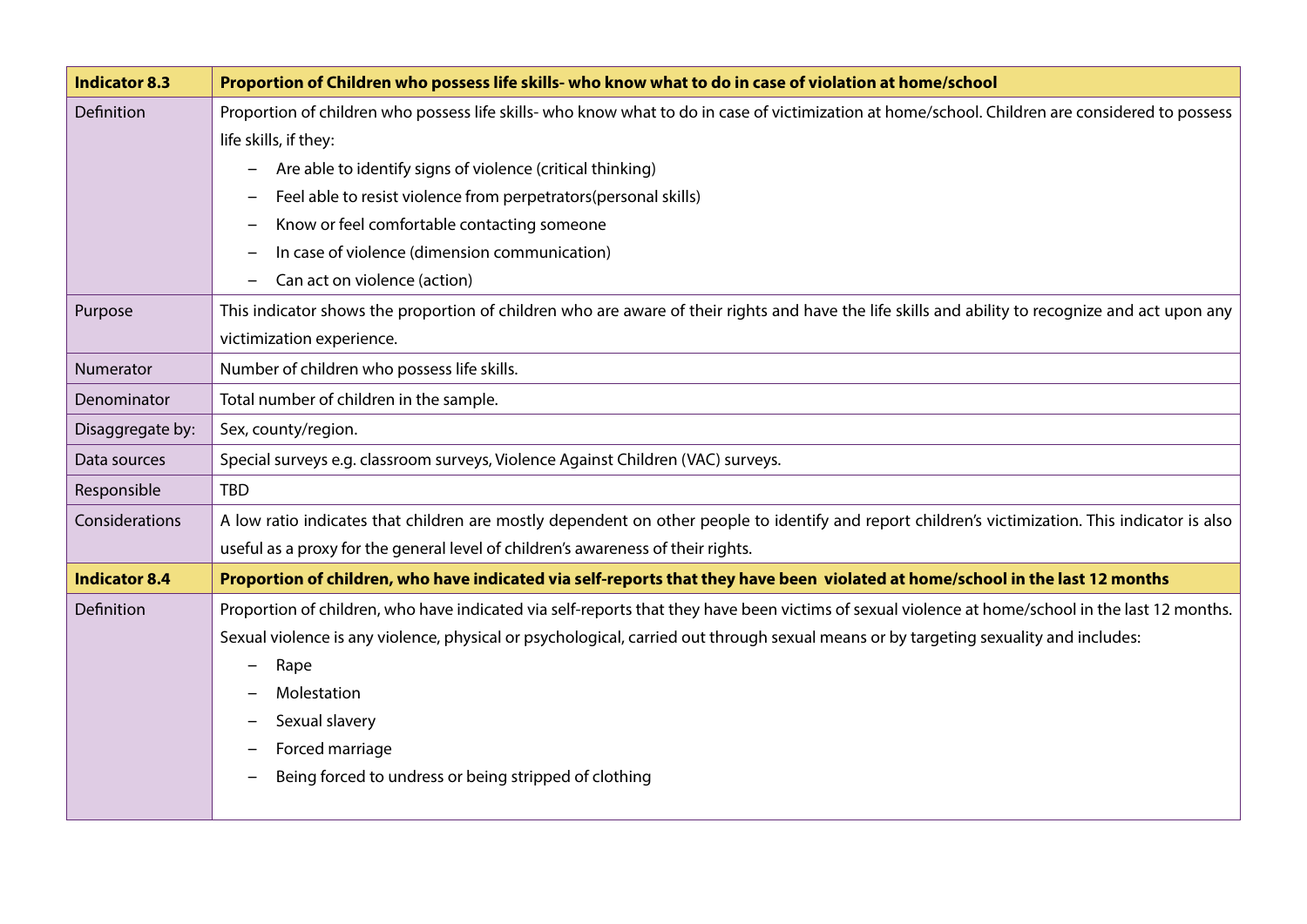| **Indicator 8.3** | **Proportion of Children who possess life skills- who know what to do in case of violation at home/school** |
|---|---|
| Definition | Proportion of children who possess life skills- who know what to do in case of victimization at home/school. Children are considered to possess life skills, if they:<br>– Are able to identify signs of violence (critical thinking)<br>– Feel able to resist violence from perpetrators(personal skills)<br>– Know or feel comfortable contacting someone<br>– In case of violence (dimension communication)<br>– Can act on violence (action) |
| Purpose | This indicator shows the proportion of children who are aware of their rights and have the life skills and ability to recognize and act upon any victimization experience. |
| Numerator | Number of children who possess life skills. |
| Denominator | Total number of children in the sample. |
| Disaggregate by: | Sex, county/region. |
| Data sources | Special surveys e.g. classroom surveys, Violence Against Children (VAC) surveys. |
| Responsible | TBD |
| Considerations | A low ratio indicates that children are mostly dependent on other people to identify and report children's victimization. This indicator is also useful as a proxy for the general level of children's awareness of their rights. |
| **Indicator 8.4** | **Proportion of children, who have indicated via self-reports that they have been violated at home/school in the last 12 months** |
| Definition | Proportion of children, who have indicated via self-reports that they have been victims of sexual violence at home/school in the last 12 months. Sexual violence is any violence, physical or psychological, carried out through sexual means or by targeting sexuality and includes:<br>– Rape<br>– Molestation<br>– Sexual slavery<br>– Forced marriage<br>– Being forced to undress or being stripped of clothing |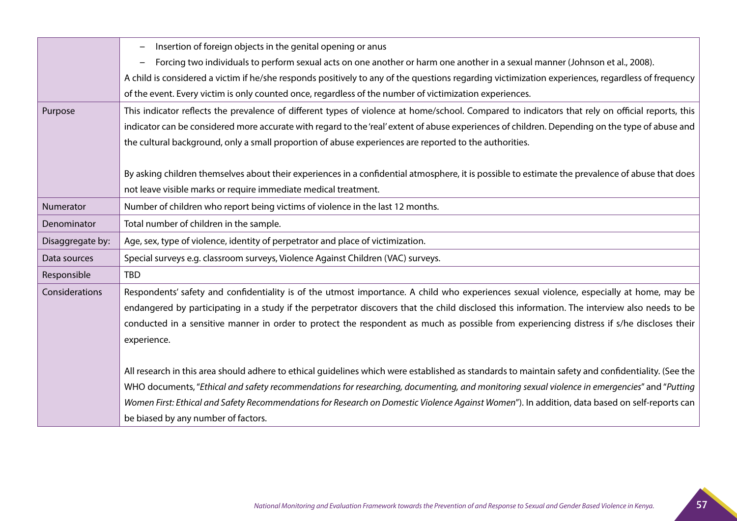| | |
|---|---|
| | – Insertion of foreign objects in the genital opening or anus<br>– Forcing two individuals to perform sexual acts on one another or harm one another in a sexual manner (Johnson et al., 2008).<br>A child is considered a victim if he/she responds positively to any of the questions regarding victimization experiences, regardless of frequency of the event. Every victim is only counted once, regardless of the number of victimization experiences. |
| Purpose | This indicator reflects the prevalence of different types of violence at home/school. Compared to indicators that rely on official reports, this indicator can be considered more accurate with regard to the 'real' extent of abuse experiences of children. Depending on the type of abuse and the cultural background, only a small proportion of abuse experiences are reported to the authorities.<br><br>By asking children themselves about their experiences in a confidential atmosphere, it is possible to estimate the prevalence of abuse that does not leave visible marks or require immediate medical treatment. |
| Numerator | Number of children who report being victims of violence in the last 12 months. |
| Denominator | Total number of children in the sample. |
| Disaggregate by: | Age, sex, type of violence, identity of perpetrator and place of victimization. |
| Data sources | Special surveys e.g. classroom surveys, Violence Against Children (VAC) surveys. |
| Responsible | TBD |
| Considerations | Respondents' safety and confidentiality is of the utmost importance. A child who experiences sexual violence, especially at home, may be endangered by participating in a study if the perpetrator discovers that the child disclosed this information. The interview also needs to be conducted in a sensitive manner in order to protect the respondent as much as possible from experiencing distress if s/he discloses their experience.<br><br>All research in this area should adhere to ethical guidelines which were established as standards to maintain safety and confidentiality. (See the WHO documents, "*Ethical and safety recommendations for researching, documenting, and monitoring sexual violence in emergencies*" and "*Putting Women First: Ethical and Safety Recommendations for Research on Domestic Violence Against Women*"). In addition, data based on self-reports can be biased by any number of factors. |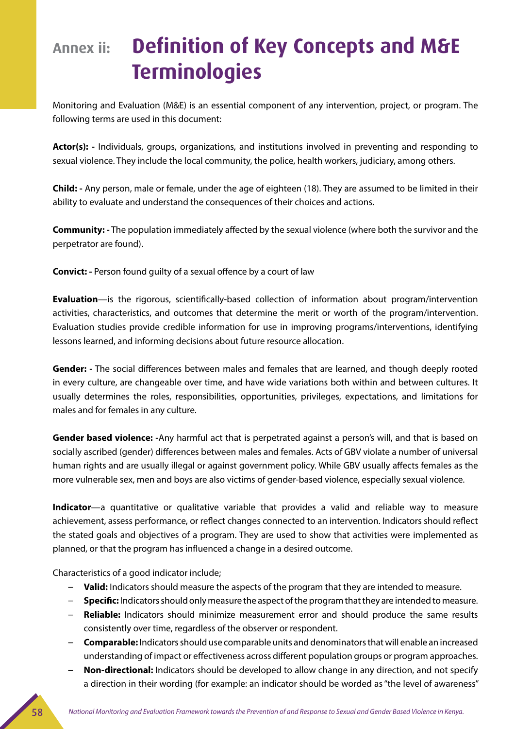# Annex ii: Definition of Key Concepts and M&E Terminologies

Monitoring and Evaluation (M&E) is an essential component of any intervention, project, or program. The following terms are used in this document:

**Actor(s): -** Individuals, groups, organizations, and institutions involved in preventing and responding to sexual violence. They include the local community, the police, health workers, judiciary, among others.

**Child: -** Any person, male or female, under the age of eighteen (18). They are assumed to be limited in their ability to evaluate and understand the consequences of their choices and actions.

**Community: -** The population immediately affected by the sexual violence (where both the survivor and the perpetrator are found).

**Convict: -** Person found guilty of a sexual offence by a court of law

**Evaluation**—is the rigorous, scientifically-based collection of information about program/intervention activities, characteristics, and outcomes that determine the merit or worth of the program/intervention. Evaluation studies provide credible information for use in improving programs/interventions, identifying lessons learned, and informing decisions about future resource allocation.

**Gender: -** The social differences between males and females that are learned, and though deeply rooted in every culture, are changeable over time, and have wide variations both within and between cultures. It usually determines the roles, responsibilities, opportunities, privileges, expectations, and limitations for males and for females in any culture.

**Gender based violence: -**Any harmful act that is perpetrated against a person's will, and that is based on socially ascribed (gender) differences between males and females. Acts of GBV violate a number of universal human rights and are usually illegal or against government policy. While GBV usually affects females as the more vulnerable sex, men and boys are also victims of gender-based violence, especially sexual violence.

**Indicator**—a quantitative or qualitative variable that provides a valid and reliable way to measure achievement, assess performance, or reflect changes connected to an intervention. Indicators should reflect the stated goals and objectives of a program. They are used to show that activities were implemented as planned, or that the program has influenced a change in a desired outcome.

Characteristics of a good indicator include;

- **Valid:** Indicators should measure the aspects of the program that they are intended to measure.
- **Specific:** Indicators should only measure the aspect of the program that they are intended to measure.
- **Reliable:** Indicators should minimize measurement error and should produce the same results consistently over time, regardless of the observer or respondent.
- **Comparable:** Indicators should use comparable units and denominators that will enable an increased understanding of impact or effectiveness across different population groups or program approaches.
- **Non-directional:** Indicators should be developed to allow change in any direction, and not specify a direction in their wording (for example: an indicator should be worded as "the level of awareness"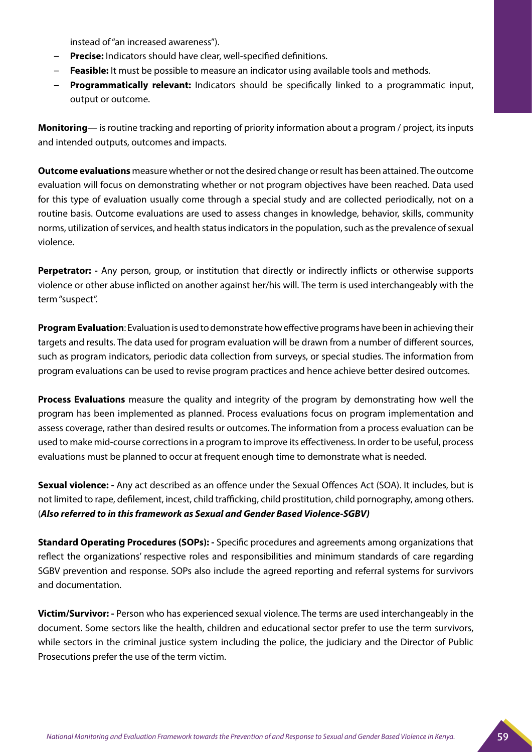instead of "an increased awareness").

- **Precise:** Indicators should have clear, well-specified definitions.
- **Feasible:** It must be possible to measure an indicator using available tools and methods.
- **Programmatically relevant:** Indicators should be specifically linked to a programmatic input, output or outcome.

**Monitoring**— is routine tracking and reporting of priority information about a program / project, its inputs and intended outputs, outcomes and impacts.

**Outcome evaluations** measure whether or not the desired change or result has been attained. The outcome evaluation will focus on demonstrating whether or not program objectives have been reached. Data used for this type of evaluation usually come through a special study and are collected periodically, not on a routine basis. Outcome evaluations are used to assess changes in knowledge, behavior, skills, community norms, utilization of services, and health status indicators in the population, such as the prevalence of sexual violence.

**Perpetrator: -** Any person, group, or institution that directly or indirectly inflicts or otherwise supports violence or other abuse inflicted on another against her/his will. The term is used interchangeably with the term "suspect".

**Program Evaluation**: Evaluation is used to demonstrate how effective programs have been in achieving their targets and results. The data used for program evaluation will be drawn from a number of different sources, such as program indicators, periodic data collection from surveys, or special studies. The information from program evaluations can be used to revise program practices and hence achieve better desired outcomes.

**Process Evaluations** measure the quality and integrity of the program by demonstrating how well the program has been implemented as planned. Process evaluations focus on program implementation and assess coverage, rather than desired results or outcomes. The information from a process evaluation can be used to make mid-course corrections in a program to improve its effectiveness. In order to be useful, process evaluations must be planned to occur at frequent enough time to demonstrate what is needed.

**Sexual violence: -** Any act described as an offence under the Sexual Offences Act (SOA). It includes, but is not limited to rape, defilement, incest, child trafficking, child prostitution, child pornography, among others. (***Also referred to in this framework as Sexual and Gender Based Violence-SGBV)***

**Standard Operating Procedures (SOPs): -** Specific procedures and agreements among organizations that reflect the organizations' respective roles and responsibilities and minimum standards of care regarding SGBV prevention and response. SOPs also include the agreed reporting and referral systems for survivors and documentation.

**Victim/Survivor: -** Person who has experienced sexual violence. The terms are used interchangeably in the document. Some sectors like the health, children and educational sector prefer to use the term survivors, while sectors in the criminal justice system including the police, the judiciary and the Director of Public Prosecutions prefer the use of the term victim.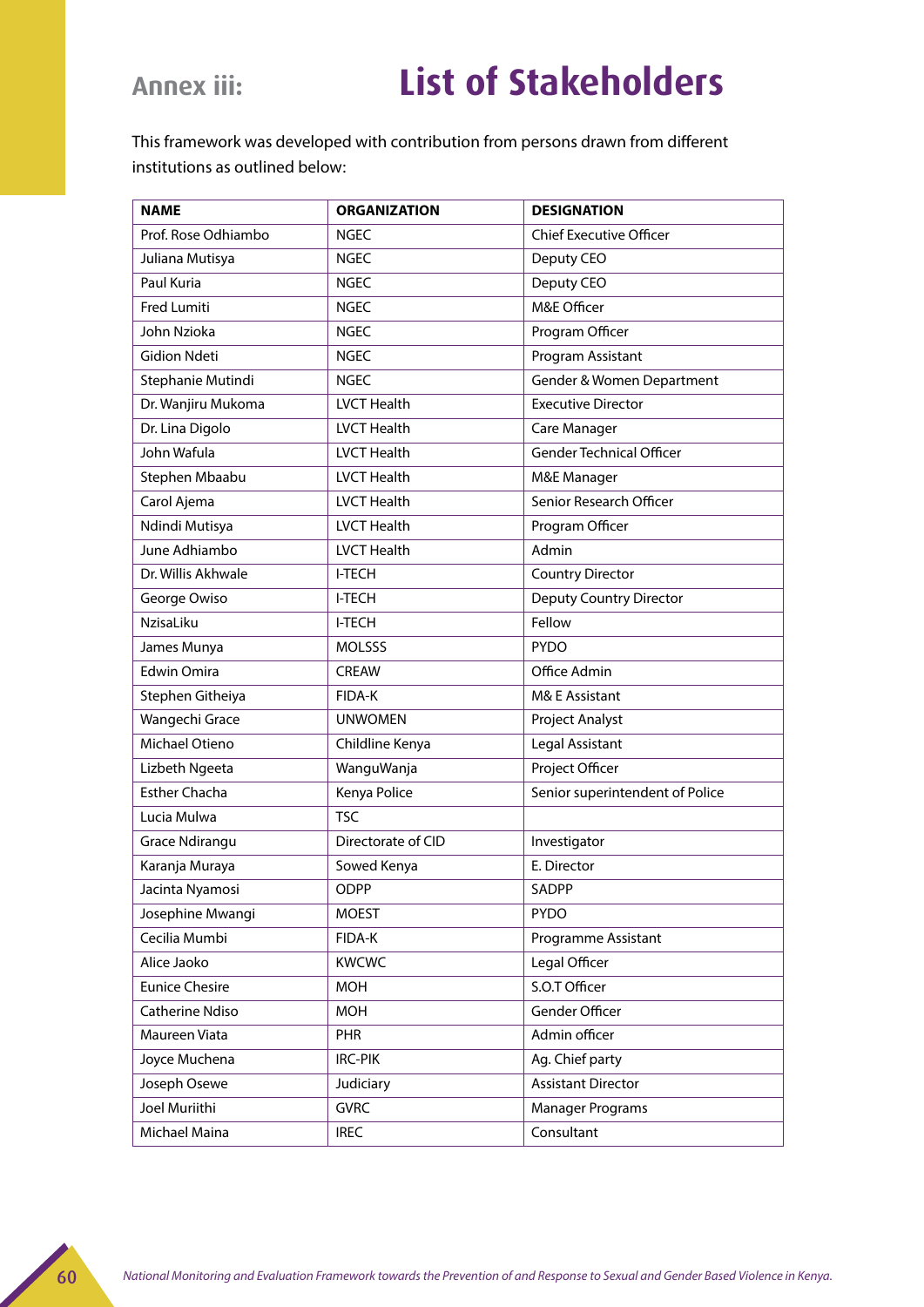# Annex iii: List of Stakeholders

This framework was developed with contribution from persons drawn from different institutions as outlined below:

| NAME | ORGANIZATION | DESIGNATION |
|---|---|---|
| Prof. Rose Odhiambo | NGEC | Chief Executive Officer |
| Juliana Mutisya | NGEC | Deputy CEO |
| Paul Kuria | NGEC | Deputy CEO |
| Fred Lumiti | NGEC | M&E Officer |
| John Nzioka | NGEC | Program Officer |
| Gidion Ndeti | NGEC | Program Assistant |
| Stephanie Mutindi | NGEC | Gender & Women Department |
| Dr. Wanjiru Mukoma | LVCT Health | Executive Director |
| Dr. Lina Digolo | LVCT Health | Care Manager |
| John Wafula | LVCT Health | Gender Technical Officer |
| Stephen Mbaabu | LVCT Health | M&E Manager |
| Carol Ajema | LVCT Health | Senior Research Officer |
| Ndindi Mutisya | LVCT Health | Program Officer |
| June Adhiambo | LVCT Health | Admin |
| Dr. Willis Akhwale | I-TECH | Country Director |
| George Owiso | I-TECH | Deputy Country Director |
| NzisaLiku | I-TECH | Fellow |
| James Munya | MOLSSS | PYDO |
| Edwin Omira | CREAW | Office Admin |
| Stephen Githeiya | FIDA-K | M& E Assistant |
| Wangechi Grace | UNWOMEN | Project Analyst |
| Michael Otieno | Childline Kenya | Legal Assistant |
| Lizbeth Ngeeta | WanguWanja | Project Officer |
| Esther Chacha | Kenya Police | Senior superintendent of Police |
| Lucia Mulwa | TSC | |
| Grace Ndirangu | Directorate of CID | Investigator |
| Karanja Muraya | Sowed Kenya | E. Director |
| Jacinta Nyamosi | ODPP | SADPP |
| Josephine Mwangi | MOEST | PYDO |
| Cecilia Mumbi | FIDA-K | Programme Assistant |
| Alice Jaoko | KWCWC | Legal Officer |
| Eunice Chesire | MOH | S.O.T Officer |
| Catherine Ndiso | MOH | Gender Officer |
| Maureen Viata | PHR | Admin officer |
| Joyce Muchena | IRC-PIK | Ag. Chief party |
| Joseph Osewe | Judiciary | Assistant Director |
| Joel Muriithi | GVRC | Manager Programs |
| Michael Maina | IREC | Consultant |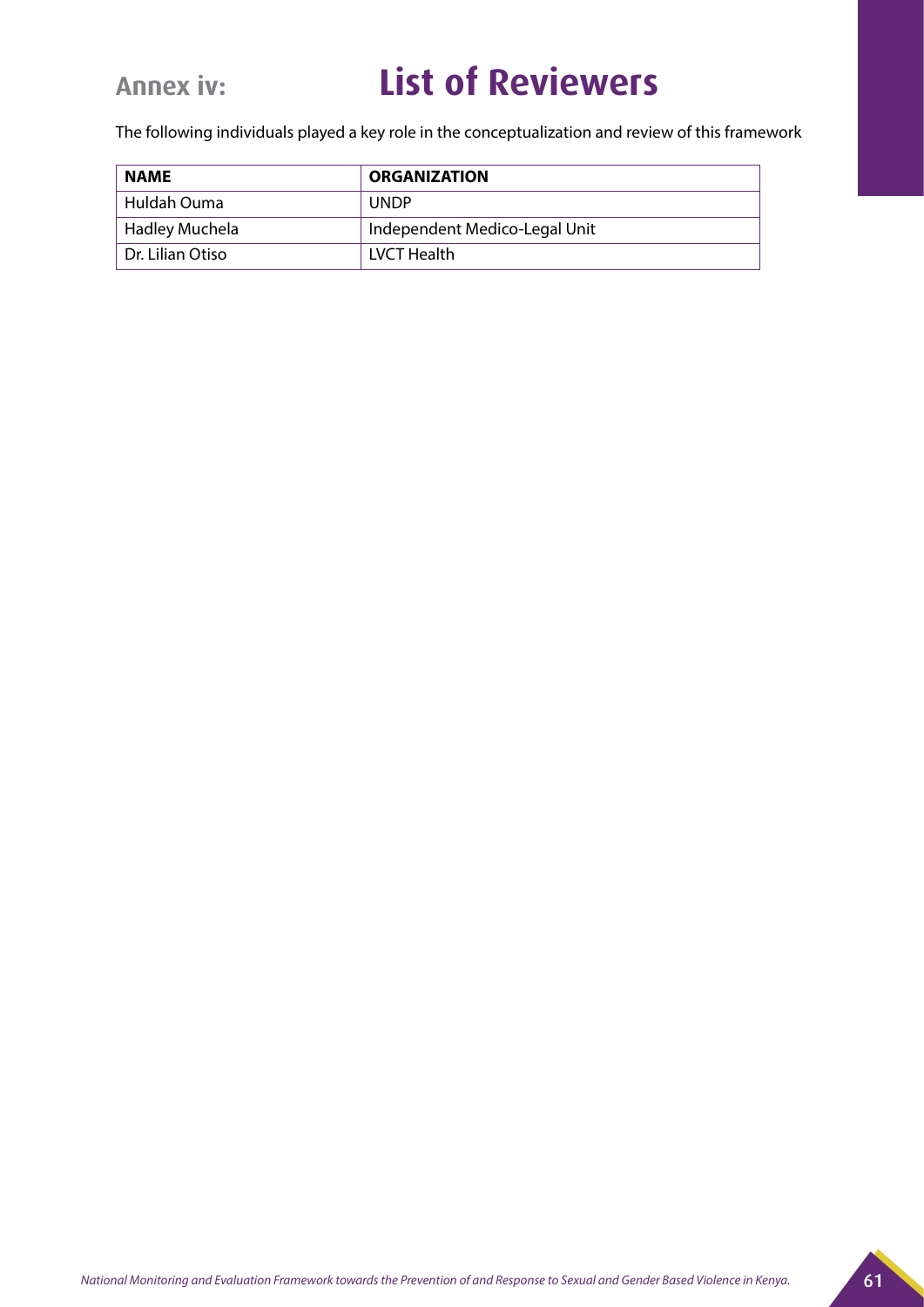# Annex iv: List of Reviewers

The following individuals played a key role in the conceptualization and review of this framework

| NAME | ORGANIZATION |
| --- | --- |
| Huldah Ouma | UNDP |
| Hadley Muchela | Independent Medico-Legal Unit |
| Dr. Lilian Otiso | LVCT Health |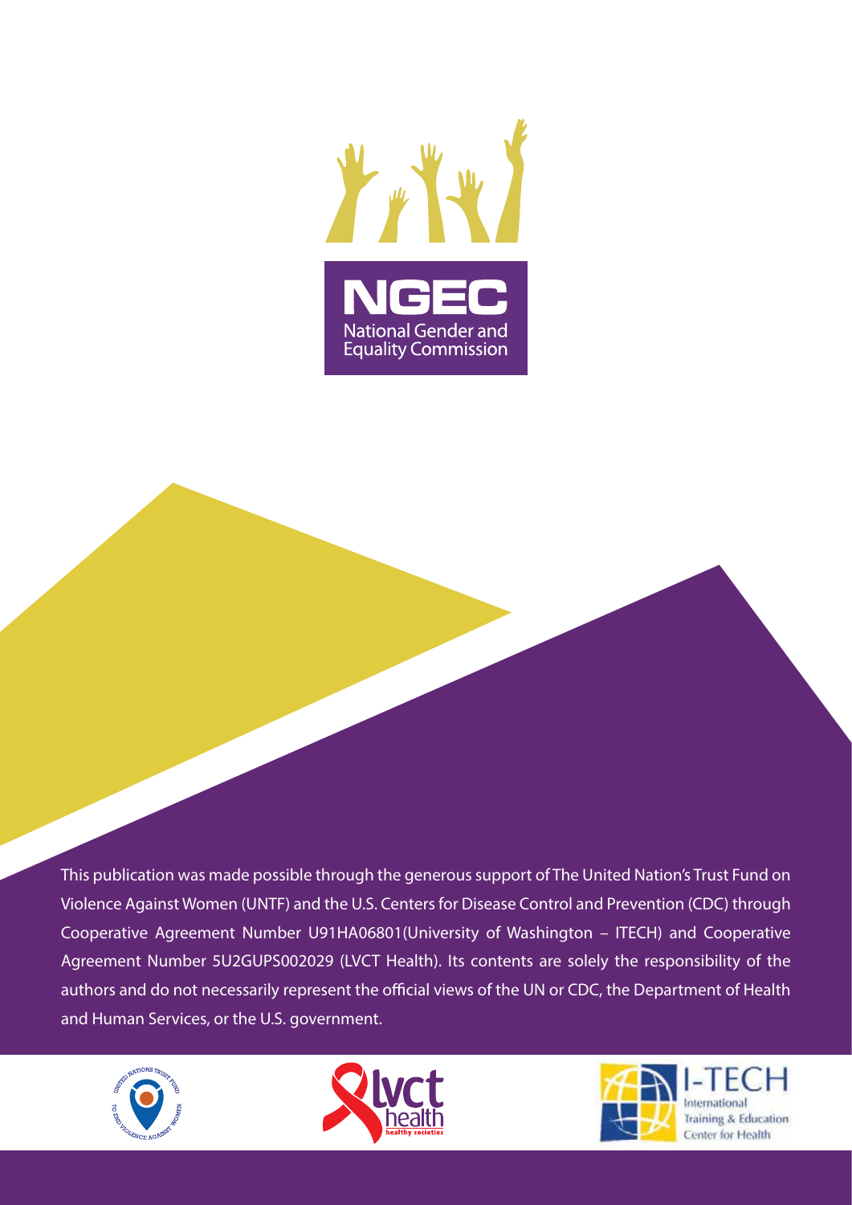NGEC

National Gender and Equality Commission

This publication was made possible through the generous support of The United Nation's Trust Fund on Violence Against Women (UNTF) and the U.S. Centers for Disease Control and Prevention (CDC) through Cooperative Agreement Number U91HA06801(University of Washington – ITECH) and Cooperative Agreement Number 5U2GUPS002029 (LVCT Health). Its contents are solely the responsibility of the authors and do not necessarily represent the official views of the UN or CDC, the Department of Health and Human Services, or the U.S. government.

United Nations Trust Fund to End Violence Against Women

lvct health
healthy societies

I-TECH
International Training & Education Center for Health